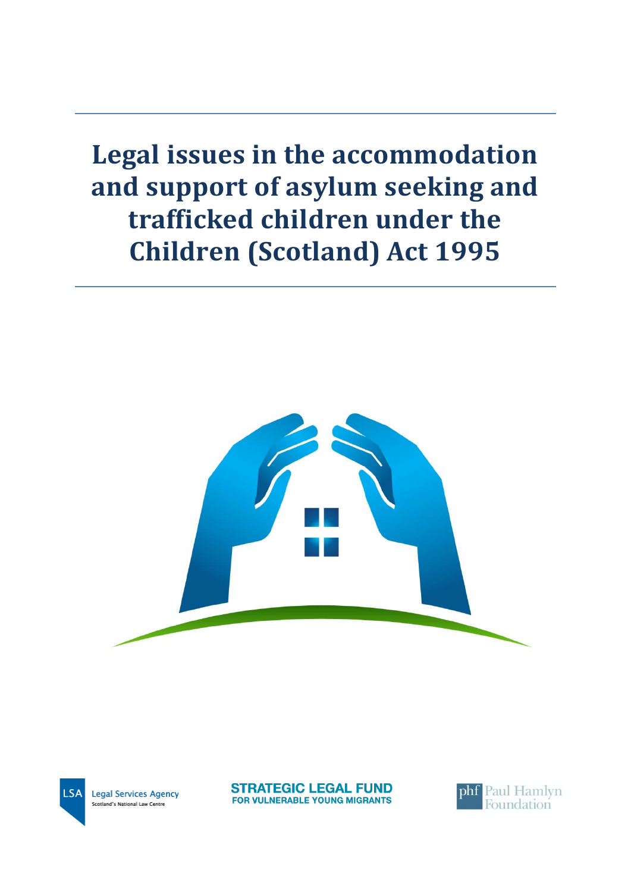# Legal issues in the accommodation and support of asylum seeking and trafficked children under the Children (Scotland) Act 1995

LSA Legal Services Agency
Scotland's National Law Centre

STRATEGIC LEGAL FUND
FOR VULNERABLE YOUNG MIGRANTS

phf Paul Hamlyn Foundation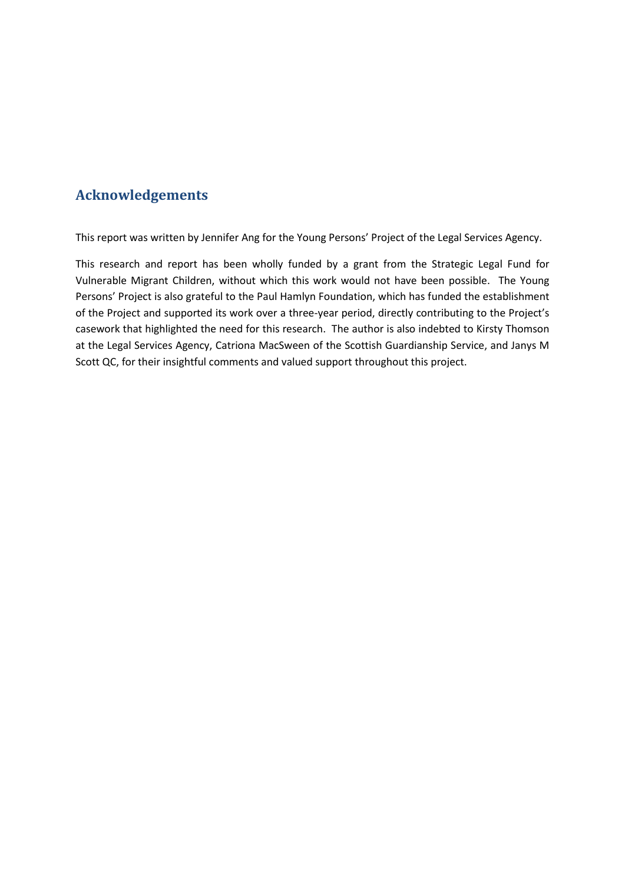## Acknowledgements

This report was written by Jennifer Ang for the Young Persons' Project of the Legal Services Agency.

This research and report has been wholly funded by a grant from the Strategic Legal Fund for Vulnerable Migrant Children, without which this work would not have been possible. The Young Persons' Project is also grateful to the Paul Hamlyn Foundation, which has funded the establishment of the Project and supported its work over a three-year period, directly contributing to the Project's casework that highlighted the need for this research. The author is also indebted to Kirsty Thomson at the Legal Services Agency, Catriona MacSween of the Scottish Guardianship Service, and Janys M Scott QC, for their insightful comments and valued support throughout this project.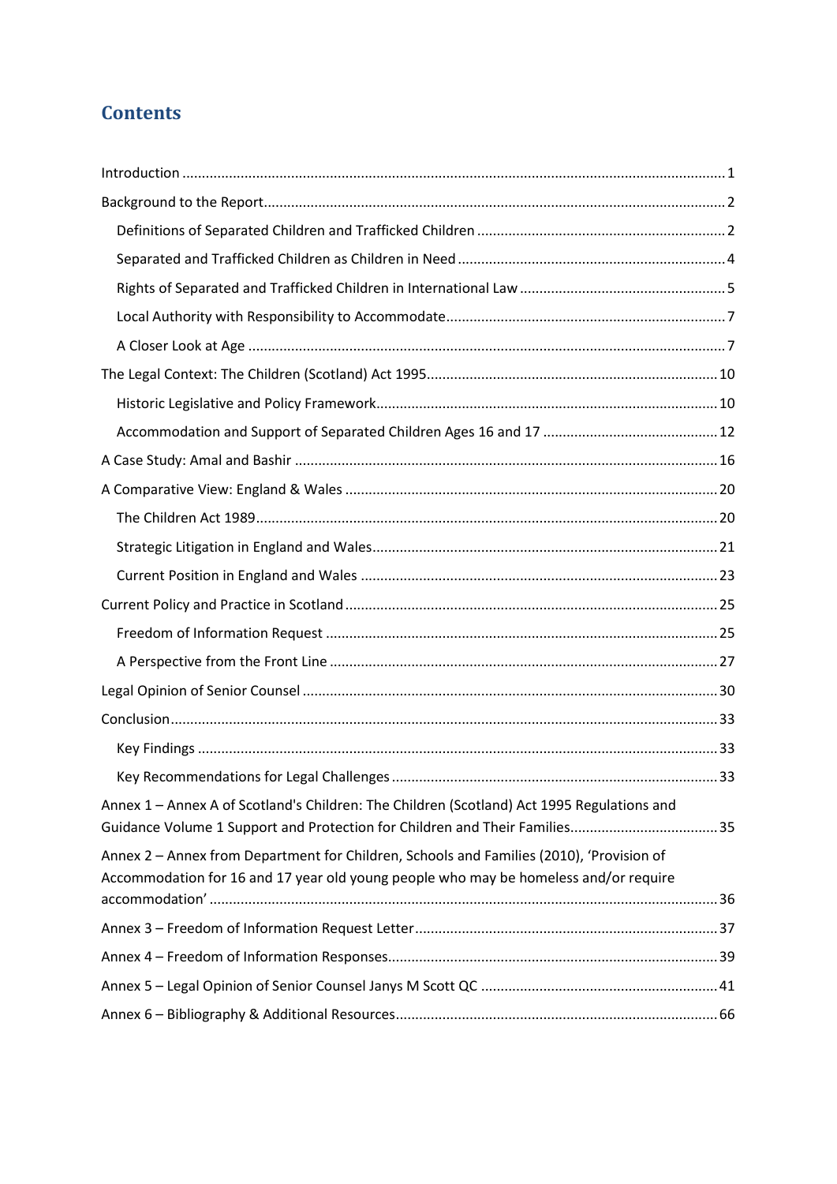# Contents

Introduction ........................................................................................................................................ 1

Background to the Report..................................................................................................................... 2

- Definitions of Separated Children and Trafficked Children ............................................................... 2
- Separated and Trafficked Children as Children in Need .................................................................... 4
- Rights of Separated and Trafficked Children in International Law .................................................... 5
- Local Authority with Responsibility to Accommodate....................................................................... 7
- A Closer Look at Age .......................................................................................................................... 7

The Legal Context: The Children (Scotland) Act 1995.......................................................................... 10

- Historic Legislative and Policy Framework....................................................................................... 10
- Accommodation and Support of Separated Children Ages 16 and 17 ............................................. 12

A Case Study: Amal and Bashir ........................................................................................................... 16

A Comparative View: England & Wales ............................................................................................... 20

- The Children Act 1989..................................................................................................................... 20
- Strategic Litigation in England and Wales........................................................................................ 21
- Current Position in England and Wales ........................................................................................... 23

Current Policy and Practice in Scotland ............................................................................................... 25

- Freedom of Information Request .................................................................................................... 25
- A Perspective from the Front Line ................................................................................................... 27

Legal Opinion of Senior Counsel .......................................................................................................... 30

Conclusion........................................................................................................................................... 33

- Key Findings ..................................................................................................................................... 33
- Key Recommendations for Legal Challenges ................................................................................... 33

Annex 1 – Annex A of Scotland's Children: The Children (Scotland) Act 1995 Regulations and Guidance Volume 1 Support and Protection for Children and Their Families...................................... 35

Annex 2 – Annex from Department for Children, Schools and Families (2010), 'Provision of Accommodation for 16 and 17 year old young people who may be homeless and/or require accommodation' ................................................................................................................................. 36

Annex 3 – Freedom of Information Request Letter............................................................................. 37

Annex 4 – Freedom of Information Responses.................................................................................... 39

Annex 5 – Legal Opinion of Senior Counsel Janys M Scott QC ............................................................ 41

Annex 6 – Bibliography & Additional Resources.................................................................................. 66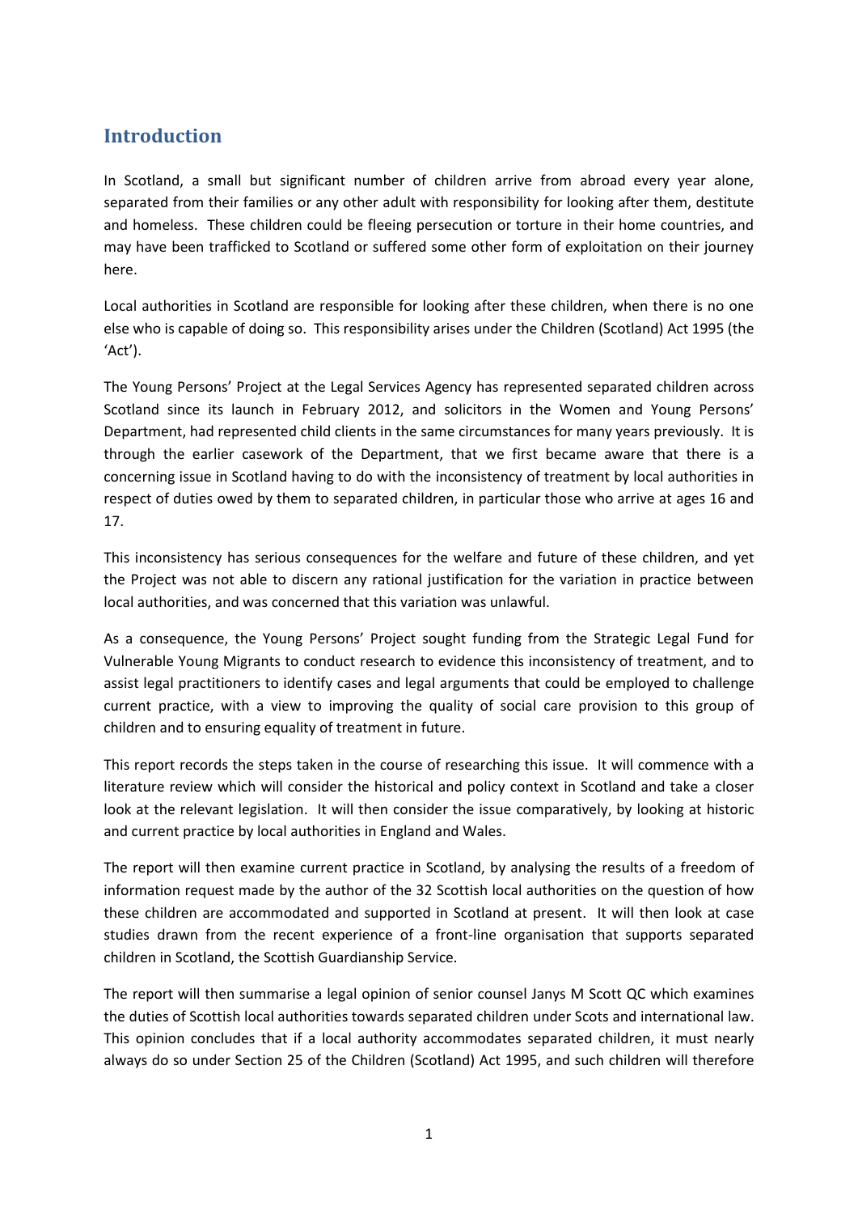## Introduction

In Scotland, a small but significant number of children arrive from abroad every year alone, separated from their families or any other adult with responsibility for looking after them, destitute and homeless. These children could be fleeing persecution or torture in their home countries, and may have been trafficked to Scotland or suffered some other form of exploitation on their journey here.

Local authorities in Scotland are responsible for looking after these children, when there is no one else who is capable of doing so. This responsibility arises under the Children (Scotland) Act 1995 (the 'Act').

The Young Persons' Project at the Legal Services Agency has represented separated children across Scotland since its launch in February 2012, and solicitors in the Women and Young Persons' Department, had represented child clients in the same circumstances for many years previously. It is through the earlier casework of the Department, that we first became aware that there is a concerning issue in Scotland having to do with the inconsistency of treatment by local authorities in respect of duties owed by them to separated children, in particular those who arrive at ages 16 and 17.

This inconsistency has serious consequences for the welfare and future of these children, and yet the Project was not able to discern any rational justification for the variation in practice between local authorities, and was concerned that this variation was unlawful.

As a consequence, the Young Persons' Project sought funding from the Strategic Legal Fund for Vulnerable Young Migrants to conduct research to evidence this inconsistency of treatment, and to assist legal practitioners to identify cases and legal arguments that could be employed to challenge current practice, with a view to improving the quality of social care provision to this group of children and to ensuring equality of treatment in future.

This report records the steps taken in the course of researching this issue. It will commence with a literature review which will consider the historical and policy context in Scotland and take a closer look at the relevant legislation. It will then consider the issue comparatively, by looking at historic and current practice by local authorities in England and Wales.

The report will then examine current practice in Scotland, by analysing the results of a freedom of information request made by the author of the 32 Scottish local authorities on the question of how these children are accommodated and supported in Scotland at present. It will then look at case studies drawn from the recent experience of a front-line organisation that supports separated children in Scotland, the Scottish Guardianship Service.

The report will then summarise a legal opinion of senior counsel Janys M Scott QC which examines the duties of Scottish local authorities towards separated children under Scots and international law. This opinion concludes that if a local authority accommodates separated children, it must nearly always do so under Section 25 of the Children (Scotland) Act 1995, and such children will therefore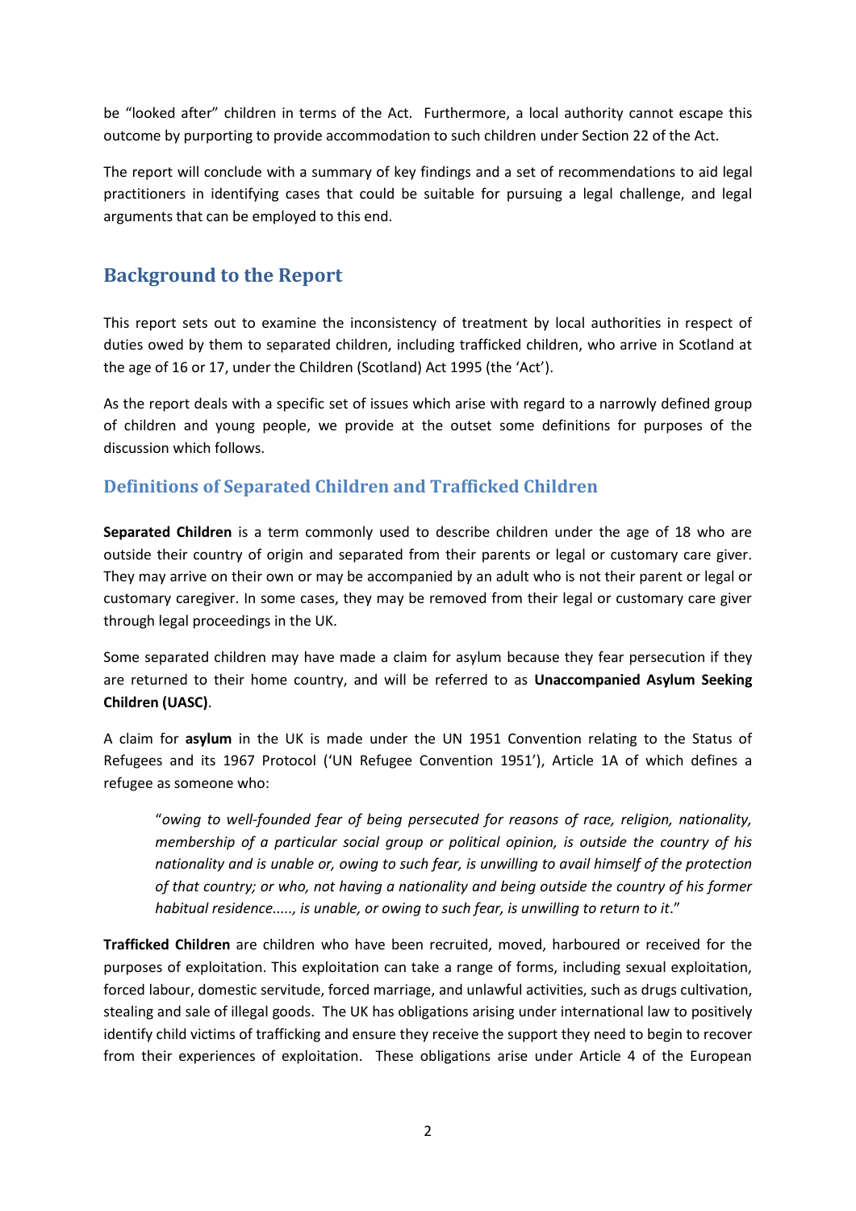be “looked after” children in terms of the Act. Furthermore, a local authority cannot escape this outcome by purporting to provide accommodation to such children under Section 22 of the Act.

The report will conclude with a summary of key findings and a set of recommendations to aid legal practitioners in identifying cases that could be suitable for pursuing a legal challenge, and legal arguments that can be employed to this end.

## Background to the Report

This report sets out to examine the inconsistency of treatment by local authorities in respect of duties owed by them to separated children, including trafficked children, who arrive in Scotland at the age of 16 or 17, under the Children (Scotland) Act 1995 (the ‘Act’).

As the report deals with a specific set of issues which arise with regard to a narrowly defined group of children and young people, we provide at the outset some definitions for purposes of the discussion which follows.

### Definitions of Separated Children and Trafficked Children

**Separated Children** is a term commonly used to describe children under the age of 18 who are outside their country of origin and separated from their parents or legal or customary care giver. They may arrive on their own or may be accompanied by an adult who is not their parent or legal or customary caregiver. In some cases, they may be removed from their legal or customary care giver through legal proceedings in the UK.

Some separated children may have made a claim for asylum because they fear persecution if they are returned to their home country, and will be referred to as **Unaccompanied Asylum Seeking Children (UASC)**.

A claim for **asylum** in the UK is made under the UN 1951 Convention relating to the Status of Refugees and its 1967 Protocol (‘UN Refugee Convention 1951’), Article 1A of which defines a refugee as someone who:

> “*owing to well-founded fear of being persecuted for reasons of race, religion, nationality, membership of a particular social group or political opinion, is outside the country of his nationality and is unable or, owing to such fear, is unwilling to avail himself of the protection of that country; or who, not having a nationality and being outside the country of his former habitual residence....., is unable, or owing to such fear, is unwilling to return to it*.”

**Trafficked Children** are children who have been recruited, moved, harboured or received for the purposes of exploitation. This exploitation can take a range of forms, including sexual exploitation, forced labour, domestic servitude, forced marriage, and unlawful activities, such as drugs cultivation, stealing and sale of illegal goods. The UK has obligations arising under international law to positively identify child victims of trafficking and ensure they receive the support they need to begin to recover from their experiences of exploitation. These obligations arise under Article 4 of the European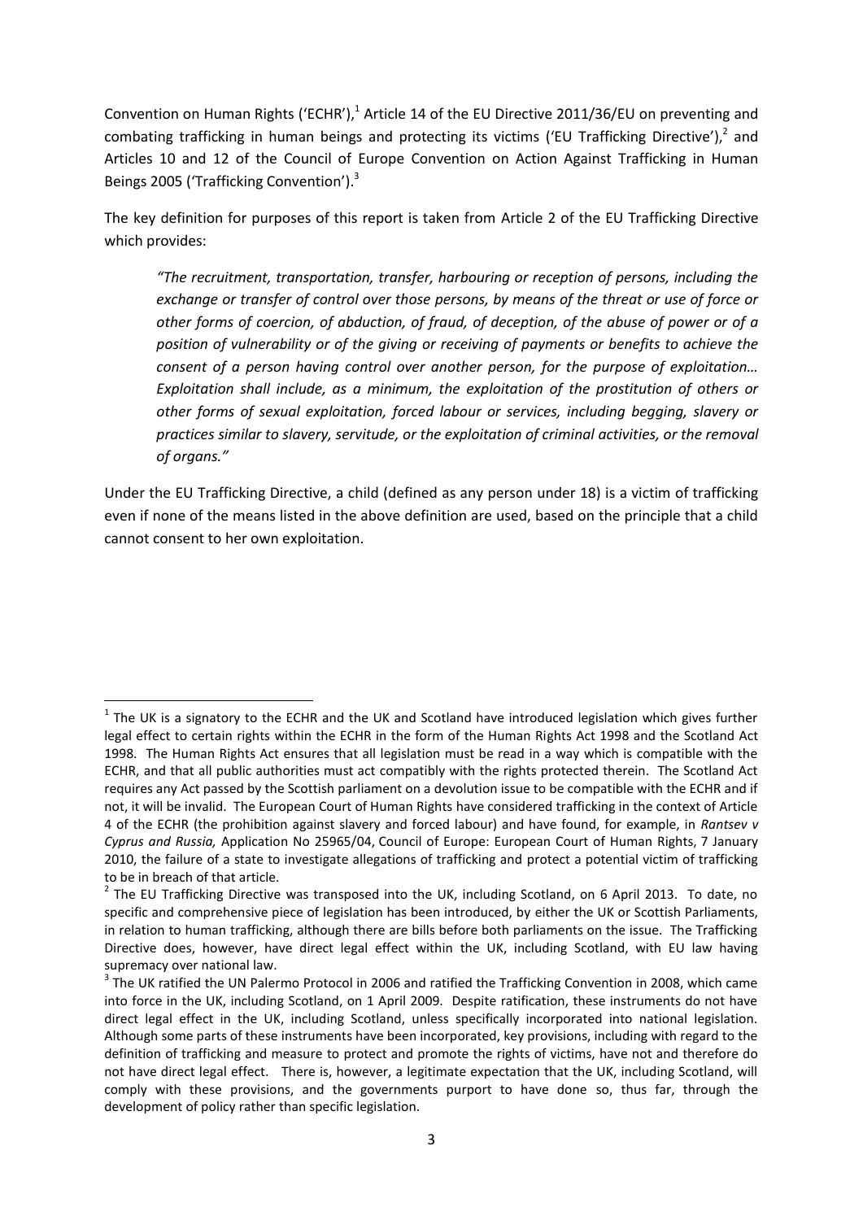Convention on Human Rights ('ECHR'),[1] Article 14 of the EU Directive 2011/36/EU on preventing and combating trafficking in human beings and protecting its victims ('EU Trafficking Directive'),[2] and Articles 10 and 12 of the Council of Europe Convention on Action Against Trafficking in Human Beings 2005 ('Trafficking Convention').[3]

The key definition for purposes of this report is taken from Article 2 of the EU Trafficking Directive which provides:

> *"The recruitment, transportation, transfer, harbouring or reception of persons, including the exchange or transfer of control over those persons, by means of the threat or use of force or other forms of coercion, of abduction, of fraud, of deception, of the abuse of power or of a position of vulnerability or of the giving or receiving of payments or benefits to achieve the consent of a person having control over another person, for the purpose of exploitation… Exploitation shall include, as a minimum, the exploitation of the prostitution of others or other forms of sexual exploitation, forced labour or services, including begging, slavery or practices similar to slavery, servitude, or the exploitation of criminal activities, or the removal of organs."*

Under the EU Trafficking Directive, a child (defined as any person under 18) is a victim of trafficking even if none of the means listed in the above definition are used, based on the principle that a child cannot consent to her own exploitation.

---

[1] The UK is a signatory to the ECHR and the UK and Scotland have introduced legislation which gives further legal effect to certain rights within the ECHR in the form of the Human Rights Act 1998 and the Scotland Act 1998. The Human Rights Act ensures that all legislation must be read in a way which is compatible with the ECHR, and that all public authorities must act compatibly with the rights protected therein. The Scotland Act requires any Act passed by the Scottish parliament on a devolution issue to be compatible with the ECHR and if not, it will be invalid. The European Court of Human Rights have considered trafficking in the context of Article 4 of the ECHR (the prohibition against slavery and forced labour) and have found, for example, in *Rantsev v Cyprus and Russia,* Application No 25965/04, Council of Europe: European Court of Human Rights, 7 January 2010, the failure of a state to investigate allegations of trafficking and protect a potential victim of trafficking to be in breach of that article.

[2] The EU Trafficking Directive was transposed into the UK, including Scotland, on 6 April 2013. To date, no specific and comprehensive piece of legislation has been introduced, by either the UK or Scottish Parliaments, in relation to human trafficking, although there are bills before both parliaments on the issue. The Trafficking Directive does, however, have direct legal effect within the UK, including Scotland, with EU law having supremacy over national law.

[3] The UK ratified the UN Palermo Protocol in 2006 and ratified the Trafficking Convention in 2008, which came into force in the UK, including Scotland, on 1 April 2009. Despite ratification, these instruments do not have direct legal effect in the UK, including Scotland, unless specifically incorporated into national legislation. Although some parts of these instruments have been incorporated, key provisions, including with regard to the definition of trafficking and measure to protect and promote the rights of victims, have not and therefore do not have direct legal effect. There is, however, a legitimate expectation that the UK, including Scotland, will comply with these provisions, and the governments purport to have done so, thus far, through the development of policy rather than specific legislation.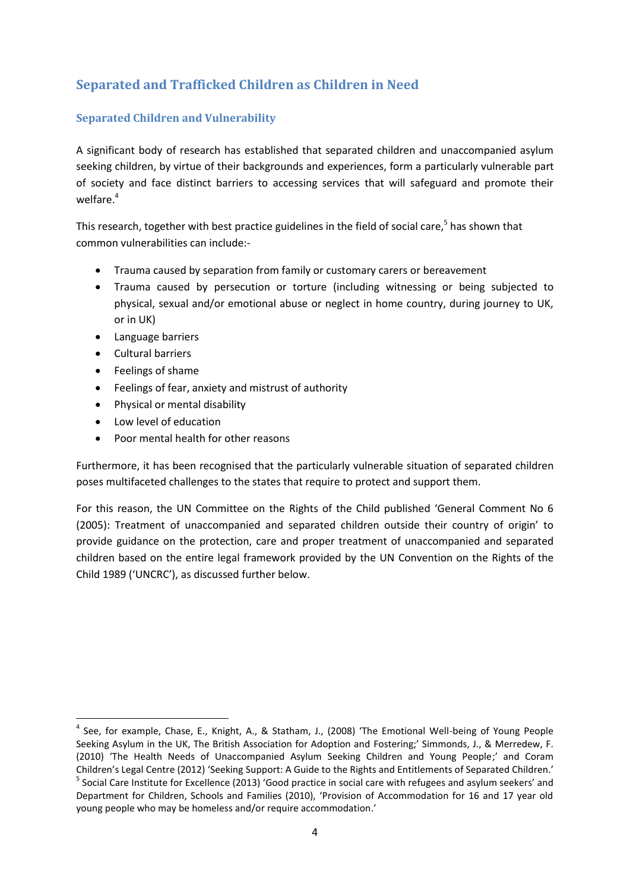## Separated and Trafficked Children as Children in Need

### Separated Children and Vulnerability

A significant body of research has established that separated children and unaccompanied asylum seeking children, by virtue of their backgrounds and experiences, form a particularly vulnerable part of society and face distinct barriers to accessing services that will safeguard and promote their welfare.[4]

This research, together with best practice guidelines in the field of social care,[5] has shown that common vulnerabilities can include:-

- Trauma caused by separation from family or customary carers or bereavement
- Trauma caused by persecution or torture (including witnessing or being subjected to physical, sexual and/or emotional abuse or neglect in home country, during journey to UK, or in UK)
- Language barriers
- Cultural barriers
- Feelings of shame
- Feelings of fear, anxiety and mistrust of authority
- Physical or mental disability
- Low level of education
- Poor mental health for other reasons

Furthermore, it has been recognised that the particularly vulnerable situation of separated children poses multifaceted challenges to the states that require to protect and support them.

For this reason, the UN Committee on the Rights of the Child published 'General Comment No 6 (2005): Treatment of unaccompanied and separated children outside their country of origin' to provide guidance on the protection, care and proper treatment of unaccompanied and separated children based on the entire legal framework provided by the UN Convention on the Rights of the Child 1989 ('UNCRC'), as discussed further below.

---

[4] See, for example, Chase, E., Knight, A., & Statham, J., (2008) 'The Emotional Well-being of Young People Seeking Asylum in the UK, The British Association for Adoption and Fostering;' Simmonds, J., & Merredew, F. (2010) 'The Health Needs of Unaccompanied Asylum Seeking Children and Young People;' and Coram Children's Legal Centre (2012) 'Seeking Support: A Guide to the Rights and Entitlements of Separated Children.'

[5] Social Care Institute for Excellence (2013) 'Good practice in social care with refugees and asylum seekers' and Department for Children, Schools and Families (2010), 'Provision of Accommodation for 16 and 17 year old young people who may be homeless and/or require accommodation.'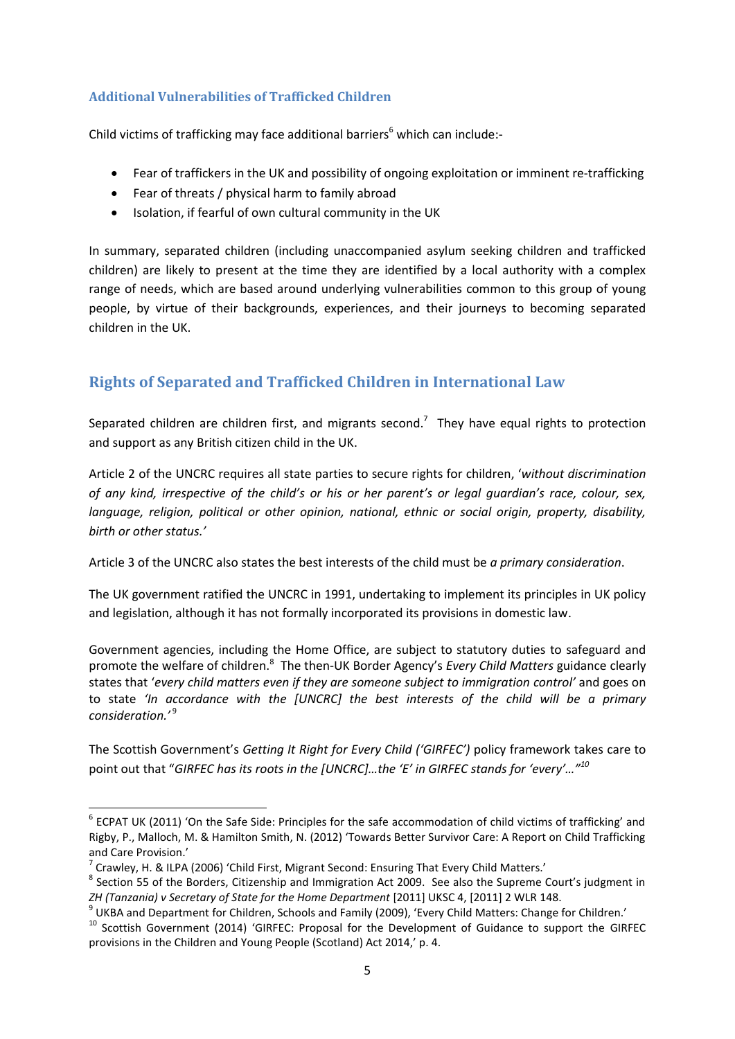### Additional Vulnerabilities of Trafficked Children

Child victims of trafficking may face additional barriers[6] which can include:-

- Fear of traffickers in the UK and possibility of ongoing exploitation or imminent re-trafficking
- Fear of threats / physical harm to family abroad
- Isolation, if fearful of own cultural community in the UK

In summary, separated children (including unaccompanied asylum seeking children and trafficked children) are likely to present at the time they are identified by a local authority with a complex range of needs, which are based around underlying vulnerabilities common to this group of young people, by virtue of their backgrounds, experiences, and their journeys to becoming separated children in the UK.

## Rights of Separated and Trafficked Children in International Law

Separated children are children first, and migrants second.[7] They have equal rights to protection and support as any British citizen child in the UK.

Article 2 of the UNCRC requires all state parties to secure rights for children, '*without discrimination of any kind, irrespective of the child's or his or her parent's or legal guardian's race, colour, sex, language, religion, political or other opinion, national, ethnic or social origin, property, disability, birth or other status.'*

Article 3 of the UNCRC also states the best interests of the child must be *a primary consideration*.

The UK government ratified the UNCRC in 1991, undertaking to implement its principles in UK policy and legislation, although it has not formally incorporated its provisions in domestic law.

Government agencies, including the Home Office, are subject to statutory duties to safeguard and promote the welfare of children.[8] The then-UK Border Agency's *Every Child Matters* guidance clearly states that '*every child matters even if they are someone subject to immigration control'* and goes on to state *'In accordance with the [UNCRC] the best interests of the child will be a primary consideration.'*[9]

The Scottish Government's *Getting It Right for Every Child ('GIRFEC')* policy framework takes care to point out that "*GIRFEC has its roots in the [UNCRC]…the 'E' in GIRFEC stands for 'every'…"*[10]

---

[6] ECPAT UK (2011) 'On the Safe Side: Principles for the safe accommodation of child victims of trafficking' and Rigby, P., Malloch, M. & Hamilton Smith, N. (2012) 'Towards Better Survivor Care: A Report on Child Trafficking and Care Provision.'

[7] Crawley, H. & ILPA (2006) 'Child First, Migrant Second: Ensuring That Every Child Matters.'

[8] Section 55 of the Borders, Citizenship and Immigration Act 2009. See also the Supreme Court's judgment in *ZH (Tanzania) v Secretary of State for the Home Department* [2011] UKSC 4, [2011] 2 WLR 148.

[9] UKBA and Department for Children, Schools and Family (2009), 'Every Child Matters: Change for Children.'

[10] Scottish Government (2014) 'GIRFEC: Proposal for the Development of Guidance to support the GIRFEC provisions in the Children and Young People (Scotland) Act 2014,' p. 4.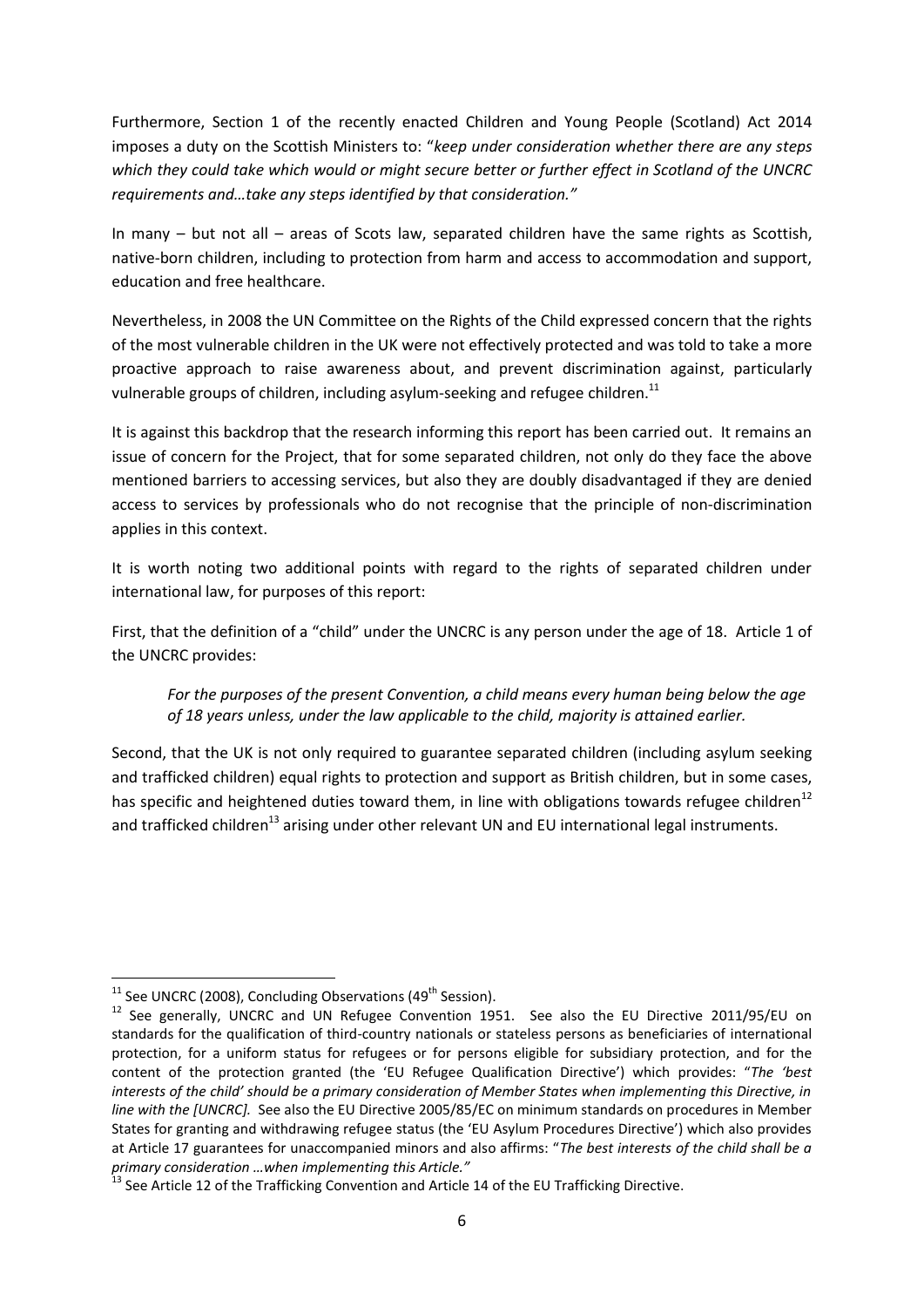Furthermore, Section 1 of the recently enacted Children and Young People (Scotland) Act 2014 imposes a duty on the Scottish Ministers to: "*keep under consideration whether there are any steps which they could take which would or might secure better or further effect in Scotland of the UNCRC requirements and…take any steps identified by that consideration."*

In many – but not all – areas of Scots law, separated children have the same rights as Scottish, native-born children, including to protection from harm and access to accommodation and support, education and free healthcare.

Nevertheless, in 2008 the UN Committee on the Rights of the Child expressed concern that the rights of the most vulnerable children in the UK were not effectively protected and was told to take a more proactive approach to raise awareness about, and prevent discrimination against, particularly vulnerable groups of children, including asylum-seeking and refugee children.[11]

It is against this backdrop that the research informing this report has been carried out. It remains an issue of concern for the Project, that for some separated children, not only do they face the above mentioned barriers to accessing services, but also they are doubly disadvantaged if they are denied access to services by professionals who do not recognise that the principle of non-discrimination applies in this context.

It is worth noting two additional points with regard to the rights of separated children under international law, for purposes of this report:

First, that the definition of a "child" under the UNCRC is any person under the age of 18. Article 1 of the UNCRC provides:

> *For the purposes of the present Convention, a child means every human being below the age of 18 years unless, under the law applicable to the child, majority is attained earlier.*

Second, that the UK is not only required to guarantee separated children (including asylum seeking and trafficked children) equal rights to protection and support as British children, but in some cases, has specific and heightened duties toward them, in line with obligations towards refugee children[12] and trafficked children[13] arising under other relevant UN and EU international legal instruments.

---

[11] See UNCRC (2008), Concluding Observations (49th Session).

[12] See generally, UNCRC and UN Refugee Convention 1951. See also the EU Directive 2011/95/EU on standards for the qualification of third-country nationals or stateless persons as beneficiaries of international protection, for a uniform status for refugees or for persons eligible for subsidiary protection, and for the content of the protection granted (the 'EU Refugee Qualification Directive') which provides: "*The 'best interests of the child' should be a primary consideration of Member States when implementing this Directive, in line with the [UNCRC].* See also the EU Directive 2005/85/EC on minimum standards on procedures in Member States for granting and withdrawing refugee status (the 'EU Asylum Procedures Directive') which also provides at Article 17 guarantees for unaccompanied minors and also affirms: "*The best interests of the child shall be a primary consideration …when implementing this Article."*

[13] See Article 12 of the Trafficking Convention and Article 14 of the EU Trafficking Directive.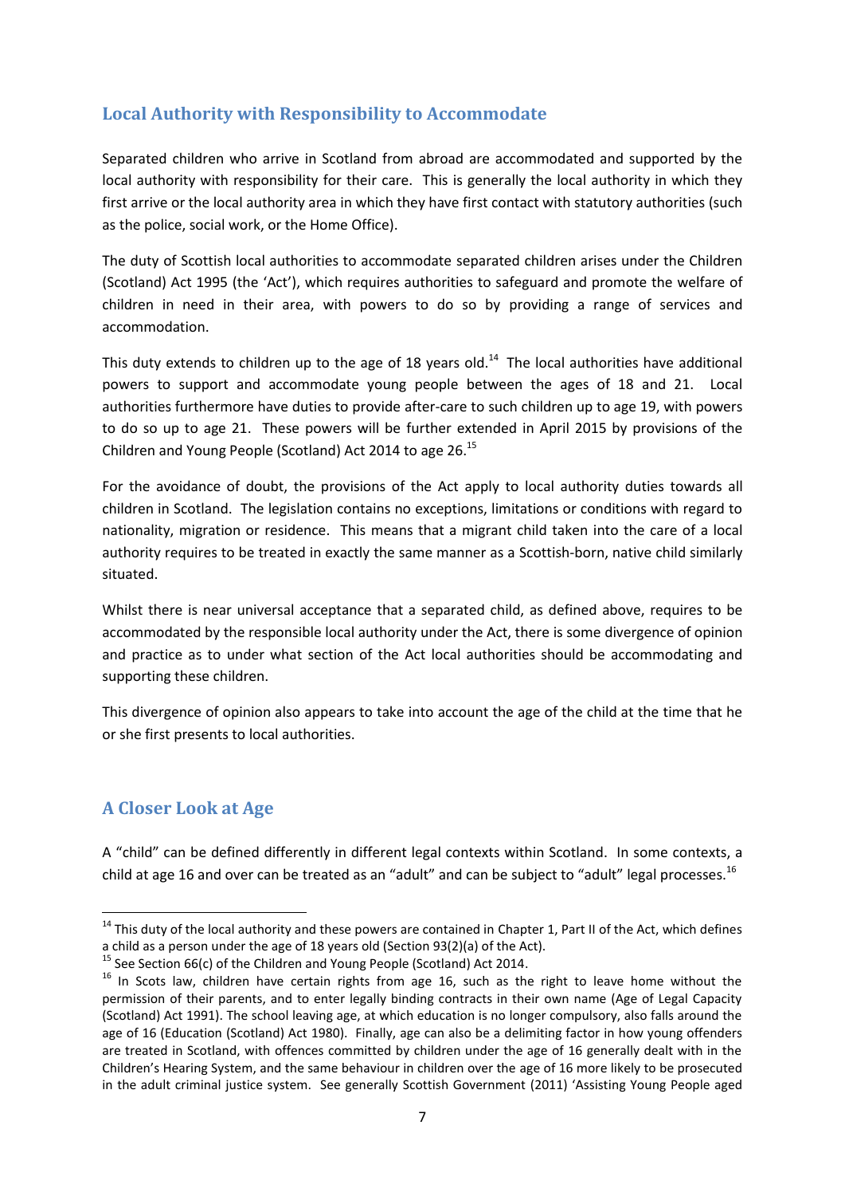## Local Authority with Responsibility to Accommodate

Separated children who arrive in Scotland from abroad are accommodated and supported by the local authority with responsibility for their care. This is generally the local authority in which they first arrive or the local authority area in which they have first contact with statutory authorities (such as the police, social work, or the Home Office).

The duty of Scottish local authorities to accommodate separated children arises under the Children (Scotland) Act 1995 (the 'Act'), which requires authorities to safeguard and promote the welfare of children in need in their area, with powers to do so by providing a range of services and accommodation.

This duty extends to children up to the age of 18 years old.[14] The local authorities have additional powers to support and accommodate young people between the ages of 18 and 21. Local authorities furthermore have duties to provide after-care to such children up to age 19, with powers to do so up to age 21. These powers will be further extended in April 2015 by provisions of the Children and Young People (Scotland) Act 2014 to age 26.[15]

For the avoidance of doubt, the provisions of the Act apply to local authority duties towards all children in Scotland. The legislation contains no exceptions, limitations or conditions with regard to nationality, migration or residence. This means that a migrant child taken into the care of a local authority requires to be treated in exactly the same manner as a Scottish-born, native child similarly situated.

Whilst there is near universal acceptance that a separated child, as defined above, requires to be accommodated by the responsible local authority under the Act, there is some divergence of opinion and practice as to under what section of the Act local authorities should be accommodating and supporting these children.

This divergence of opinion also appears to take into account the age of the child at the time that he or she first presents to local authorities.

## A Closer Look at Age

A "child" can be defined differently in different legal contexts within Scotland. In some contexts, a child at age 16 and over can be treated as an "adult" and can be subject to "adult" legal processes.[16]

---

[14] This duty of the local authority and these powers are contained in Chapter 1, Part II of the Act, which defines a child as a person under the age of 18 years old (Section 93(2)(a) of the Act).

[15] See Section 66(c) of the Children and Young People (Scotland) Act 2014.

[16] In Scots law, children have certain rights from age 16, such as the right to leave home without the permission of their parents, and to enter legally binding contracts in their own name (Age of Legal Capacity (Scotland) Act 1991). The school leaving age, at which education is no longer compulsory, also falls around the age of 16 (Education (Scotland) Act 1980). Finally, age can also be a delimiting factor in how young offenders are treated in Scotland, with offences committed by children under the age of 16 generally dealt with in the Children's Hearing System, and the same behaviour in children over the age of 16 more likely to be prosecuted in the adult criminal justice system. See generally Scottish Government (2011) 'Assisting Young People aged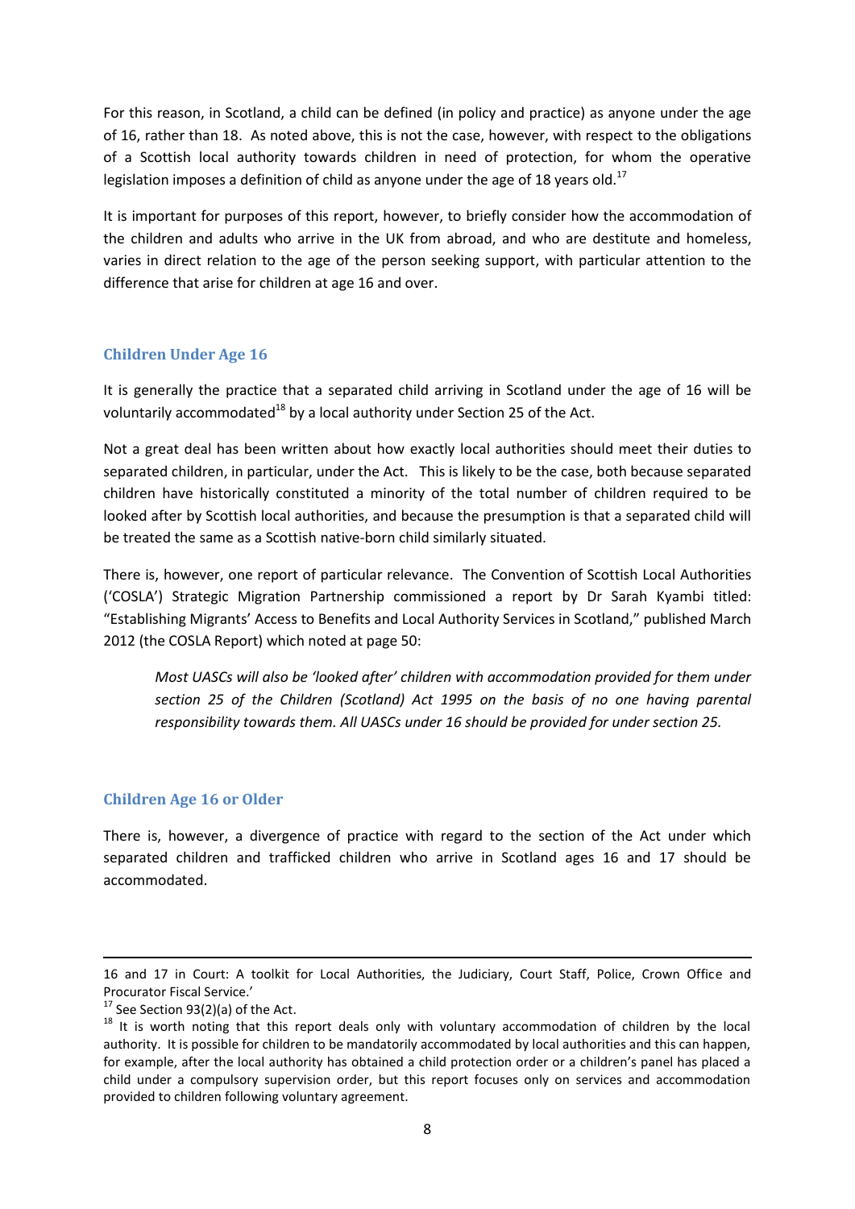For this reason, in Scotland, a child can be defined (in policy and practice) as anyone under the age of 16, rather than 18. As noted above, this is not the case, however, with respect to the obligations of a Scottish local authority towards children in need of protection, for whom the operative legislation imposes a definition of child as anyone under the age of 18 years old.[17]

It is important for purposes of this report, however, to briefly consider how the accommodation of the children and adults who arrive in the UK from abroad, and who are destitute and homeless, varies in direct relation to the age of the person seeking support, with particular attention to the difference that arise for children at age 16 and over.

### Children Under Age 16

It is generally the practice that a separated child arriving in Scotland under the age of 16 will be voluntarily accommodated[18] by a local authority under Section 25 of the Act.

Not a great deal has been written about how exactly local authorities should meet their duties to separated children, in particular, under the Act. This is likely to be the case, both because separated children have historically constituted a minority of the total number of children required to be looked after by Scottish local authorities, and because the presumption is that a separated child will be treated the same as a Scottish native-born child similarly situated.

There is, however, one report of particular relevance. The Convention of Scottish Local Authorities ('COSLA') Strategic Migration Partnership commissioned a report by Dr Sarah Kyambi titled: "Establishing Migrants' Access to Benefits and Local Authority Services in Scotland," published March 2012 (the COSLA Report) which noted at page 50:

> *Most UASCs will also be 'looked after' children with accommodation provided for them under section 25 of the Children (Scotland) Act 1995 on the basis of no one having parental responsibility towards them. All UASCs under 16 should be provided for under section 25.*

### Children Age 16 or Older

There is, however, a divergence of practice with regard to the section of the Act under which separated children and trafficked children who arrive in Scotland ages 16 and 17 should be accommodated.

---

16 and 17 in Court: A toolkit for Local Authorities, the Judiciary, Court Staff, Police, Crown Office and Procurator Fiscal Service.'

[17] See Section 93(2)(a) of the Act.

[18] It is worth noting that this report deals only with voluntary accommodation of children by the local authority. It is possible for children to be mandatorily accommodated by local authorities and this can happen, for example, after the local authority has obtained a child protection order or a children's panel has placed a child under a compulsory supervision order, but this report focuses only on services and accommodation provided to children following voluntary agreement.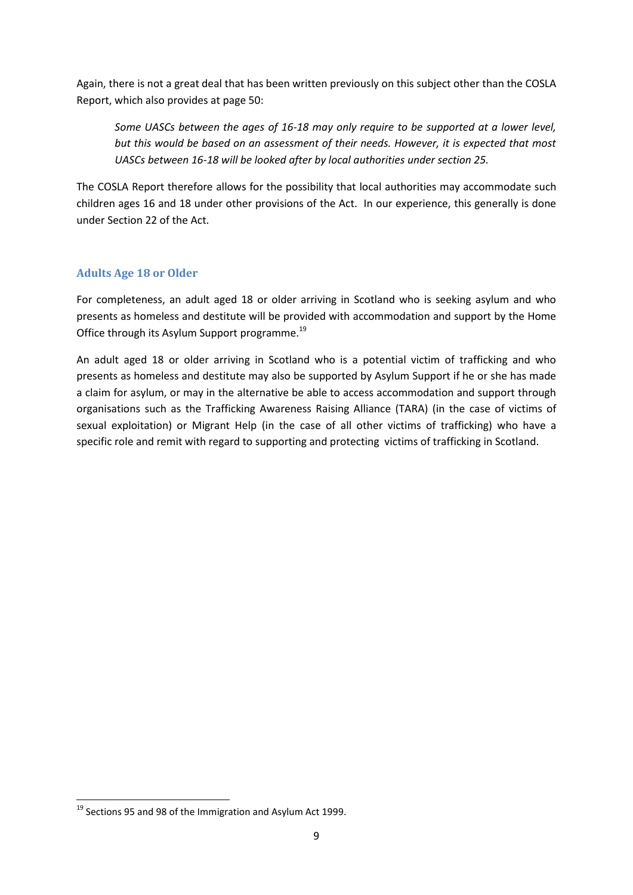Again, there is not a great deal that has been written previously on this subject other than the COSLA Report, which also provides at page 50:

> *Some UASCs between the ages of 16-18 may only require to be supported at a lower level, but this would be based on an assessment of their needs. However, it is expected that most UASCs between 16-18 will be looked after by local authorities under section 25.*

The COSLA Report therefore allows for the possibility that local authorities may accommodate such children ages 16 and 18 under other provisions of the Act. In our experience, this generally is done under Section 22 of the Act.

### Adults Age 18 or Older

For completeness, an adult aged 18 or older arriving in Scotland who is seeking asylum and who presents as homeless and destitute will be provided with accommodation and support by the Home Office through its Asylum Support programme.[19]

An adult aged 18 or older arriving in Scotland who is a potential victim of trafficking and who presents as homeless and destitute may also be supported by Asylum Support if he or she has made a claim for asylum, or may in the alternative be able to access accommodation and support through organisations such as the Trafficking Awareness Raising Alliance (TARA) (in the case of victims of sexual exploitation) or Migrant Help (in the case of all other victims of trafficking) who have a specific role and remit with regard to supporting and protecting victims of trafficking in Scotland.

---

[19] Sections 95 and 98 of the Immigration and Asylum Act 1999.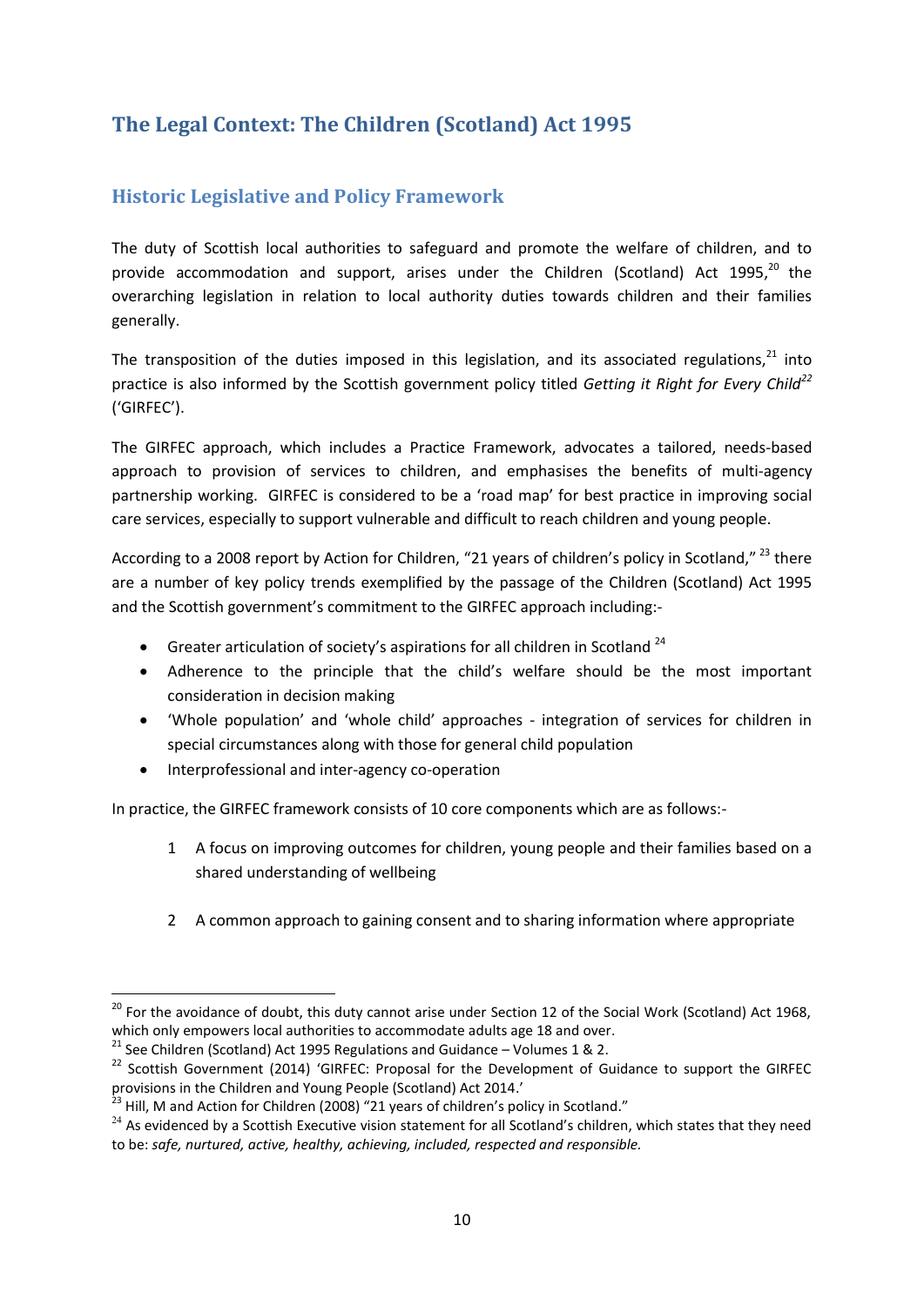## The Legal Context: The Children (Scotland) Act 1995

### Historic Legislative and Policy Framework

The duty of Scottish local authorities to safeguard and promote the welfare of children, and to provide accommodation and support, arises under the Children (Scotland) Act 1995,[20] the overarching legislation in relation to local authority duties towards children and their families generally.

The transposition of the duties imposed in this legislation, and its associated regulations,[21] into practice is also informed by the Scottish government policy titled *Getting it Right for Every Child*[22] ('GIRFEC').

The GIRFEC approach, which includes a Practice Framework, advocates a tailored, needs-based approach to provision of services to children, and emphasises the benefits of multi-agency partnership working. GIRFEC is considered to be a 'road map' for best practice in improving social care services, especially to support vulnerable and difficult to reach children and young people.

According to a 2008 report by Action for Children, "21 years of children's policy in Scotland,"[23] there are a number of key policy trends exemplified by the passage of the Children (Scotland) Act 1995 and the Scottish government's commitment to the GIRFEC approach including:-

- Greater articulation of society's aspirations for all children in Scotland[24]
- Adherence to the principle that the child's welfare should be the most important consideration in decision making
- 'Whole population' and 'whole child' approaches - integration of services for children in special circumstances along with those for general child population
- Interprofessional and inter-agency co-operation

In practice, the GIRFEC framework consists of 10 core components which are as follows:-

1. A focus on improving outcomes for children, young people and their families based on a shared understanding of wellbeing

2. A common approach to gaining consent and to sharing information where appropriate

---

[20] For the avoidance of doubt, this duty cannot arise under Section 12 of the Social Work (Scotland) Act 1968, which only empowers local authorities to accommodate adults age 18 and over.

[21] See Children (Scotland) Act 1995 Regulations and Guidance – Volumes 1 & 2.

[22] Scottish Government (2014) 'GIRFEC: Proposal for the Development of Guidance to support the GIRFEC provisions in the Children and Young People (Scotland) Act 2014.'

[23] Hill, M and Action for Children (2008) "21 years of children's policy in Scotland."

[24] As evidenced by a Scottish Executive vision statement for all Scotland's children, which states that they need to be: *safe, nurtured, active, healthy, achieving, included, respected and responsible.*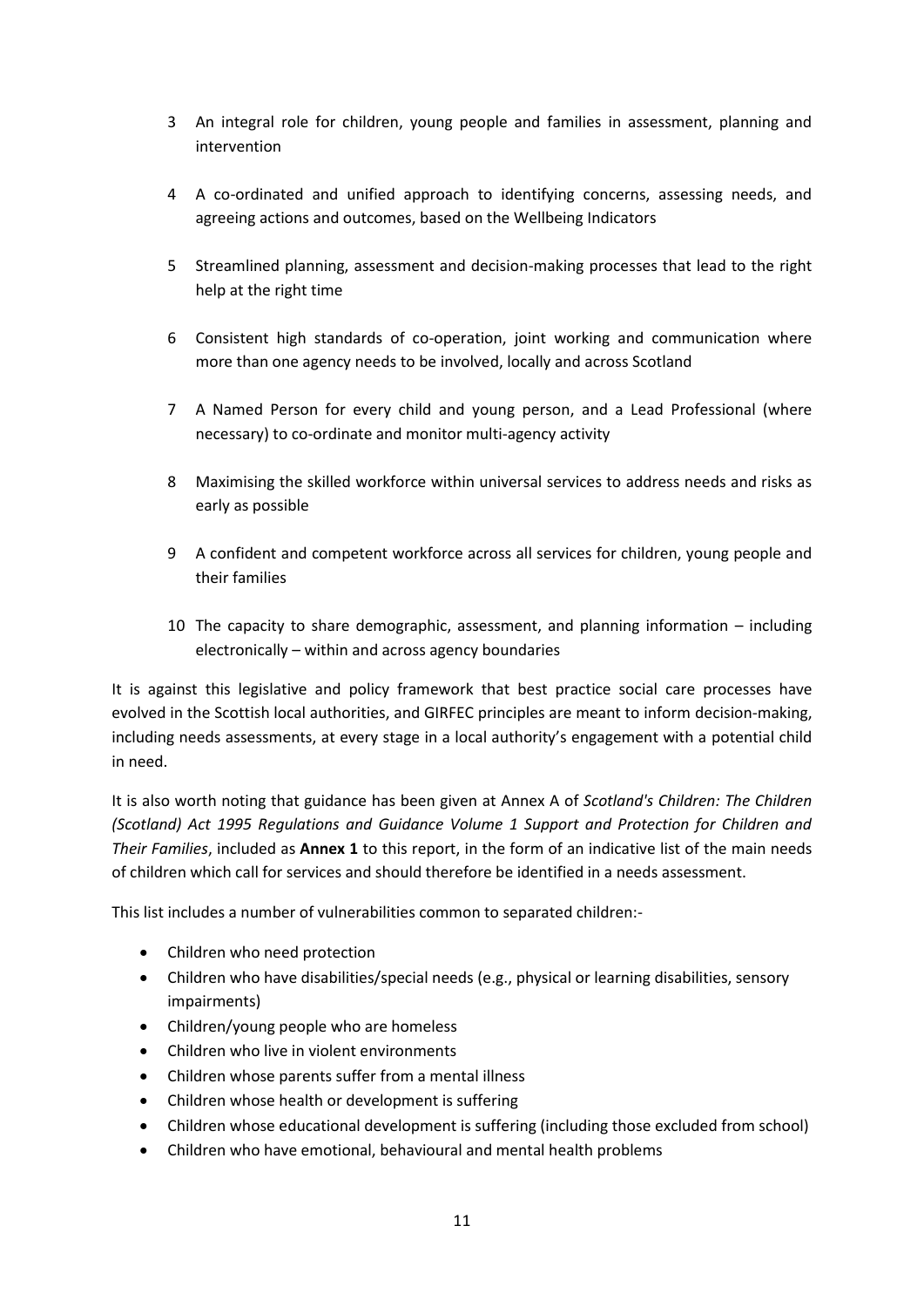3. An integral role for children, young people and families in assessment, planning and intervention

4. A co-ordinated and unified approach to identifying concerns, assessing needs, and agreeing actions and outcomes, based on the Wellbeing Indicators

5. Streamlined planning, assessment and decision-making processes that lead to the right help at the right time

6. Consistent high standards of co-operation, joint working and communication where more than one agency needs to be involved, locally and across Scotland

7. A Named Person for every child and young person, and a Lead Professional (where necessary) to co-ordinate and monitor multi-agency activity

8. Maximising the skilled workforce within universal services to address needs and risks as early as possible

9. A confident and competent workforce across all services for children, young people and their families

10. The capacity to share demographic, assessment, and planning information – including electronically – within and across agency boundaries

It is against this legislative and policy framework that best practice social care processes have evolved in the Scottish local authorities, and GIRFEC principles are meant to inform decision-making, including needs assessments, at every stage in a local authority's engagement with a potential child in need.

It is also worth noting that guidance has been given at Annex A of *Scotland's Children: The Children (Scotland) Act 1995 Regulations and Guidance Volume 1 Support and Protection for Children and Their Families*, included as **Annex 1** to this report, in the form of an indicative list of the main needs of children which call for services and should therefore be identified in a needs assessment.

This list includes a number of vulnerabilities common to separated children:-

- Children who need protection
- Children who have disabilities/special needs (e.g., physical or learning disabilities, sensory impairments)
- Children/young people who are homeless
- Children who live in violent environments
- Children whose parents suffer from a mental illness
- Children whose health or development is suffering
- Children whose educational development is suffering (including those excluded from school)
- Children who have emotional, behavioural and mental health problems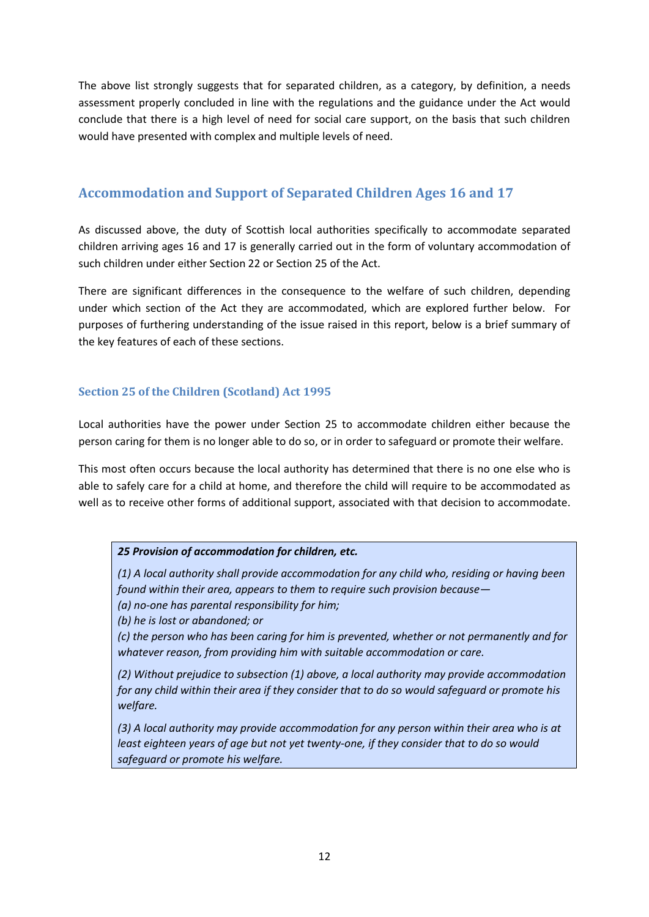The above list strongly suggests that for separated children, as a category, by definition, a needs assessment properly concluded in line with the regulations and the guidance under the Act would conclude that there is a high level of need for social care support, on the basis that such children would have presented with complex and multiple levels of need.

## Accommodation and Support of Separated Children Ages 16 and 17

As discussed above, the duty of Scottish local authorities specifically to accommodate separated children arriving ages 16 and 17 is generally carried out in the form of voluntary accommodation of such children under either Section 22 or Section 25 of the Act.

There are significant differences in the consequence to the welfare of such children, depending under which section of the Act they are accommodated, which are explored further below. For purposes of furthering understanding of the issue raised in this report, below is a brief summary of the key features of each of these sections.

### Section 25 of the Children (Scotland) Act 1995

Local authorities have the power under Section 25 to accommodate children either because the person caring for them is no longer able to do so, or in order to safeguard or promote their welfare.

This most often occurs because the local authority has determined that there is no one else who is able to safely care for a child at home, and therefore the child will require to be accommodated as well as to receive other forms of additional support, associated with that decision to accommodate.

> ***25 Provision of accommodation for children, etc.***
>
> *(1) A local authority shall provide accommodation for any child who, residing or having been found within their area, appears to them to require such provision because—*
> *(a) no-one has parental responsibility for him;*
> *(b) he is lost or abandoned; or*
> *(c) the person who has been caring for him is prevented, whether or not permanently and for whatever reason, from providing him with suitable accommodation or care.*
>
> *(2) Without prejudice to subsection (1) above, a local authority may provide accommodation for any child within their area if they consider that to do so would safeguard or promote his welfare.*
>
> *(3) A local authority may provide accommodation for any person within their area who is at least eighteen years of age but not yet twenty-one, if they consider that to do so would safeguard or promote his welfare.*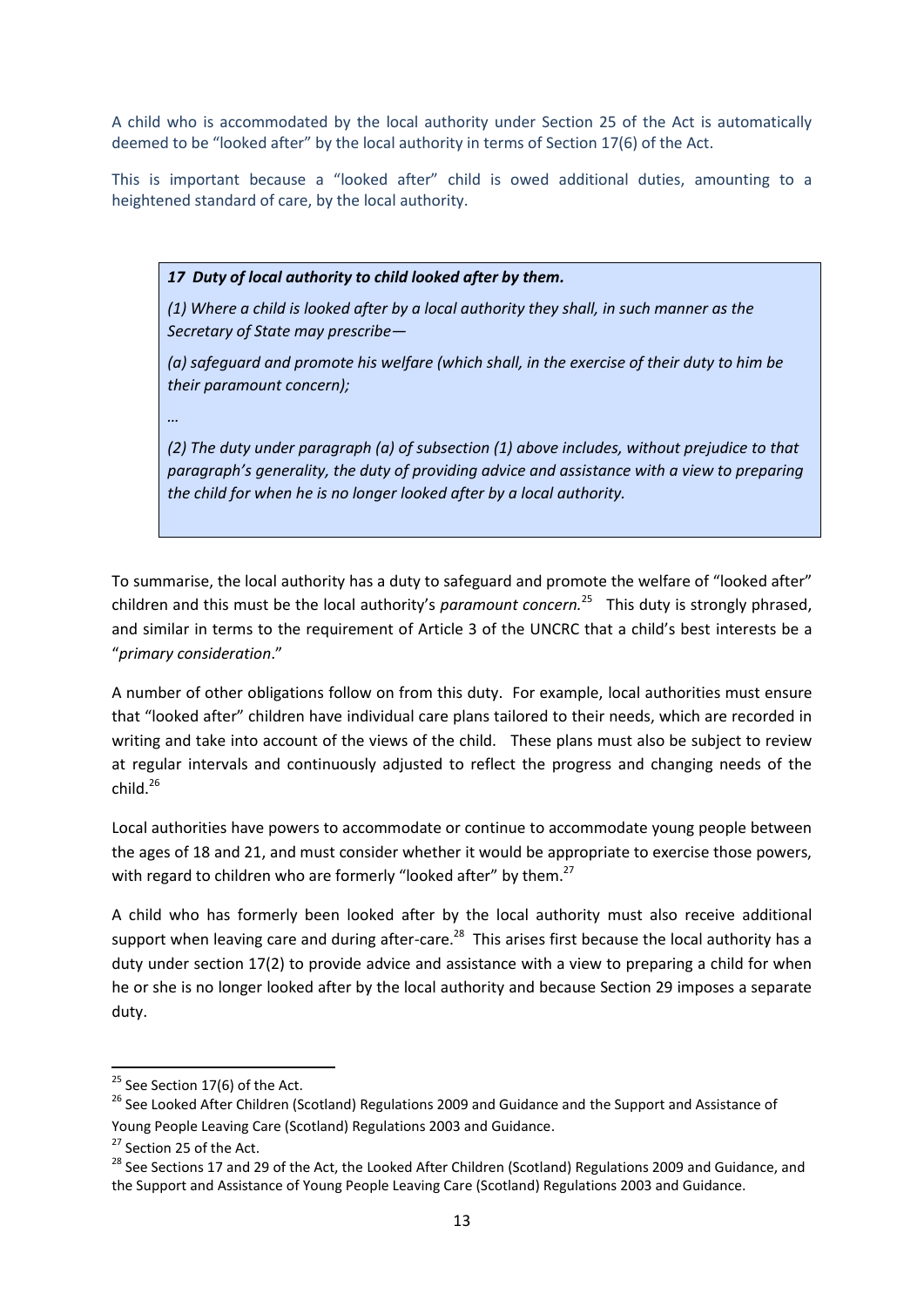A child who is accommodated by the local authority under Section 25 of the Act is automatically deemed to be "looked after" by the local authority in terms of Section 17(6) of the Act.

This is important because a "looked after" child is owed additional duties, amounting to a heightened standard of care, by the local authority.

> ***17 Duty of local authority to child looked after by them.***
>
> *(1) Where a child is looked after by a local authority they shall, in such manner as the Secretary of State may prescribe—*
>
> *(a) safeguard and promote his welfare (which shall, in the exercise of their duty to him be their paramount concern);*
>
> *…*
>
> *(2) The duty under paragraph (a) of subsection (1) above includes, without prejudice to that paragraph's generality, the duty of providing advice and assistance with a view to preparing the child for when he is no longer looked after by a local authority.*

To summarise, the local authority has a duty to safeguard and promote the welfare of "looked after" children and this must be the local authority's *paramount concern.*[25] This duty is strongly phrased, and similar in terms to the requirement of Article 3 of the UNCRC that a child's best interests be a "*primary consideration*."

A number of other obligations follow on from this duty. For example, local authorities must ensure that "looked after" children have individual care plans tailored to their needs, which are recorded in writing and take into account of the views of the child. These plans must also be subject to review at regular intervals and continuously adjusted to reflect the progress and changing needs of the child.[26]

Local authorities have powers to accommodate or continue to accommodate young people between the ages of 18 and 21, and must consider whether it would be appropriate to exercise those powers, with regard to children who are formerly "looked after" by them.[27]

A child who has formerly been looked after by the local authority must also receive additional support when leaving care and during after-care.[28] This arises first because the local authority has a duty under section 17(2) to provide advice and assistance with a view to preparing a child for when he or she is no longer looked after by the local authority and because Section 29 imposes a separate duty.

---

[25] See Section 17(6) of the Act.

[26] See Looked After Children (Scotland) Regulations 2009 and Guidance and the Support and Assistance of Young People Leaving Care (Scotland) Regulations 2003 and Guidance.

[27] Section 25 of the Act.

[28] See Sections 17 and 29 of the Act, the Looked After Children (Scotland) Regulations 2009 and Guidance, and the Support and Assistance of Young People Leaving Care (Scotland) Regulations 2003 and Guidance.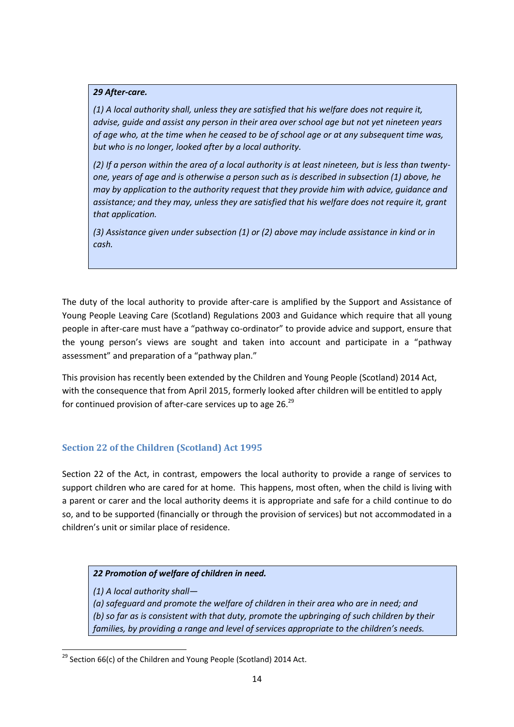> ***29 After-care.***
>
> *(1) A local authority shall, unless they are satisfied that his welfare does not require it, advise, guide and assist any person in their area over school age but not yet nineteen years of age who, at the time when he ceased to be of school age or at any subsequent time was, but who is no longer, looked after by a local authority.*
>
> *(2) If a person within the area of a local authority is at least nineteen, but is less than twenty-one, years of age and is otherwise a person such as is described in subsection (1) above, he may by application to the authority request that they provide him with advice, guidance and assistance; and they may, unless they are satisfied that his welfare does not require it, grant that application.*
>
> *(3) Assistance given under subsection (1) or (2) above may include assistance in kind or in cash.*

The duty of the local authority to provide after-care is amplified by the Support and Assistance of Young People Leaving Care (Scotland) Regulations 2003 and Guidance which require that all young people in after-care must have a "pathway co-ordinator" to provide advice and support, ensure that the young person's views are sought and taken into account and participate in a "pathway assessment" and preparation of a "pathway plan."

This provision has recently been extended by the Children and Young People (Scotland) 2014 Act, with the consequence that from April 2015, formerly looked after children will be entitled to apply for continued provision of after-care services up to age 26.[29]

## Section 22 of the Children (Scotland) Act 1995

Section 22 of the Act, in contrast, empowers the local authority to provide a range of services to support children who are cared for at home. This happens, most often, when the child is living with a parent or carer and the local authority deems it is appropriate and safe for a child continue to do so, and to be supported (financially or through the provision of services) but not accommodated in a children's unit or similar place of residence.

> ***22 Promotion of welfare of children in need.***
>
> *(1) A local authority shall—*
> *(a) safeguard and promote the welfare of children in their area who are in need; and*
> *(b) so far as is consistent with that duty, promote the upbringing of such children by their families, by providing a range and level of services appropriate to the children's needs.*

[29] Section 66(c) of the Children and Young People (Scotland) 2014 Act.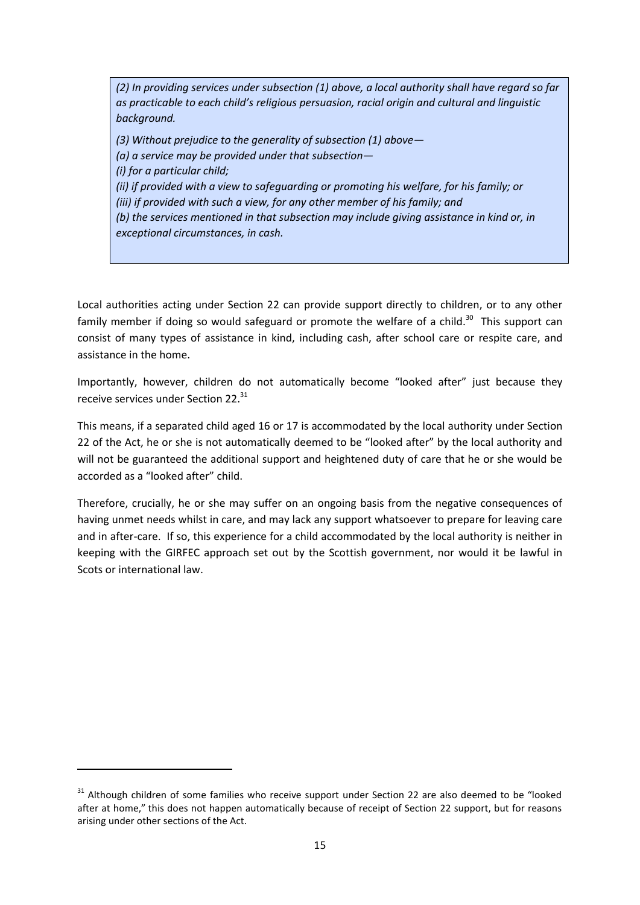> *(2) In providing services under subsection (1) above, a local authority shall have regard so far as practicable to each child's religious persuasion, racial origin and cultural and linguistic background.*
>
> *(3) Without prejudice to the generality of subsection (1) above—*
> *(a) a service may be provided under that subsection—*
> *(i) for a particular child;*
> *(ii) if provided with a view to safeguarding or promoting his welfare, for his family; or*
> *(iii) if provided with such a view, for any other member of his family; and*
> *(b) the services mentioned in that subsection may include giving assistance in kind or, in exceptional circumstances, in cash.*

Local authorities acting under Section 22 can provide support directly to children, or to any other family member if doing so would safeguard or promote the welfare of a child.[30] This support can consist of many types of assistance in kind, including cash, after school care or respite care, and assistance in the home.

Importantly, however, children do not automatically become "looked after" just because they receive services under Section 22.[31]

This means, if a separated child aged 16 or 17 is accommodated by the local authority under Section 22 of the Act, he or she is not automatically deemed to be "looked after" by the local authority and will not be guaranteed the additional support and heightened duty of care that he or she would be accorded as a "looked after" child.

Therefore, crucially, he or she may suffer on an ongoing basis from the negative consequences of having unmet needs whilst in care, and may lack any support whatsoever to prepare for leaving care and in after-care. If so, this experience for a child accommodated by the local authority is neither in keeping with the GIRFEC approach set out by the Scottish government, nor would it be lawful in Scots or international law.

---

[31] Although children of some families who receive support under Section 22 are also deemed to be "looked after at home," this does not happen automatically because of receipt of Section 22 support, but for reasons arising under other sections of the Act.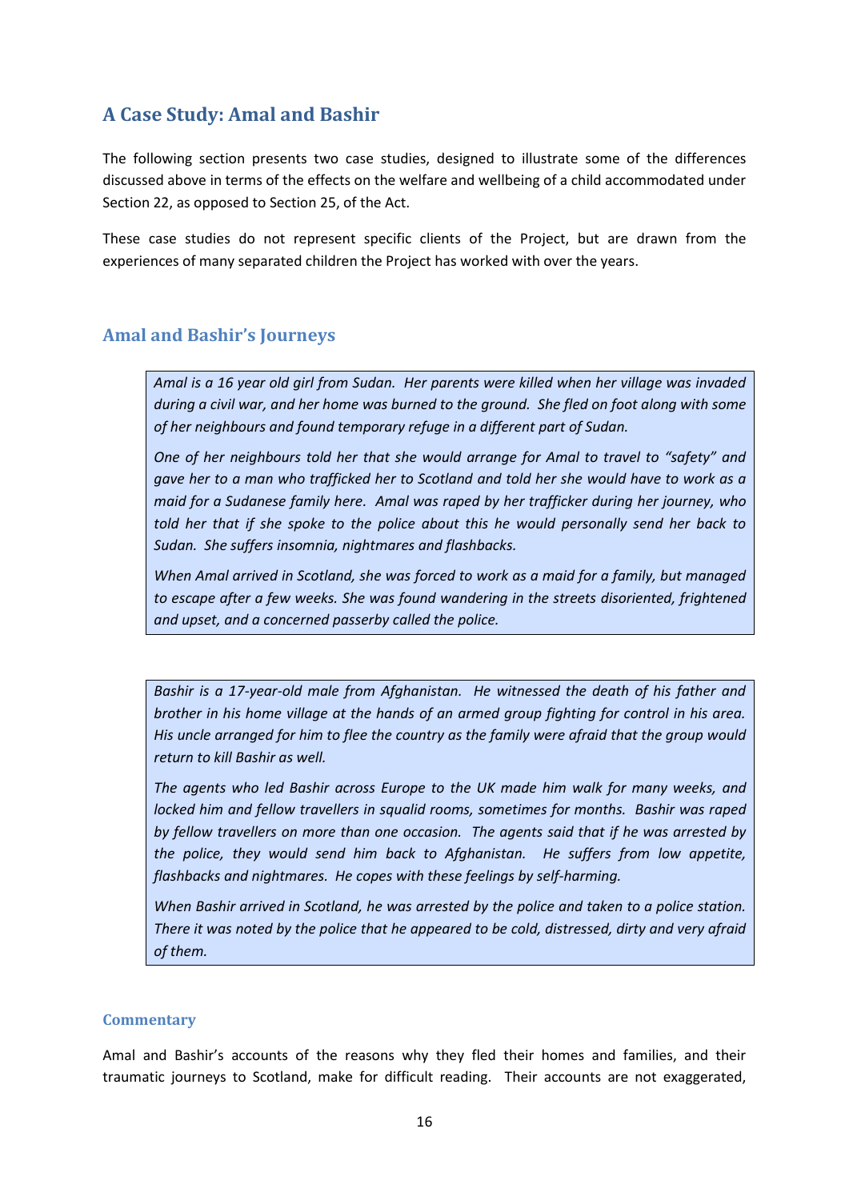## A Case Study: Amal and Bashir

The following section presents two case studies, designed to illustrate some of the differences discussed above in terms of the effects on the welfare and wellbeing of a child accommodated under Section 22, as opposed to Section 25, of the Act.

These case studies do not represent specific clients of the Project, but are drawn from the experiences of many separated children the Project has worked with over the years.

## Amal and Bashir's Journeys

*Amal is a 16 year old girl from Sudan. Her parents were killed when her village was invaded during a civil war, and her home was burned to the ground. She fled on foot along with some of her neighbours and found temporary refuge in a different part of Sudan.*

*One of her neighbours told her that she would arrange for Amal to travel to "safety" and gave her to a man who trafficked her to Scotland and told her she would have to work as a maid for a Sudanese family here. Amal was raped by her trafficker during her journey, who told her that if she spoke to the police about this he would personally send her back to Sudan. She suffers insomnia, nightmares and flashbacks.*

*When Amal arrived in Scotland, she was forced to work as a maid for a family, but managed to escape after a few weeks. She was found wandering in the streets disoriented, frightened and upset, and a concerned passerby called the police.*

*Bashir is a 17-year-old male from Afghanistan. He witnessed the death of his father and brother in his home village at the hands of an armed group fighting for control in his area. His uncle arranged for him to flee the country as the family were afraid that the group would return to kill Bashir as well.*

*The agents who led Bashir across Europe to the UK made him walk for many weeks, and locked him and fellow travellers in squalid rooms, sometimes for months. Bashir was raped by fellow travellers on more than one occasion. The agents said that if he was arrested by the police, they would send him back to Afghanistan. He suffers from low appetite, flashbacks and nightmares. He copes with these feelings by self-harming.*

*When Bashir arrived in Scotland, he was arrested by the police and taken to a police station. There it was noted by the police that he appeared to be cold, distressed, dirty and very afraid of them.*

### Commentary

Amal and Bashir's accounts of the reasons why they fled their homes and families, and their traumatic journeys to Scotland, make for difficult reading. Their accounts are not exaggerated,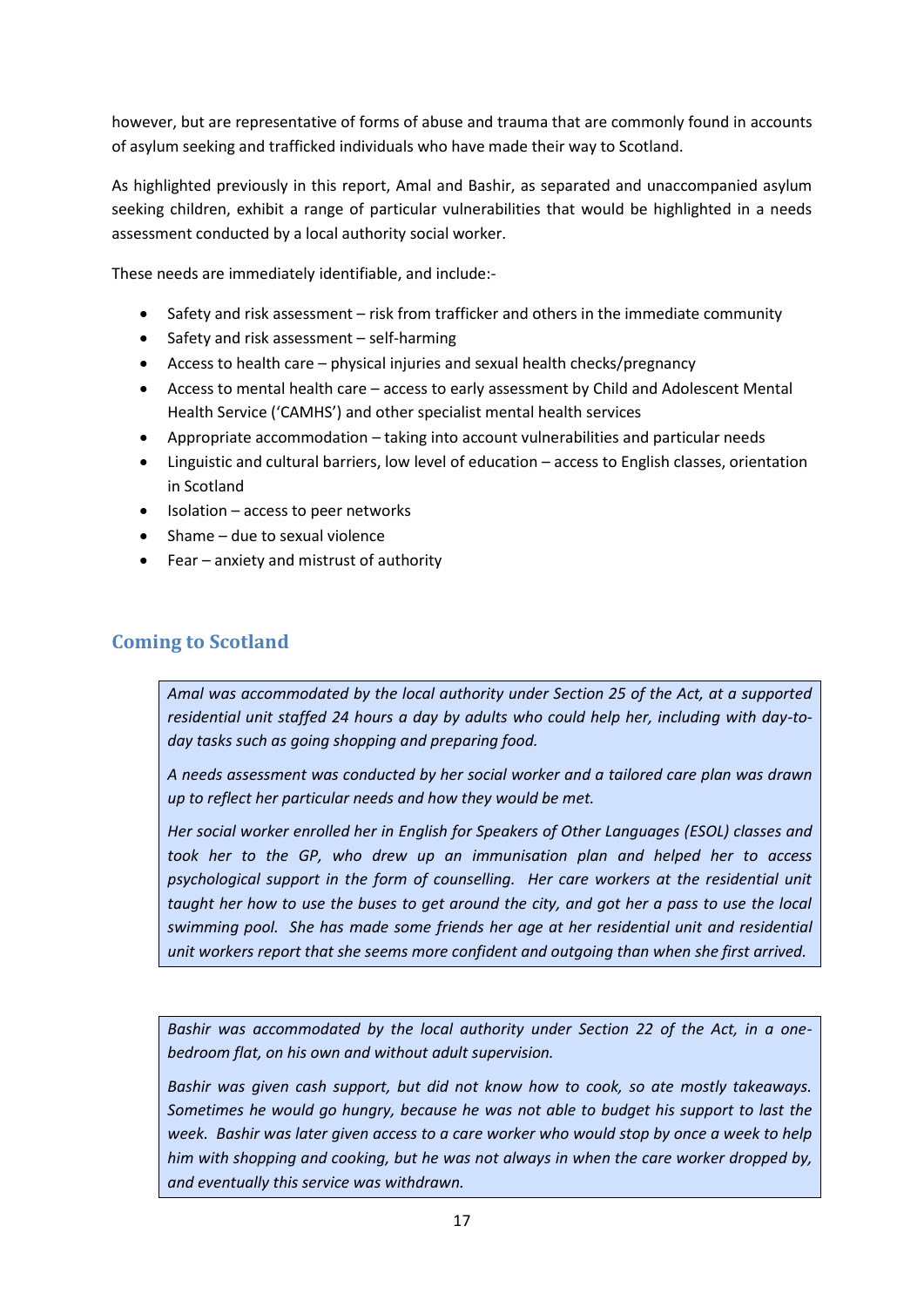however, but are representative of forms of abuse and trauma that are commonly found in accounts of asylum seeking and trafficked individuals who have made their way to Scotland.

As highlighted previously in this report, Amal and Bashir, as separated and unaccompanied asylum seeking children, exhibit a range of particular vulnerabilities that would be highlighted in a needs assessment conducted by a local authority social worker.

These needs are immediately identifiable, and include:-

- Safety and risk assessment – risk from trafficker and others in the immediate community
- Safety and risk assessment – self-harming
- Access to health care – physical injuries and sexual health checks/pregnancy
- Access to mental health care – access to early assessment by Child and Adolescent Mental Health Service ('CAMHS') and other specialist mental health services
- Appropriate accommodation – taking into account vulnerabilities and particular needs
- Linguistic and cultural barriers, low level of education – access to English classes, orientation in Scotland
- Isolation – access to peer networks
- Shame – due to sexual violence
- Fear – anxiety and mistrust of authority

## Coming to Scotland

*Amal was accommodated by the local authority under Section 25 of the Act, at a supported residential unit staffed 24 hours a day by adults who could help her, including with day-to-day tasks such as going shopping and preparing food.*

*A needs assessment was conducted by her social worker and a tailored care plan was drawn up to reflect her particular needs and how they would be met.*

*Her social worker enrolled her in English for Speakers of Other Languages (ESOL) classes and took her to the GP, who drew up an immunisation plan and helped her to access psychological support in the form of counselling. Her care workers at the residential unit taught her how to use the buses to get around the city, and got her a pass to use the local swimming pool. She has made some friends her age at her residential unit and residential unit workers report that she seems more confident and outgoing than when she first arrived.*

*Bashir was accommodated by the local authority under Section 22 of the Act, in a one-bedroom flat, on his own and without adult supervision.*

*Bashir was given cash support, but did not know how to cook, so ate mostly takeaways. Sometimes he would go hungry, because he was not able to budget his support to last the week. Bashir was later given access to a care worker who would stop by once a week to help him with shopping and cooking, but he was not always in when the care worker dropped by, and eventually this service was withdrawn.*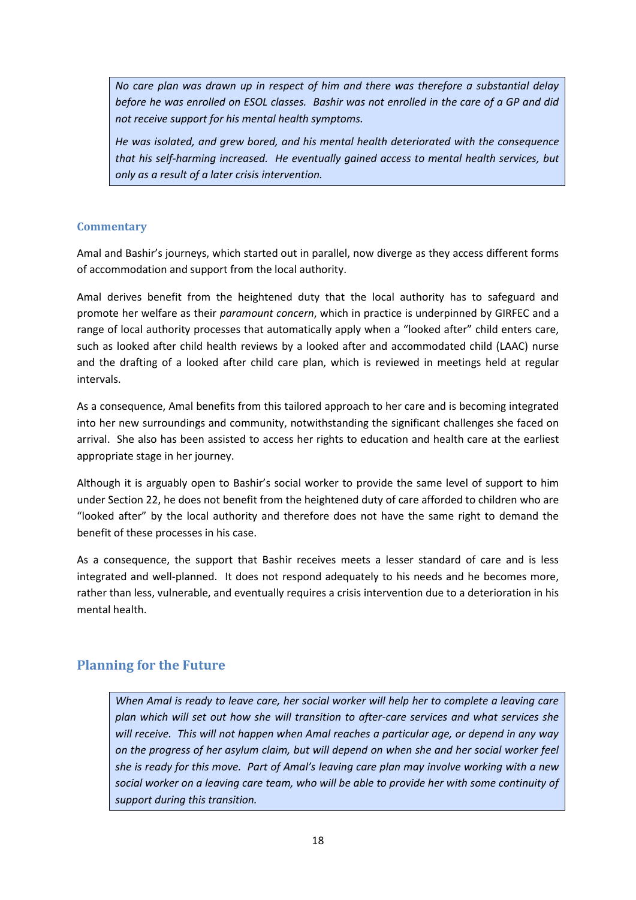*No care plan was drawn up in respect of him and there was therefore a substantial delay before he was enrolled on ESOL classes. Bashir was not enrolled in the care of a GP and did not receive support for his mental health symptoms.*

*He was isolated, and grew bored, and his mental health deteriorated with the consequence that his self-harming increased. He eventually gained access to mental health services, but only as a result of a later crisis intervention.*

### Commentary

Amal and Bashir's journeys, which started out in parallel, now diverge as they access different forms of accommodation and support from the local authority.

Amal derives benefit from the heightened duty that the local authority has to safeguard and promote her welfare as their *paramount concern*, which in practice is underpinned by GIRFEC and a range of local authority processes that automatically apply when a "looked after" child enters care, such as looked after child health reviews by a looked after and accommodated child (LAAC) nurse and the drafting of a looked after child care plan, which is reviewed in meetings held at regular intervals.

As a consequence, Amal benefits from this tailored approach to her care and is becoming integrated into her new surroundings and community, notwithstanding the significant challenges she faced on arrival. She also has been assisted to access her rights to education and health care at the earliest appropriate stage in her journey.

Although it is arguably open to Bashir's social worker to provide the same level of support to him under Section 22, he does not benefit from the heightened duty of care afforded to children who are "looked after" by the local authority and therefore does not have the same right to demand the benefit of these processes in his case.

As a consequence, the support that Bashir receives meets a lesser standard of care and is less integrated and well-planned. It does not respond adequately to his needs and he becomes more, rather than less, vulnerable, and eventually requires a crisis intervention due to a deterioration in his mental health.

## Planning for the Future

*When Amal is ready to leave care, her social worker will help her to complete a leaving care plan which will set out how she will transition to after-care services and what services she will receive. This will not happen when Amal reaches a particular age, or depend in any way on the progress of her asylum claim, but will depend on when she and her social worker feel she is ready for this move. Part of Amal's leaving care plan may involve working with a new social worker on a leaving care team, who will be able to provide her with some continuity of support during this transition.*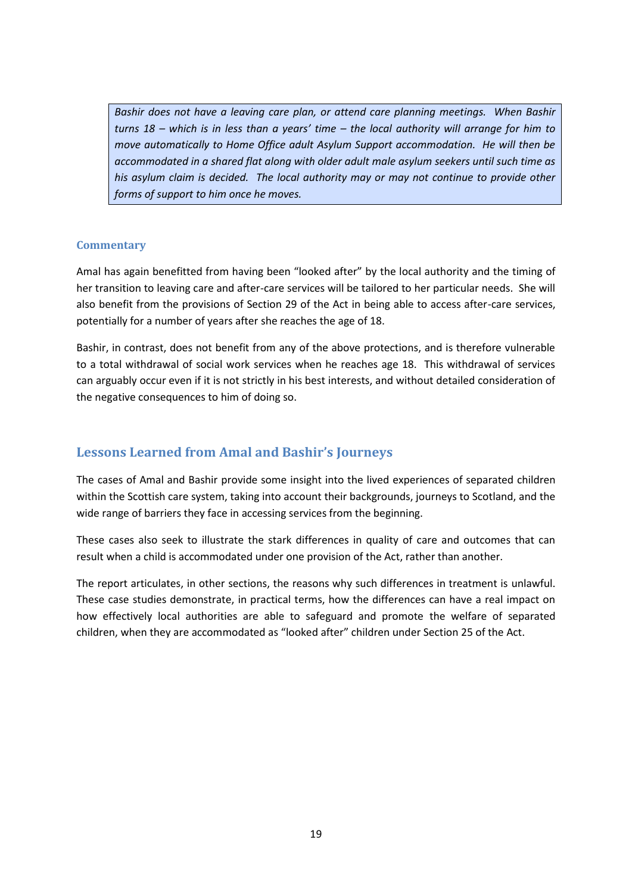*Bashir does not have a leaving care plan, or attend care planning meetings. When Bashir turns 18 – which is in less than a years' time – the local authority will arrange for him to move automatically to Home Office adult Asylum Support accommodation. He will then be accommodated in a shared flat along with older adult male asylum seekers until such time as his asylum claim is decided. The local authority may or may not continue to provide other forms of support to him once he moves.*

### Commentary

Amal has again benefitted from having been "looked after" by the local authority and the timing of her transition to leaving care and after-care services will be tailored to her particular needs. She will also benefit from the provisions of Section 29 of the Act in being able to access after-care services, potentially for a number of years after she reaches the age of 18.

Bashir, in contrast, does not benefit from any of the above protections, and is therefore vulnerable to a total withdrawal of social work services when he reaches age 18. This withdrawal of services can arguably occur even if it is not strictly in his best interests, and without detailed consideration of the negative consequences to him of doing so.

## Lessons Learned from Amal and Bashir's Journeys

The cases of Amal and Bashir provide some insight into the lived experiences of separated children within the Scottish care system, taking into account their backgrounds, journeys to Scotland, and the wide range of barriers they face in accessing services from the beginning.

These cases also seek to illustrate the stark differences in quality of care and outcomes that can result when a child is accommodated under one provision of the Act, rather than another.

The report articulates, in other sections, the reasons why such differences in treatment is unlawful. These case studies demonstrate, in practical terms, how the differences can have a real impact on how effectively local authorities are able to safeguard and promote the welfare of separated children, when they are accommodated as "looked after" children under Section 25 of the Act.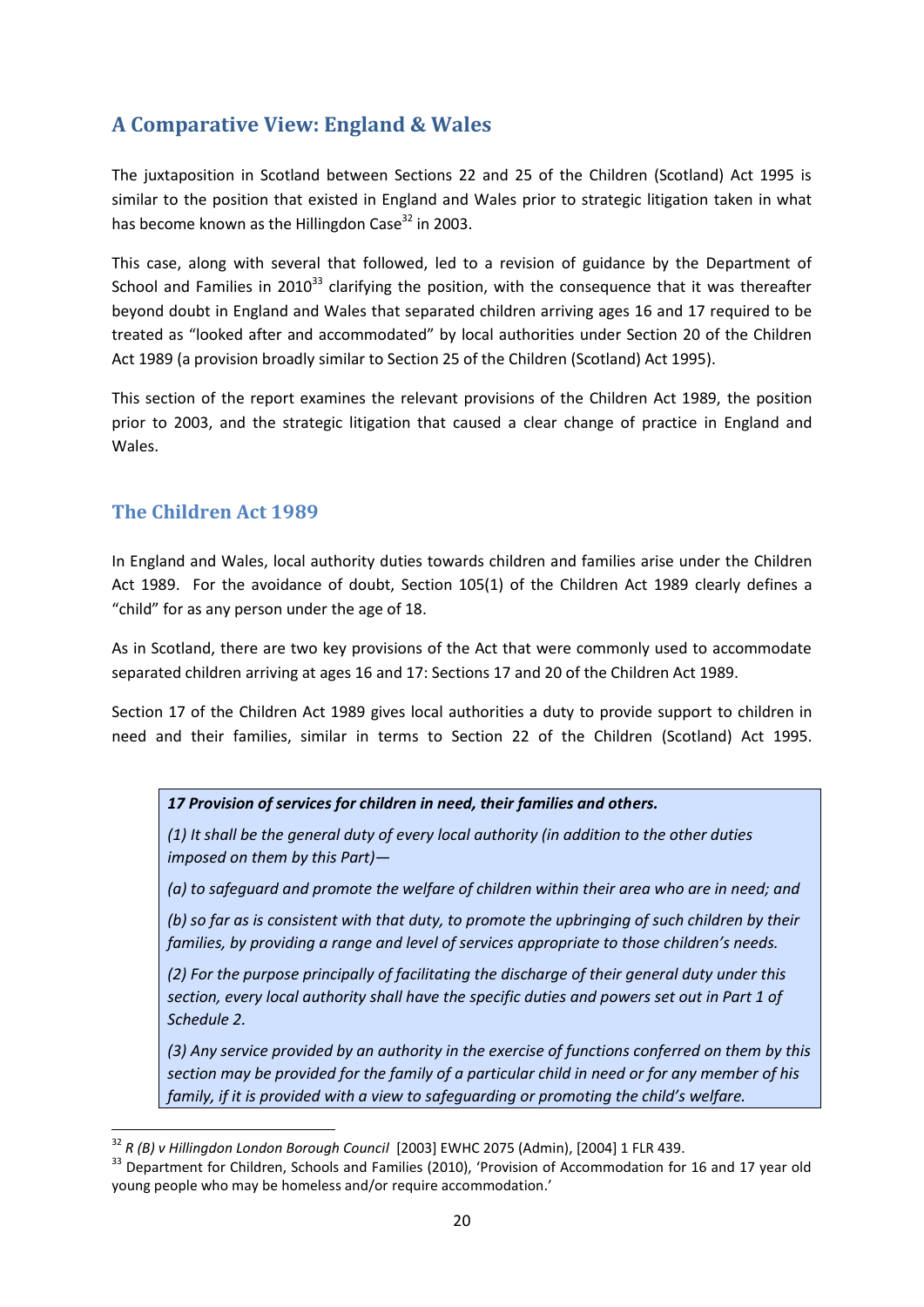## A Comparative View: England & Wales

The juxtaposition in Scotland between Sections 22 and 25 of the Children (Scotland) Act 1995 is similar to the position that existed in England and Wales prior to strategic litigation taken in what has become known as the Hillingdon Case[32] in 2003.

This case, along with several that followed, led to a revision of guidance by the Department of School and Families in 2010[33] clarifying the position, with the consequence that it was thereafter beyond doubt in England and Wales that separated children arriving ages 16 and 17 required to be treated as "looked after and accommodated" by local authorities under Section 20 of the Children Act 1989 (a provision broadly similar to Section 25 of the Children (Scotland) Act 1995).

This section of the report examines the relevant provisions of the Children Act 1989, the position prior to 2003, and the strategic litigation that caused a clear change of practice in England and Wales.

### The Children Act 1989

In England and Wales, local authority duties towards children and families arise under the Children Act 1989. For the avoidance of doubt, Section 105(1) of the Children Act 1989 clearly defines a "child" for as any person under the age of 18.

As in Scotland, there are two key provisions of the Act that were commonly used to accommodate separated children arriving at ages 16 and 17: Sections 17 and 20 of the Children Act 1989.

Section 17 of the Children Act 1989 gives local authorities a duty to provide support to children in need and their families, similar in terms to Section 22 of the Children (Scotland) Act 1995.

> ***17 Provision of services for children in need, their families and others.***
>
> *(1) It shall be the general duty of every local authority (in addition to the other duties imposed on them by this Part)—*
>
> *(a) to safeguard and promote the welfare of children within their area who are in need; and*
>
> *(b) so far as is consistent with that duty, to promote the upbringing of such children by their families, by providing a range and level of services appropriate to those children's needs.*
>
> *(2) For the purpose principally of facilitating the discharge of their general duty under this section, every local authority shall have the specific duties and powers set out in Part 1 of Schedule 2.*
>
> *(3) Any service provided by an authority in the exercise of functions conferred on them by this section may be provided for the family of a particular child in need or for any member of his family, if it is provided with a view to safeguarding or promoting the child's welfare.*

---

[32] *R (B) v Hillingdon London Borough Council* [2003] EWHC 2075 (Admin), [2004] 1 FLR 439.

[33] Department for Children, Schools and Families (2010), 'Provision of Accommodation for 16 and 17 year old young people who may be homeless and/or require accommodation.'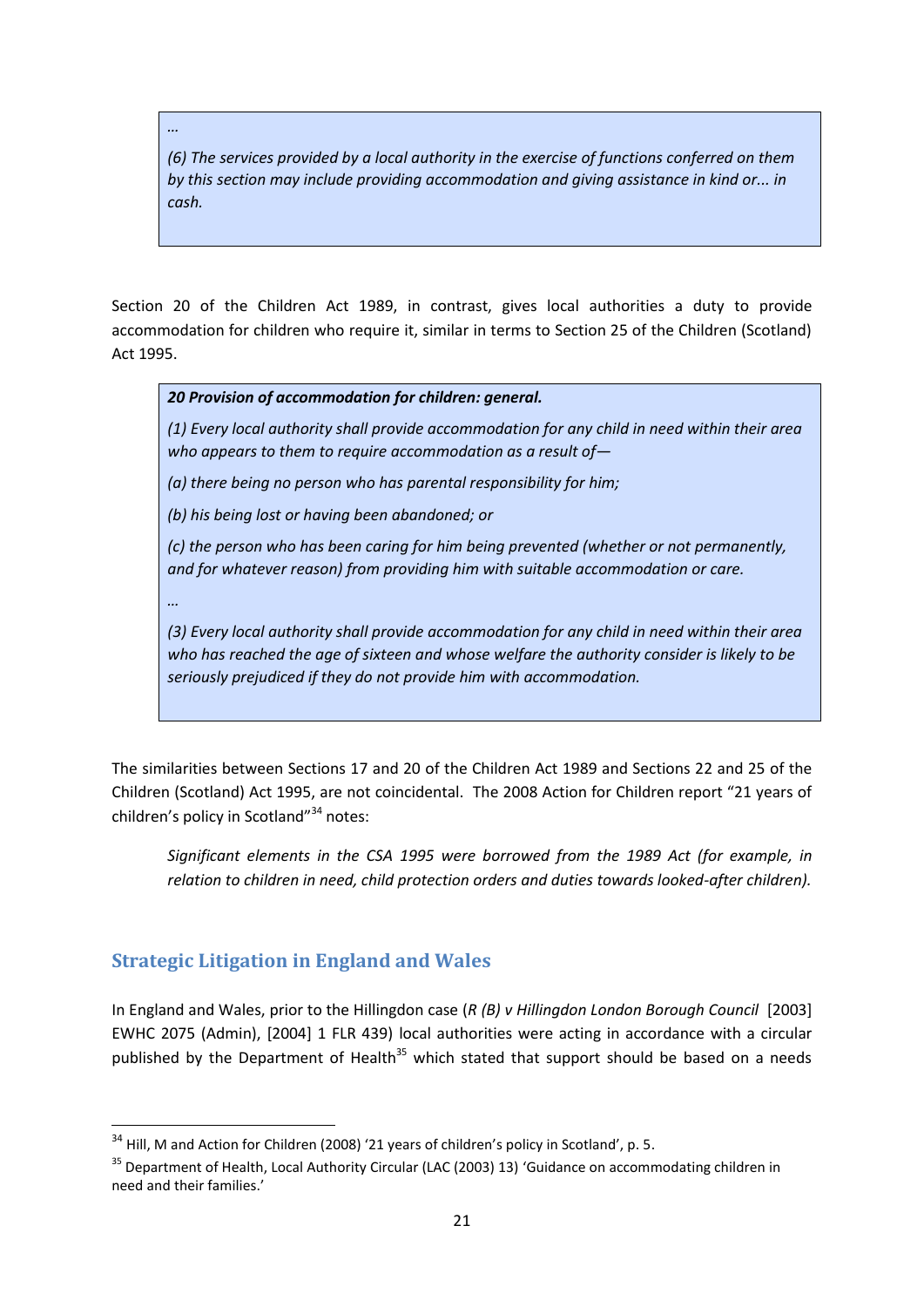> …
>
> *(6) The services provided by a local authority in the exercise of functions conferred on them by this section may include providing accommodation and giving assistance in kind or... in cash.*

Section 20 of the Children Act 1989, in contrast, gives local authorities a duty to provide accommodation for children who require it, similar in terms to Section 25 of the Children (Scotland) Act 1995.

> ***20 Provision of accommodation for children: general.***
>
> *(1) Every local authority shall provide accommodation for any child in need within their area who appears to them to require accommodation as a result of—*
>
> *(a) there being no person who has parental responsibility for him;*
>
> *(b) his being lost or having been abandoned; or*
>
> *(c) the person who has been caring for him being prevented (whether or not permanently, and for whatever reason) from providing him with suitable accommodation or care.*
>
> …
>
> *(3) Every local authority shall provide accommodation for any child in need within their area who has reached the age of sixteen and whose welfare the authority consider is likely to be seriously prejudiced if they do not provide him with accommodation.*

The similarities between Sections 17 and 20 of the Children Act 1989 and Sections 22 and 25 of the Children (Scotland) Act 1995, are not coincidental. The 2008 Action for Children report "21 years of children's policy in Scotland"[34] notes:

> *Significant elements in the CSA 1995 were borrowed from the 1989 Act (for example, in relation to children in need, child protection orders and duties towards looked-after children).*

## Strategic Litigation in England and Wales

In England and Wales, prior to the Hillingdon case (*R (B) v Hillingdon London Borough Council* [2003] EWHC 2075 (Admin), [2004] 1 FLR 439) local authorities were acting in accordance with a circular published by the Department of Health[35] which stated that support should be based on a needs

---

[34] Hill, M and Action for Children (2008) '21 years of children's policy in Scotland', p. 5.

[35] Department of Health, Local Authority Circular (LAC (2003) 13) 'Guidance on accommodating children in need and their families.'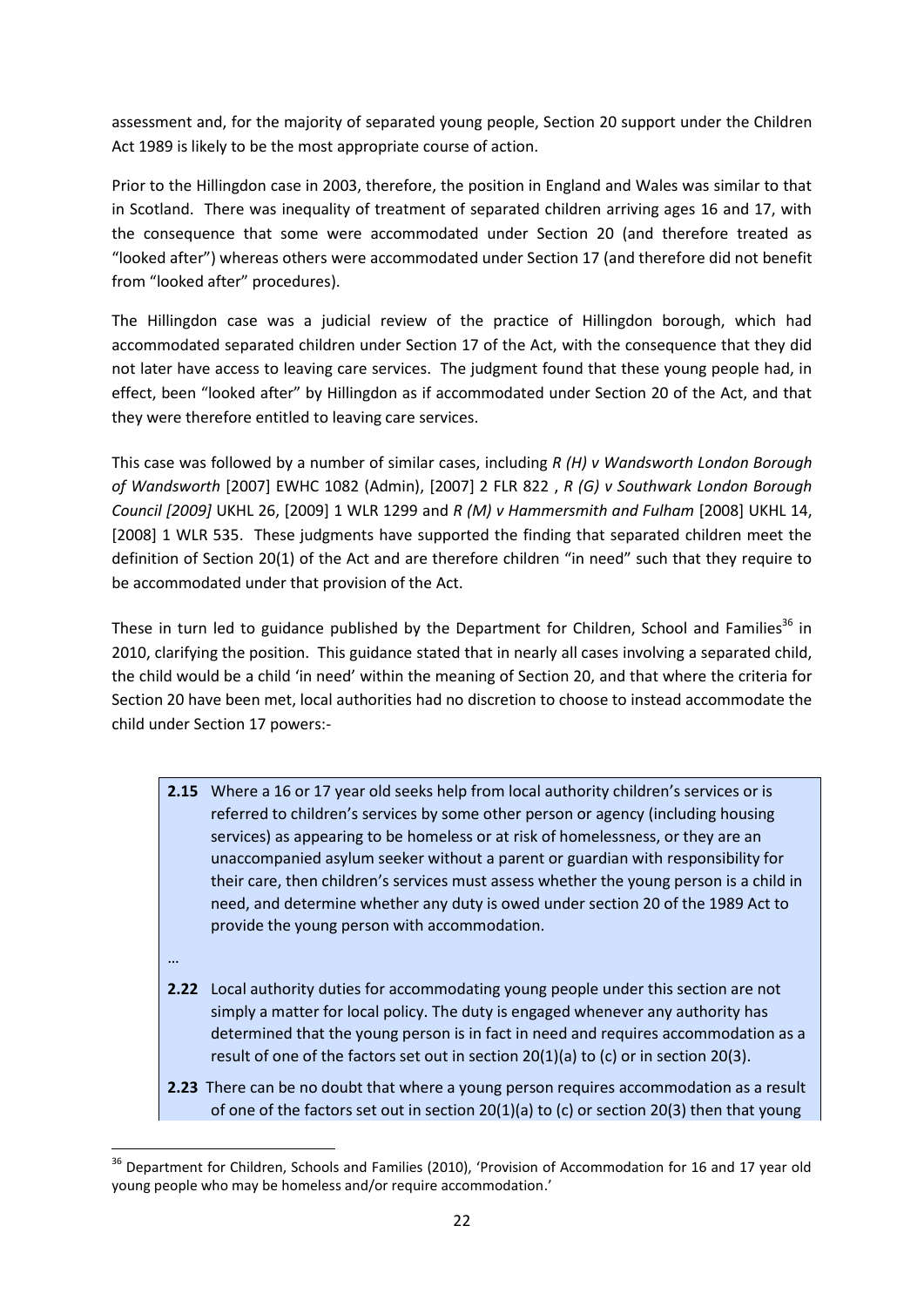assessment and, for the majority of separated young people, Section 20 support under the Children Act 1989 is likely to be the most appropriate course of action.

Prior to the Hillingdon case in 2003, therefore, the position in England and Wales was similar to that in Scotland. There was inequality of treatment of separated children arriving ages 16 and 17, with the consequence that some were accommodated under Section 20 (and therefore treated as "looked after") whereas others were accommodated under Section 17 (and therefore did not benefit from "looked after" procedures).

The Hillingdon case was a judicial review of the practice of Hillingdon borough, which had accommodated separated children under Section 17 of the Act, with the consequence that they did not later have access to leaving care services. The judgment found that these young people had, in effect, been "looked after" by Hillingdon as if accommodated under Section 20 of the Act, and that they were therefore entitled to leaving care services.

This case was followed by a number of similar cases, including *R (H) v Wandsworth London Borough of Wandsworth* [2007] EWHC 1082 (Admin), [2007] 2 FLR 822 , *R (G) v Southwark London Borough Council [2009]* UKHL 26, [2009] 1 WLR 1299 and *R (M) v Hammersmith and Fulham* [2008] UKHL 14, [2008] 1 WLR 535. These judgments have supported the finding that separated children meet the definition of Section 20(1) of the Act and are therefore children "in need" such that they require to be accommodated under that provision of the Act.

These in turn led to guidance published by the Department for Children, School and Families[36] in 2010, clarifying the position. This guidance stated that in nearly all cases involving a separated child, the child would be a child 'in need' within the meaning of Section 20, and that where the criteria for Section 20 have been met, local authorities had no discretion to choose to instead accommodate the child under Section 17 powers:-

> **2.15** Where a 16 or 17 year old seeks help from local authority children's services or is referred to children's services by some other person or agency (including housing services) as appearing to be homeless or at risk of homelessness, or they are an unaccompanied asylum seeker without a parent or guardian with responsibility for their care, then children's services must assess whether the young person is a child in need, and determine whether any duty is owed under section 20 of the 1989 Act to provide the young person with accommodation.
>
> …
>
> **2.22** Local authority duties for accommodating young people under this section are not simply a matter for local policy. The duty is engaged whenever any authority has determined that the young person is in fact in need and requires accommodation as a result of one of the factors set out in section 20(1)(a) to (c) or in section 20(3).
>
> **2.23** There can be no doubt that where a young person requires accommodation as a result of one of the factors set out in section 20(1)(a) to (c) or section 20(3) then that young

[36] Department for Children, Schools and Families (2010), 'Provision of Accommodation for 16 and 17 year old young people who may be homeless and/or require accommodation.'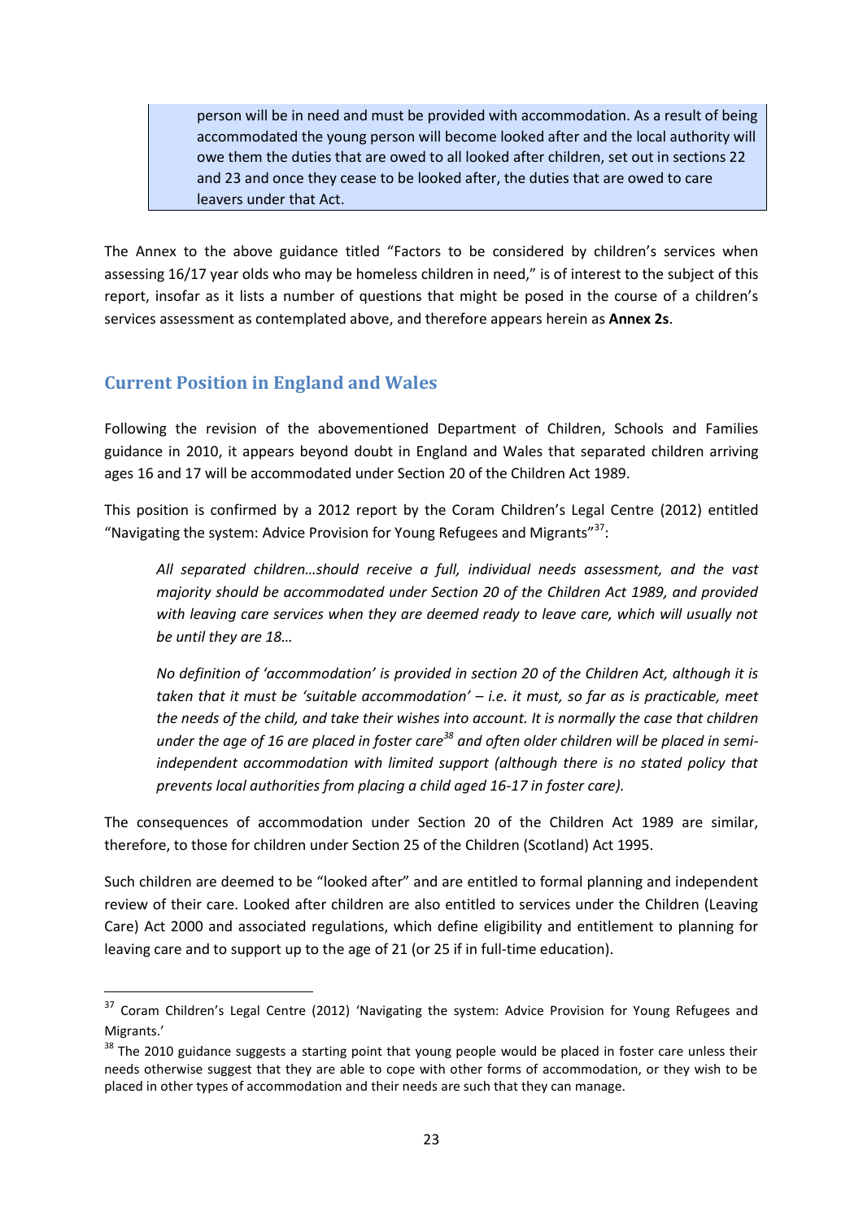> person will be in need and must be provided with accommodation. As a result of being accommodated the young person will become looked after and the local authority will owe them the duties that are owed to all looked after children, set out in sections 22 and 23 and once they cease to be looked after, the duties that are owed to care leavers under that Act.

The Annex to the above guidance titled "Factors to be considered by children's services when assessing 16/17 year olds who may be homeless children in need," is of interest to the subject of this report, insofar as it lists a number of questions that might be posed in the course of a children's services assessment as contemplated above, and therefore appears herein as **Annex 2s**.

## Current Position in England and Wales

Following the revision of the abovementioned Department of Children, Schools and Families guidance in 2010, it appears beyond doubt in England and Wales that separated children arriving ages 16 and 17 will be accommodated under Section 20 of the Children Act 1989.

This position is confirmed by a 2012 report by the Coram Children's Legal Centre (2012) entitled "Navigating the system: Advice Provision for Young Refugees and Migrants"[37]:

> *All separated children…should receive a full, individual needs assessment, and the vast majority should be accommodated under Section 20 of the Children Act 1989, and provided with leaving care services when they are deemed ready to leave care, which will usually not be until they are 18…*
>
> *No definition of 'accommodation' is provided in section 20 of the Children Act, although it is taken that it must be 'suitable accommodation' – i.e. it must, so far as is practicable, meet the needs of the child, and take their wishes into account. It is normally the case that children under the age of 16 are placed in foster care[38] and often older children will be placed in semi-independent accommodation with limited support (although there is no stated policy that prevents local authorities from placing a child aged 16-17 in foster care).*

The consequences of accommodation under Section 20 of the Children Act 1989 are similar, therefore, to those for children under Section 25 of the Children (Scotland) Act 1995.

Such children are deemed to be "looked after" and are entitled to formal planning and independent review of their care. Looked after children are also entitled to services under the Children (Leaving Care) Act 2000 and associated regulations, which define eligibility and entitlement to planning for leaving care and to support up to the age of 21 (or 25 if in full-time education).

---

[37] Coram Children's Legal Centre (2012) 'Navigating the system: Advice Provision for Young Refugees and Migrants.'

[38] The 2010 guidance suggests a starting point that young people would be placed in foster care unless their needs otherwise suggest that they are able to cope with other forms of accommodation, or they wish to be placed in other types of accommodation and their needs are such that they can manage.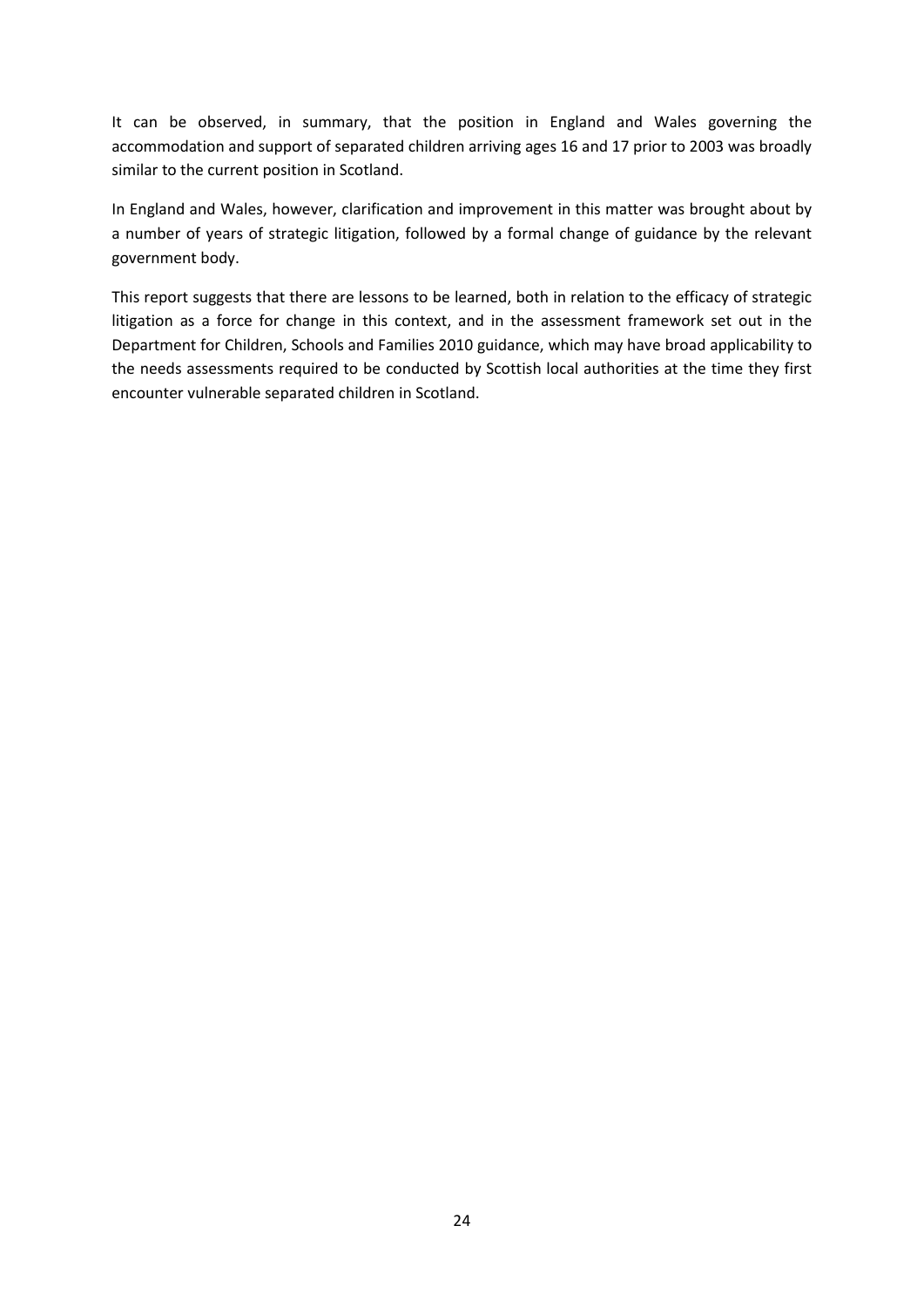It can be observed, in summary, that the position in England and Wales governing the accommodation and support of separated children arriving ages 16 and 17 prior to 2003 was broadly similar to the current position in Scotland.

In England and Wales, however, clarification and improvement in this matter was brought about by a number of years of strategic litigation, followed by a formal change of guidance by the relevant government body.

This report suggests that there are lessons to be learned, both in relation to the efficacy of strategic litigation as a force for change in this context, and in the assessment framework set out in the Department for Children, Schools and Families 2010 guidance, which may have broad applicability to the needs assessments required to be conducted by Scottish local authorities at the time they first encounter vulnerable separated children in Scotland.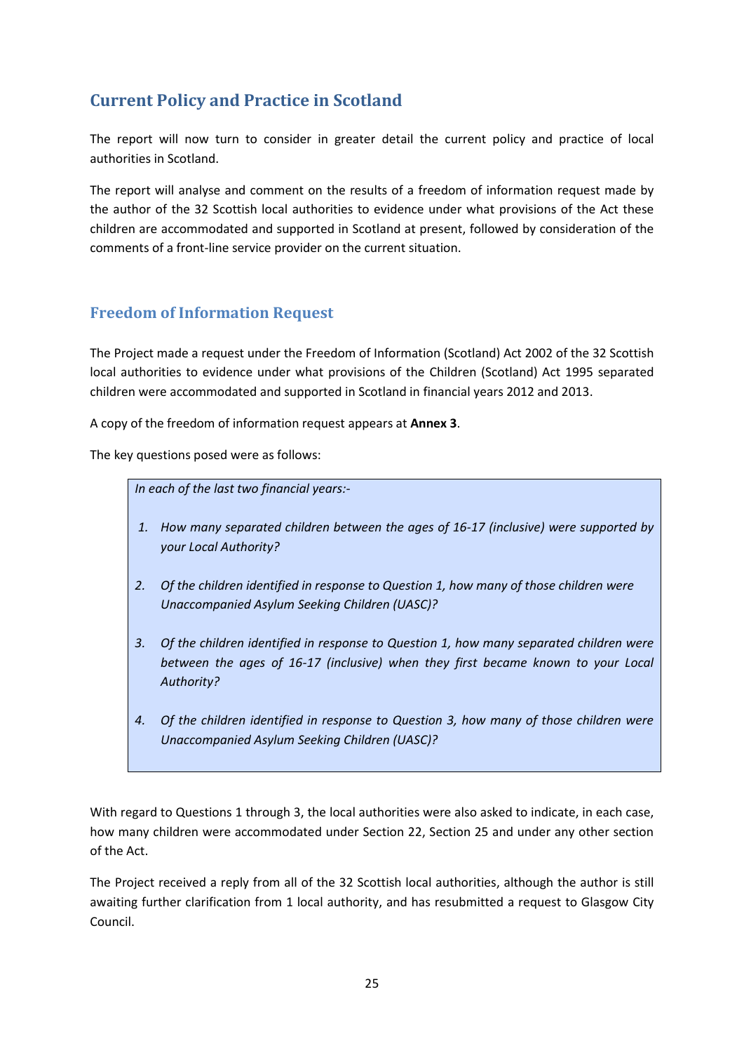## Current Policy and Practice in Scotland

The report will now turn to consider in greater detail the current policy and practice of local authorities in Scotland.

The report will analyse and comment on the results of a freedom of information request made by the author of the 32 Scottish local authorities to evidence under what provisions of the Act these children are accommodated and supported in Scotland at present, followed by consideration of the comments of a front-line service provider on the current situation.

### Freedom of Information Request

The Project made a request under the Freedom of Information (Scotland) Act 2002 of the 32 Scottish local authorities to evidence under what provisions of the Children (Scotland) Act 1995 separated children were accommodated and supported in Scotland in financial years 2012 and 2013.

A copy of the freedom of information request appears at **Annex 3**.

The key questions posed were as follows:

*In each of the last two financial years:-*

1. *How many separated children between the ages of 16-17 (inclusive) were supported by your Local Authority?*
2. *Of the children identified in response to Question 1, how many of those children were Unaccompanied Asylum Seeking Children (UASC)?*
3. *Of the children identified in response to Question 1, how many separated children were between the ages of 16-17 (inclusive) when they first became known to your Local Authority?*
4. *Of the children identified in response to Question 3, how many of those children were Unaccompanied Asylum Seeking Children (UASC)?*

With regard to Questions 1 through 3, the local authorities were also asked to indicate, in each case, how many children were accommodated under Section 22, Section 25 and under any other section of the Act.

The Project received a reply from all of the 32 Scottish local authorities, although the author is still awaiting further clarification from 1 local authority, and has resubmitted a request to Glasgow City Council.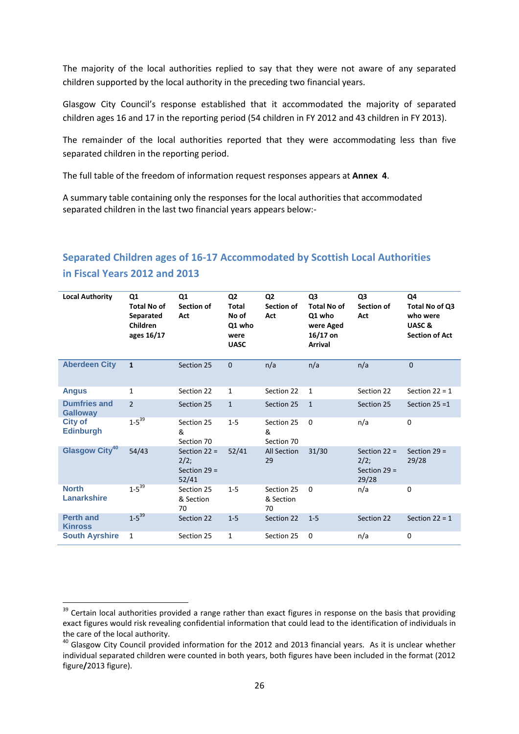The majority of the local authorities replied to say that they were not aware of any separated children supported by the local authority in the preceding two financial years.

Glasgow City Council's response established that it accommodated the majority of separated children ages 16 and 17 in the reporting period (54 children in FY 2012 and 43 children in FY 2013).

The remainder of the local authorities reported that they were accommodating less than five separated children in the reporting period.

The full table of the freedom of information request responses appears at **Annex 4**.

A summary table containing only the responses for the local authorities that accommodated separated children in the last two financial years appears below:-

## Separated Children ages of 16-17 Accommodated by Scottish Local Authorities in Fiscal Years 2012 and 2013

| Local Authority | Q1 Total No of Separated Children ages 16/17 | Q1 Section of Act | Q2 Total No of Q1 who were UASC | Q2 Section of Act | Q3 Total No of Q1 who were Aged 16/17 on Arrival | Q3 Section of Act | Q4 Total No of Q3 who were UASC & Section of Act |
|---|---|---|---|---|---|---|---|
| Aberdeen City | **1** | Section 25 | 0 | n/a | n/a | n/a | 0 |
| Angus | 1 | Section 22 | 1 | Section 22 | 1 | Section 22 | Section 22 = 1 |
| Dumfries and Galloway | 2 | Section 25 | 1 | Section 25 | 1 | Section 25 | Section 25 =1 |
| City of Edinburgh | 1-5[39] | Section 25 & Section 70 | 1-5 | Section 25 & Section 70 | 0 | n/a | 0 |
| Glasgow City[40] | 54/43 | Section 22 = 2/2; Section 29 = 52/41 | 52/41 | All Section 29 | 31/30 | Section 22 = 2/2; Section 29 = 29/28 | Section 29 = 29/28 |
| North Lanarkshire | 1-5[39] | Section 25 & Section 70 | 1-5 | Section 25 & Section 70 | 0 | n/a | 0 |
| Perth and Kinross | 1-5[39] | Section 22 | 1-5 | Section 22 | 1-5 | Section 22 | Section 22 = 1 |
| South Ayrshire | 1 | Section 25 | 1 | Section 25 | 0 | n/a | 0 |

[39] Certain local authorities provided a range rather than exact figures in response on the basis that providing exact figures would risk revealing confidential information that could lead to the identification of individuals in the care of the local authority.

[40] Glasgow City Council provided information for the 2012 and 2013 financial years. As it is unclear whether individual separated children were counted in both years, both figures have been included in the format (2012 figure**/**2013 figure).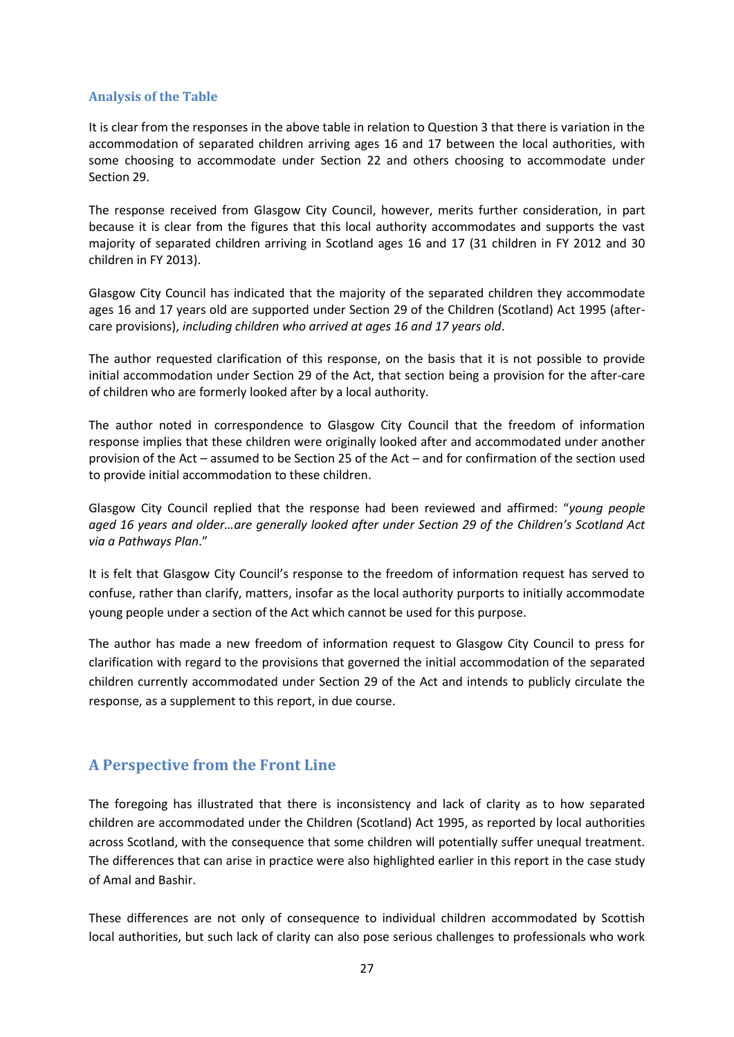### Analysis of the Table

It is clear from the responses in the above table in relation to Question 3 that there is variation in the accommodation of separated children arriving ages 16 and 17 between the local authorities, with some choosing to accommodate under Section 22 and others choosing to accommodate under Section 29.

The response received from Glasgow City Council, however, merits further consideration, in part because it is clear from the figures that this local authority accommodates and supports the vast majority of separated children arriving in Scotland ages 16 and 17 (31 children in FY 2012 and 30 children in FY 2013).

Glasgow City Council has indicated that the majority of the separated children they accommodate ages 16 and 17 years old are supported under Section 29 of the Children (Scotland) Act 1995 (after-care provisions), *including children who arrived at ages 16 and 17 years old*.

The author requested clarification of this response, on the basis that it is not possible to provide initial accommodation under Section 29 of the Act, that section being a provision for the after-care of children who are formerly looked after by a local authority.

The author noted in correspondence to Glasgow City Council that the freedom of information response implies that these children were originally looked after and accommodated under another provision of the Act – assumed to be Section 25 of the Act – and for confirmation of the section used to provide initial accommodation to these children.

Glasgow City Council replied that the response had been reviewed and affirmed: "*young people aged 16 years and older…are generally looked after under Section 29 of the Children's Scotland Act via a Pathways Plan*."

It is felt that Glasgow City Council's response to the freedom of information request has served to confuse, rather than clarify, matters, insofar as the local authority purports to initially accommodate young people under a section of the Act which cannot be used for this purpose.

The author has made a new freedom of information request to Glasgow City Council to press for clarification with regard to the provisions that governed the initial accommodation of the separated children currently accommodated under Section 29 of the Act and intends to publicly circulate the response, as a supplement to this report, in due course.

## A Perspective from the Front Line

The foregoing has illustrated that there is inconsistency and lack of clarity as to how separated children are accommodated under the Children (Scotland) Act 1995, as reported by local authorities across Scotland, with the consequence that some children will potentially suffer unequal treatment. The differences that can arise in practice were also highlighted earlier in this report in the case study of Amal and Bashir.

These differences are not only of consequence to individual children accommodated by Scottish local authorities, but such lack of clarity can also pose serious challenges to professionals who work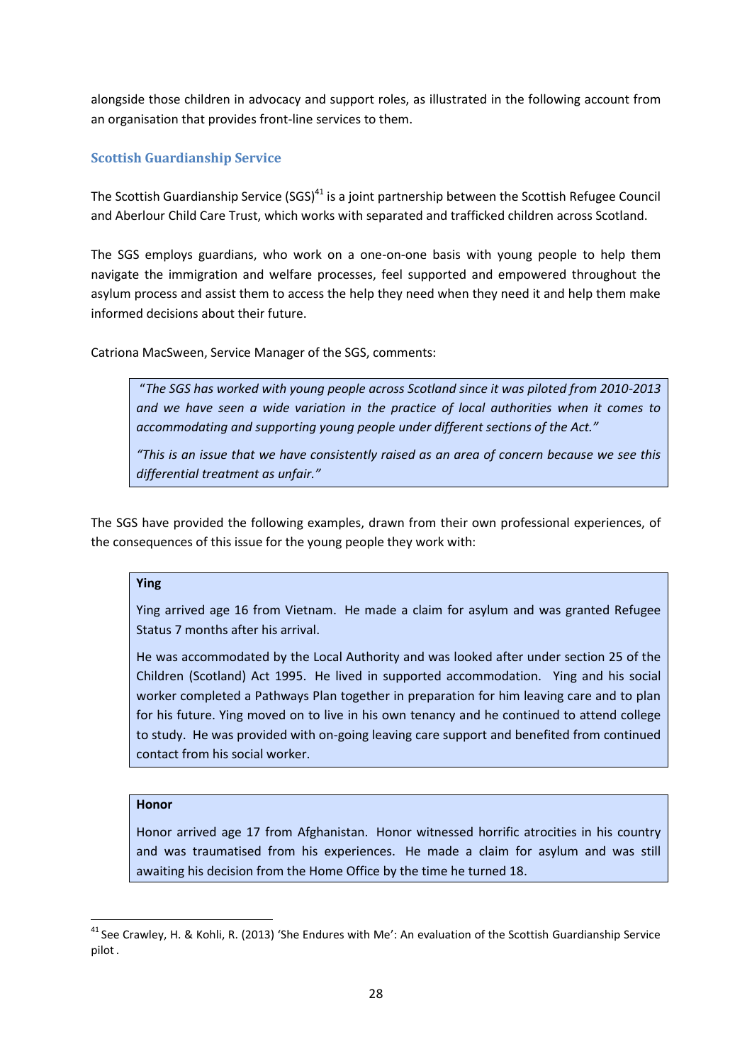alongside those children in advocacy and support roles, as illustrated in the following account from an organisation that provides front-line services to them.

### Scottish Guardianship Service

The Scottish Guardianship Service (SGS)[41] is a joint partnership between the Scottish Refugee Council and Aberlour Child Care Trust, which works with separated and trafficked children across Scotland.

The SGS employs guardians, who work on a one-on-one basis with young people to help them navigate the immigration and welfare processes, feel supported and empowered throughout the asylum process and assist them to access the help they need when they need it and help them make informed decisions about their future.

Catriona MacSween, Service Manager of the SGS, comments:

> *"The SGS has worked with young people across Scotland since it was piloted from 2010-2013 and we have seen a wide variation in the practice of local authorities when it comes to accommodating and supporting young people under different sections of the Act."*
>
> *"This is an issue that we have consistently raised as an area of concern because we see this differential treatment as unfair."*

The SGS have provided the following examples, drawn from their own professional experiences, of the consequences of this issue for the young people they work with:

> **Ying**
>
> Ying arrived age 16 from Vietnam. He made a claim for asylum and was granted Refugee Status 7 months after his arrival.
>
> He was accommodated by the Local Authority and was looked after under section 25 of the Children (Scotland) Act 1995. He lived in supported accommodation. Ying and his social worker completed a Pathways Plan together in preparation for him leaving care and to plan for his future. Ying moved on to live in his own tenancy and he continued to attend college to study. He was provided with on-going leaving care support and benefited from continued contact from his social worker.

> **Honor**
>
> Honor arrived age 17 from Afghanistan. Honor witnessed horrific atrocities in his country and was traumatised from his experiences. He made a claim for asylum and was still awaiting his decision from the Home Office by the time he turned 18.

---

[41] See Crawley, H. & Kohli, R. (2013) 'She Endures with Me': An evaluation of the Scottish Guardianship Service pilot .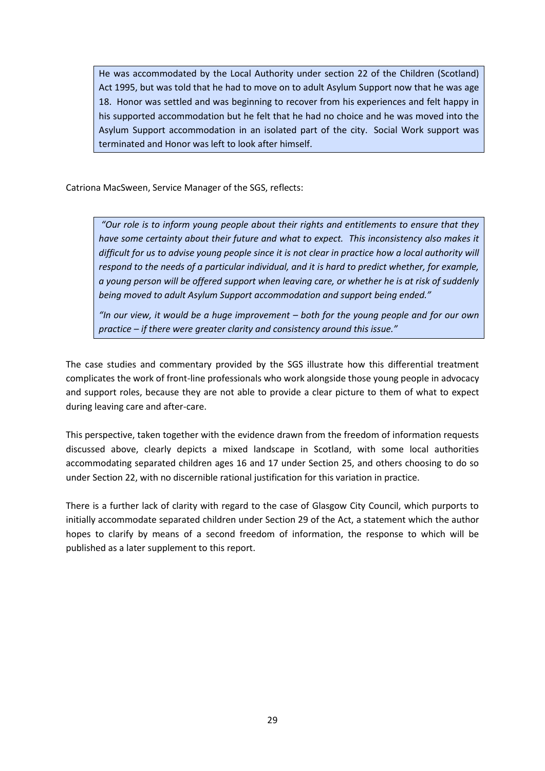> He was accommodated by the Local Authority under section 22 of the Children (Scotland) Act 1995, but was told that he had to move on to adult Asylum Support now that he was age 18. Honor was settled and was beginning to recover from his experiences and felt happy in his supported accommodation but he felt that he had no choice and he was moved into the Asylum Support accommodation in an isolated part of the city. Social Work support was terminated and Honor was left to look after himself.

Catriona MacSween, Service Manager of the SGS, reflects:

> *"Our role is to inform young people about their rights and entitlements to ensure that they have some certainty about their future and what to expect. This inconsistency also makes it difficult for us to advise young people since it is not clear in practice how a local authority will respond to the needs of a particular individual, and it is hard to predict whether, for example, a young person will be offered support when leaving care, or whether he is at risk of suddenly being moved to adult Asylum Support accommodation and support being ended."*
>
> *"In our view, it would be a huge improvement – both for the young people and for our own practice – if there were greater clarity and consistency around this issue."*

The case studies and commentary provided by the SGS illustrate how this differential treatment complicates the work of front-line professionals who work alongside those young people in advocacy and support roles, because they are not able to provide a clear picture to them of what to expect during leaving care and after-care.

This perspective, taken together with the evidence drawn from the freedom of information requests discussed above, clearly depicts a mixed landscape in Scotland, with some local authorities accommodating separated children ages 16 and 17 under Section 25, and others choosing to do so under Section 22, with no discernible rational justification for this variation in practice.

There is a further lack of clarity with regard to the case of Glasgow City Council, which purports to initially accommodate separated children under Section 29 of the Act, a statement which the author hopes to clarify by means of a second freedom of information, the response to which will be published as a later supplement to this report.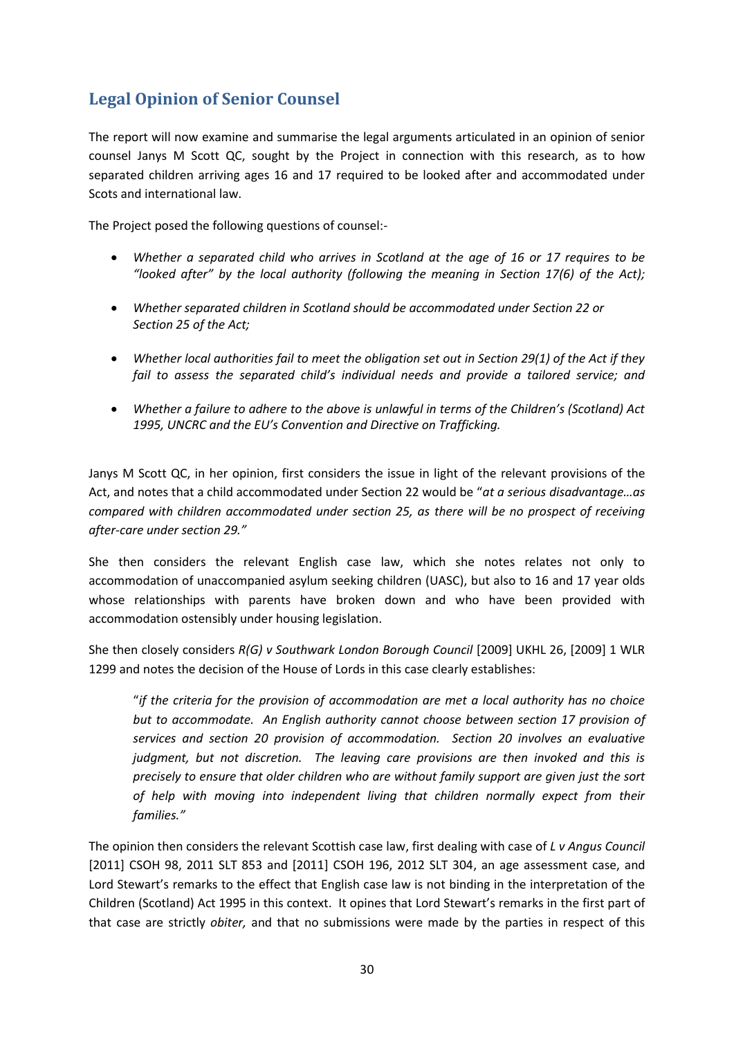## Legal Opinion of Senior Counsel

The report will now examine and summarise the legal arguments articulated in an opinion of senior counsel Janys M Scott QC, sought by the Project in connection with this research, as to how separated children arriving ages 16 and 17 required to be looked after and accommodated under Scots and international law.

The Project posed the following questions of counsel:-

- *Whether a separated child who arrives in Scotland at the age of 16 or 17 requires to be "looked after" by the local authority (following the meaning in Section 17(6) of the Act);*
- *Whether separated children in Scotland should be accommodated under Section 22 or Section 25 of the Act;*
- *Whether local authorities fail to meet the obligation set out in Section 29(1) of the Act if they fail to assess the separated child's individual needs and provide a tailored service; and*
- *Whether a failure to adhere to the above is unlawful in terms of the Children's (Scotland) Act 1995, UNCRC and the EU's Convention and Directive on Trafficking.*

Janys M Scott QC, in her opinion, first considers the issue in light of the relevant provisions of the Act, and notes that a child accommodated under Section 22 would be "*at a serious disadvantage…as compared with children accommodated under section 25, as there will be no prospect of receiving after-care under section 29."*

She then considers the relevant English case law, which she notes relates not only to accommodation of unaccompanied asylum seeking children (UASC), but also to 16 and 17 year olds whose relationships with parents have broken down and who have been provided with accommodation ostensibly under housing legislation.

She then closely considers *R(G) v Southwark London Borough Council* [2009] UKHL 26, [2009] 1 WLR 1299 and notes the decision of the House of Lords in this case clearly establishes:

> "*if the criteria for the provision of accommodation are met a local authority has no choice but to accommodate. An English authority cannot choose between section 17 provision of services and section 20 provision of accommodation. Section 20 involves an evaluative judgment, but not discretion. The leaving care provisions are then invoked and this is precisely to ensure that older children who are without family support are given just the sort of help with moving into independent living that children normally expect from their families."*

The opinion then considers the relevant Scottish case law, first dealing with case of *L v Angus Council* [2011] CSOH 98, 2011 SLT 853 and [2011] CSOH 196, 2012 SLT 304, an age assessment case, and Lord Stewart's remarks to the effect that English case law is not binding in the interpretation of the Children (Scotland) Act 1995 in this context. It opines that Lord Stewart's remarks in the first part of that case are strictly *obiter,* and that no submissions were made by the parties in respect of this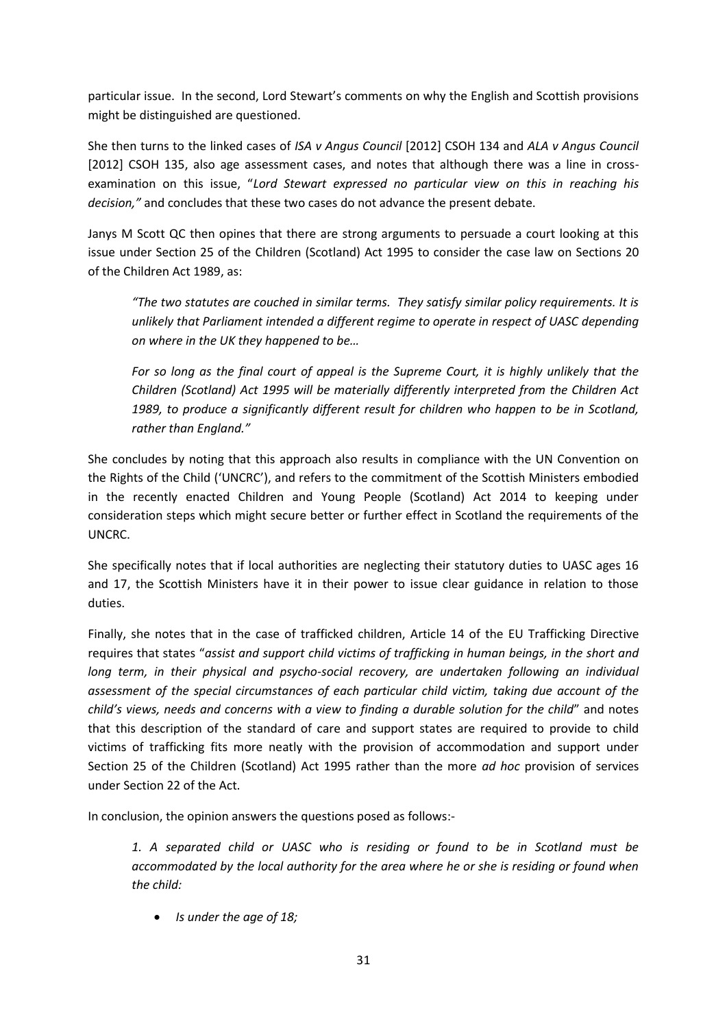particular issue. In the second, Lord Stewart's comments on why the English and Scottish provisions might be distinguished are questioned.

She then turns to the linked cases of *ISA v Angus Council* [2012] CSOH 134 and *ALA v Angus Council* [2012] CSOH 135, also age assessment cases, and notes that although there was a line in cross-examination on this issue, "*Lord Stewart expressed no particular view on this in reaching his decision,"* and concludes that these two cases do not advance the present debate.

Janys M Scott QC then opines that there are strong arguments to persuade a court looking at this issue under Section 25 of the Children (Scotland) Act 1995 to consider the case law on Sections 20 of the Children Act 1989, as:

> *"The two statutes are couched in similar terms. They satisfy similar policy requirements. It is unlikely that Parliament intended a different regime to operate in respect of UASC depending on where in the UK they happened to be…*
>
> *For so long as the final court of appeal is the Supreme Court, it is highly unlikely that the Children (Scotland) Act 1995 will be materially differently interpreted from the Children Act 1989, to produce a significantly different result for children who happen to be in Scotland, rather than England."*

She concludes by noting that this approach also results in compliance with the UN Convention on the Rights of the Child ('UNCRC'), and refers to the commitment of the Scottish Ministers embodied in the recently enacted Children and Young People (Scotland) Act 2014 to keeping under consideration steps which might secure better or further effect in Scotland the requirements of the UNCRC.

She specifically notes that if local authorities are neglecting their statutory duties to UASC ages 16 and 17, the Scottish Ministers have it in their power to issue clear guidance in relation to those duties.

Finally, she notes that in the case of trafficked children, Article 14 of the EU Trafficking Directive requires that states "*assist and support child victims of trafficking in human beings, in the short and long term, in their physical and psycho-social recovery, are undertaken following an individual assessment of the special circumstances of each particular child victim, taking due account of the child's views, needs and concerns with a view to finding a durable solution for the child*" and notes that this description of the standard of care and support states are required to provide to child victims of trafficking fits more neatly with the provision of accommodation and support under Section 25 of the Children (Scotland) Act 1995 rather than the more *ad hoc* provision of services under Section 22 of the Act.

In conclusion, the opinion answers the questions posed as follows:-

> *1. A separated child or UASC who is residing or found to be in Scotland must be accommodated by the local authority for the area where he or she is residing or found when the child:*
>
> - *Is under the age of 18;*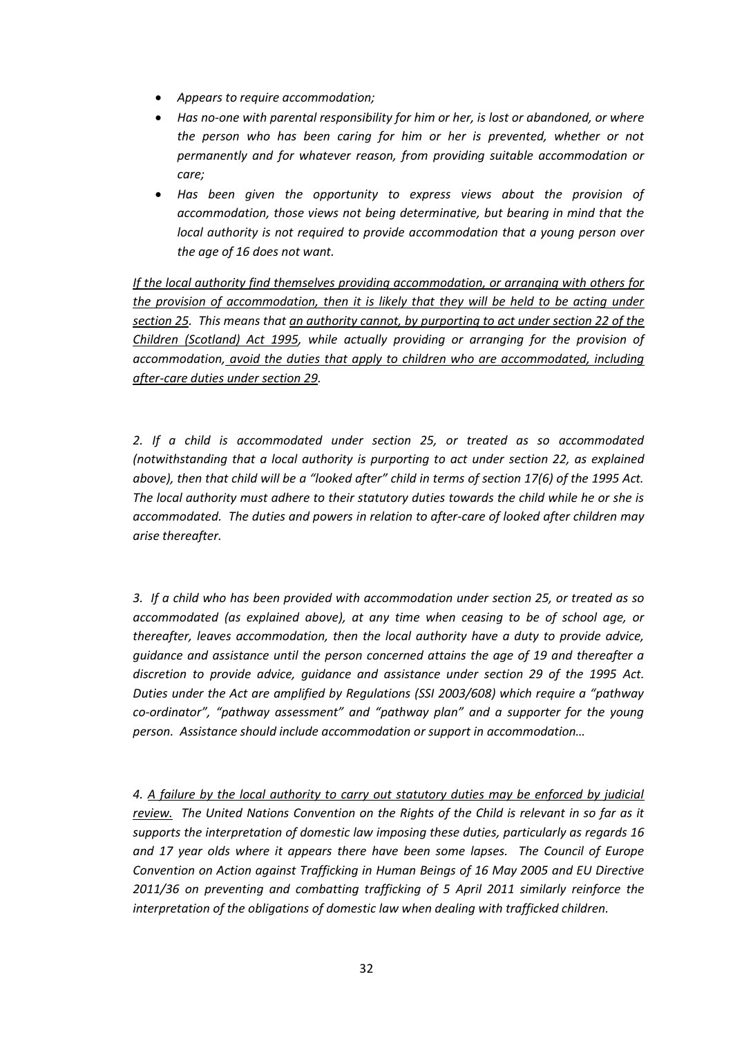- *Appears to require accommodation;*
- *Has no-one with parental responsibility for him or her, is lost or abandoned, or where the person who has been caring for him or her is prevented, whether or not permanently and for whatever reason, from providing suitable accommodation or care;*
- *Has been given the opportunity to express views about the provision of accommodation, those views not being determinative, but bearing in mind that the local authority is not required to provide accommodation that a young person over the age of 16 does not want.*

<u>*If the local authority find themselves providing accommodation, or arranging with others for the provision of accommodation, then it is likely that they will be held to be acting under section 25*</u>*. This means that* <u>*an authority cannot, by purporting to act under section 22 of the Children (Scotland) Act 1995*</u>*, while actually providing or arranging for the provision of accommodation,* <u>*avoid the duties that apply to children who are accommodated, including after-care duties under section 29*</u>*.*

*2. If a child is accommodated under section 25, or treated as so accommodated (notwithstanding that a local authority is purporting to act under section 22, as explained above), then that child will be a "looked after" child in terms of section 17(6) of the 1995 Act. The local authority must adhere to their statutory duties towards the child while he or she is accommodated. The duties and powers in relation to after-care of looked after children may arise thereafter.*

*3. If a child who has been provided with accommodation under section 25, or treated as so accommodated (as explained above), at any time when ceasing to be of school age, or thereafter, leaves accommodation, then the local authority have a duty to provide advice, guidance and assistance until the person concerned attains the age of 19 and thereafter a discretion to provide advice, guidance and assistance under section 29 of the 1995 Act. Duties under the Act are amplified by Regulations (SSI 2003/608) which require a "pathway co-ordinator", "pathway assessment" and "pathway plan" and a supporter for the young person. Assistance should include accommodation or support in accommodation…*

*4.* <u>*A failure by the local authority to carry out statutory duties may be enforced by judicial review.*</u> *The United Nations Convention on the Rights of the Child is relevant in so far as it supports the interpretation of domestic law imposing these duties, particularly as regards 16 and 17 year olds where it appears there have been some lapses. The Council of Europe Convention on Action against Trafficking in Human Beings of 16 May 2005 and EU Directive 2011/36 on preventing and combatting trafficking of 5 April 2011 similarly reinforce the interpretation of the obligations of domestic law when dealing with trafficked children.*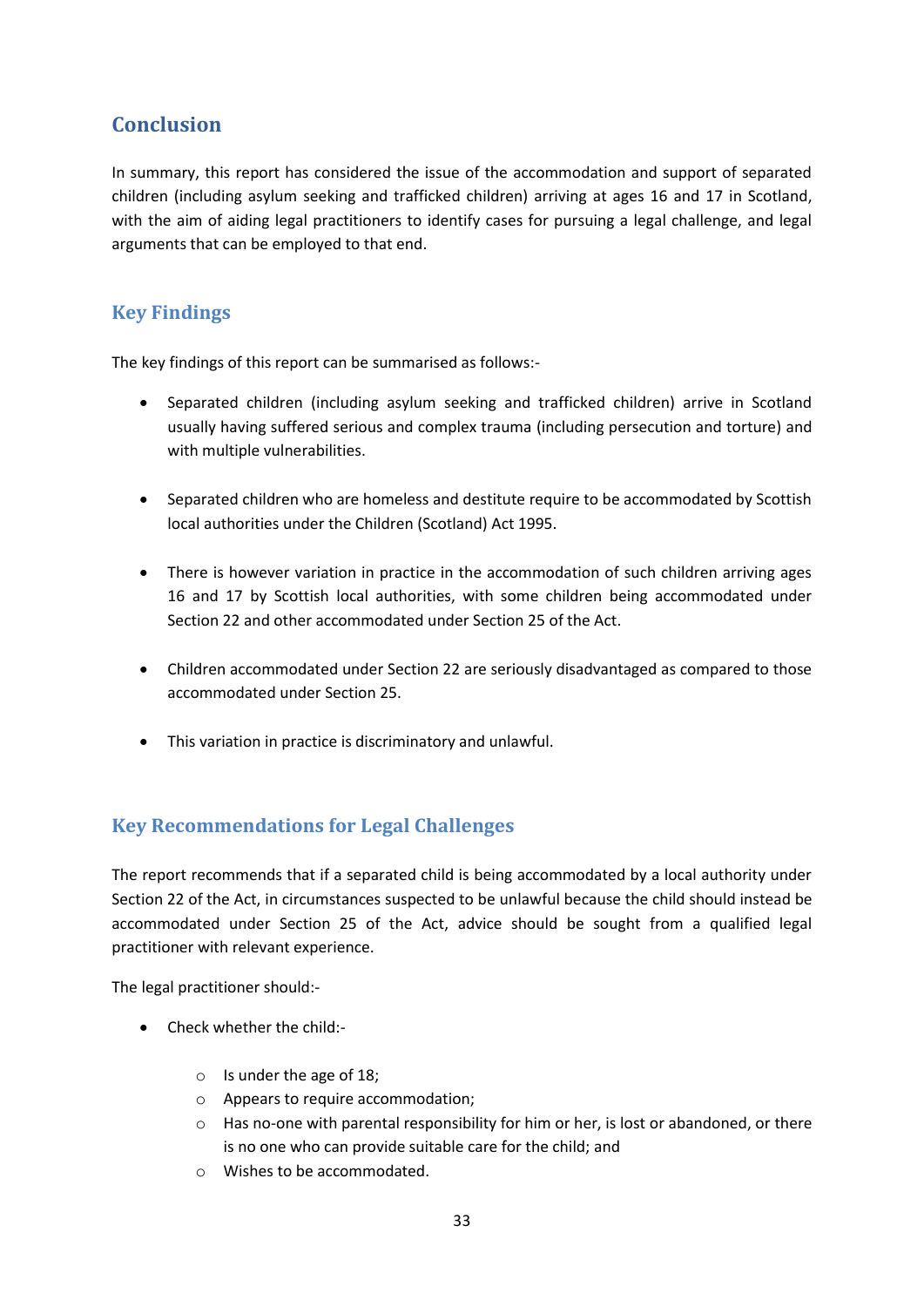## Conclusion

In summary, this report has considered the issue of the accommodation and support of separated children (including asylum seeking and trafficked children) arriving at ages 16 and 17 in Scotland, with the aim of aiding legal practitioners to identify cases for pursuing a legal challenge, and legal arguments that can be employed to that end.

## Key Findings

The key findings of this report can be summarised as follows:-

- Separated children (including asylum seeking and trafficked children) arrive in Scotland usually having suffered serious and complex trauma (including persecution and torture) and with multiple vulnerabilities.
- Separated children who are homeless and destitute require to be accommodated by Scottish local authorities under the Children (Scotland) Act 1995.
- There is however variation in practice in the accommodation of such children arriving ages 16 and 17 by Scottish local authorities, with some children being accommodated under Section 22 and other accommodated under Section 25 of the Act.
- Children accommodated under Section 22 are seriously disadvantaged as compared to those accommodated under Section 25.
- This variation in practice is discriminatory and unlawful.

## Key Recommendations for Legal Challenges

The report recommends that if a separated child is being accommodated by a local authority under Section 22 of the Act, in circumstances suspected to be unlawful because the child should instead be accommodated under Section 25 of the Act, advice should be sought from a qualified legal practitioner with relevant experience.

The legal practitioner should:-

- Check whether the child:-
    - Is under the age of 18;
    - Appears to require accommodation;
    - Has no-one with parental responsibility for him or her, is lost or abandoned, or there is no one who can provide suitable care for the child; and
    - Wishes to be accommodated.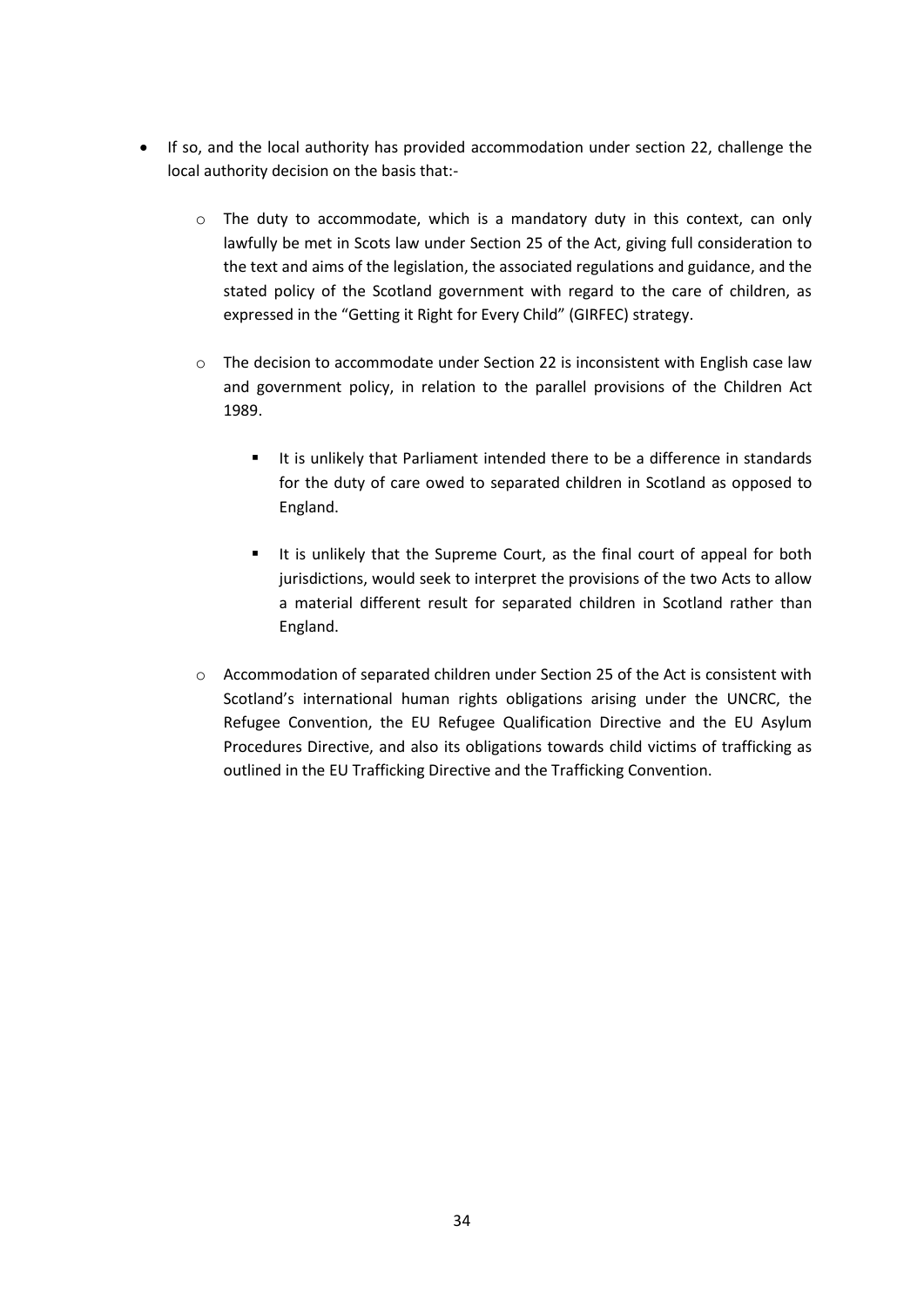- If so, and the local authority has provided accommodation under section 22, challenge the local authority decision on the basis that:-
  - The duty to accommodate, which is a mandatory duty in this context, can only lawfully be met in Scots law under Section 25 of the Act, giving full consideration to the text and aims of the legislation, the associated regulations and guidance, and the stated policy of the Scotland government with regard to the care of children, as expressed in the "Getting it Right for Every Child" (GIRFEC) strategy.
  - The decision to accommodate under Section 22 is inconsistent with English case law and government policy, in relation to the parallel provisions of the Children Act 1989.
    - It is unlikely that Parliament intended there to be a difference in standards for the duty of care owed to separated children in Scotland as opposed to England.
    - It is unlikely that the Supreme Court, as the final court of appeal for both jurisdictions, would seek to interpret the provisions of the two Acts to allow a material different result for separated children in Scotland rather than England.
  - Accommodation of separated children under Section 25 of the Act is consistent with Scotland's international human rights obligations arising under the UNCRC, the Refugee Convention, the EU Refugee Qualification Directive and the EU Asylum Procedures Directive, and also its obligations towards child victims of trafficking as outlined in the EU Trafficking Directive and the Trafficking Convention.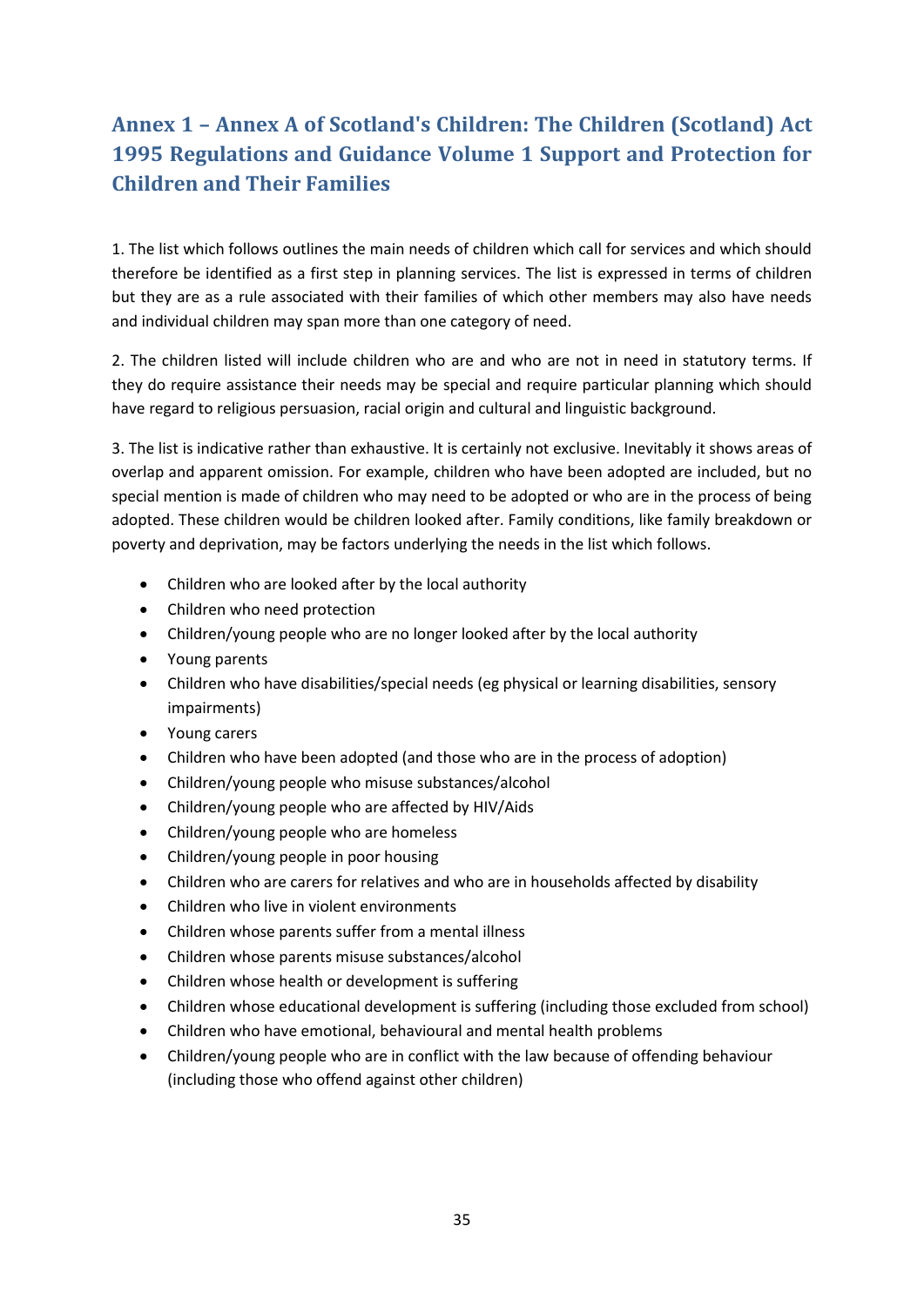## Annex 1 – Annex A of Scotland's Children: The Children (Scotland) Act 1995 Regulations and Guidance Volume 1 Support and Protection for Children and Their Families

1. The list which follows outlines the main needs of children which call for services and which should therefore be identified as a first step in planning services. The list is expressed in terms of children but they are as a rule associated with their families of which other members may also have needs and individual children may span more than one category of need.

2. The children listed will include children who are and who are not in need in statutory terms. If they do require assistance their needs may be special and require particular planning which should have regard to religious persuasion, racial origin and cultural and linguistic background.

3. The list is indicative rather than exhaustive. It is certainly not exclusive. Inevitably it shows areas of overlap and apparent omission. For example, children who have been adopted are included, but no special mention is made of children who may need to be adopted or who are in the process of being adopted. These children would be children looked after. Family conditions, like family breakdown or poverty and deprivation, may be factors underlying the needs in the list which follows.

- Children who are looked after by the local authority
- Children who need protection
- Children/young people who are no longer looked after by the local authority
- Young parents
- Children who have disabilities/special needs (eg physical or learning disabilities, sensory impairments)
- Young carers
- Children who have been adopted (and those who are in the process of adoption)
- Children/young people who misuse substances/alcohol
- Children/young people who are affected by HIV/Aids
- Children/young people who are homeless
- Children/young people in poor housing
- Children who are carers for relatives and who are in households affected by disability
- Children who live in violent environments
- Children whose parents suffer from a mental illness
- Children whose parents misuse substances/alcohol
- Children whose health or development is suffering
- Children whose educational development is suffering (including those excluded from school)
- Children who have emotional, behavioural and mental health problems
- Children/young people who are in conflict with the law because of offending behaviour (including those who offend against other children)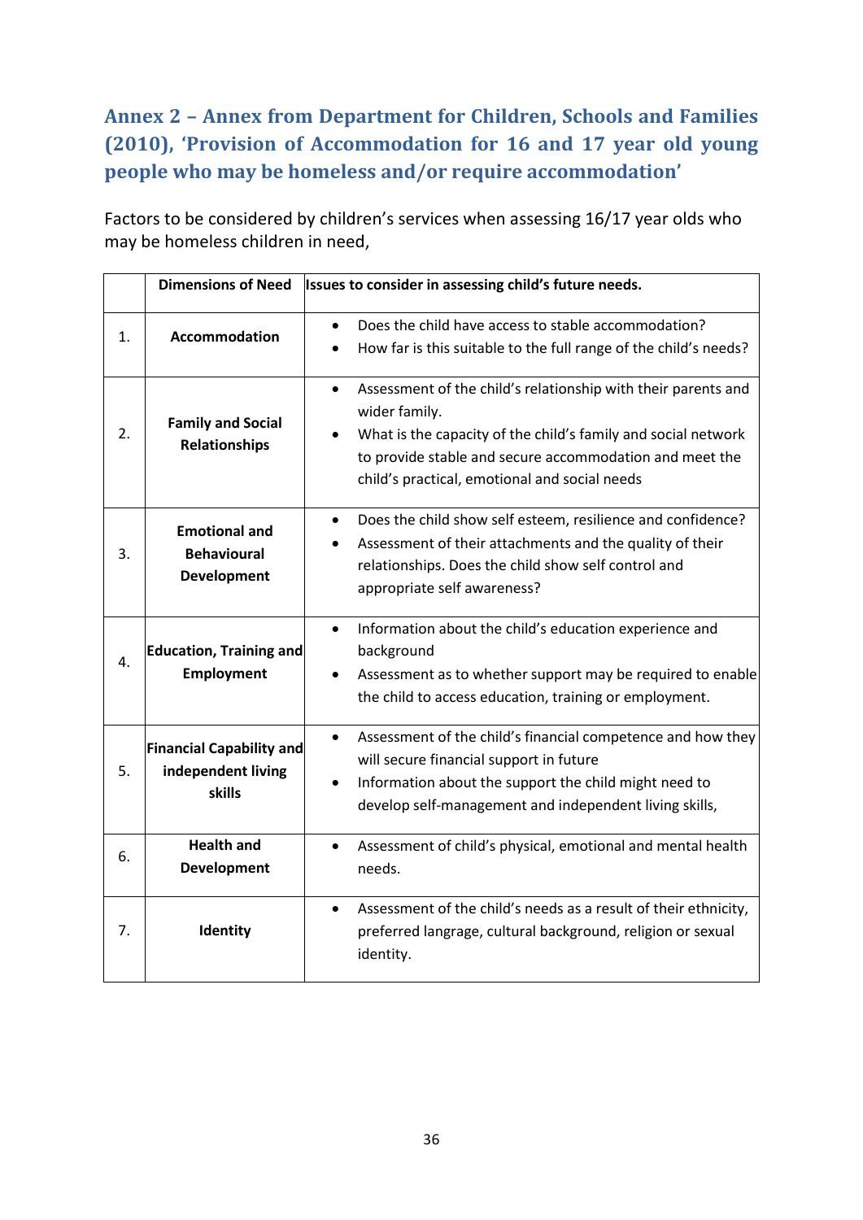## Annex 2 – Annex from Department for Children, Schools and Families (2010), 'Provision of Accommodation for 16 and 17 year old young people who may be homeless and/or require accommodation'

Factors to be considered by children's services when assessing 16/17 year olds who may be homeless children in need,

| | Dimensions of Need | Issues to consider in assessing child's future needs. |
|---|---|---|
| 1. | **Accommodation** | • Does the child have access to stable accommodation?<br>• How far is this suitable to the full range of the child's needs? |
| 2. | **Family and Social Relationships** | • Assessment of the child's relationship with their parents and wider family.<br>• What is the capacity of the child's family and social network to provide stable and secure accommodation and meet the child's practical, emotional and social needs |
| 3. | **Emotional and Behavioural Development** | • Does the child show self esteem, resilience and confidence?<br>• Assessment of their attachments and the quality of their relationships. Does the child show self control and appropriate self awareness? |
| 4. | **Education, Training and Employment** | • Information about the child's education experience and background<br>• Assessment as to whether support may be required to enable the child to access education, training or employment. |
| 5. | **Financial Capability and independent living skills** | • Assessment of the child's financial competence and how they will secure financial support in future<br>• Information about the support the child might need to develop self-management and independent living skills, |
| 6. | **Health and Development** | • Assessment of child's physical, emotional and mental health needs. |
| 7. | **Identity** | • Assessment of the child's needs as a result of their ethnicity, preferred langrage, cultural background, religion or sexual identity. |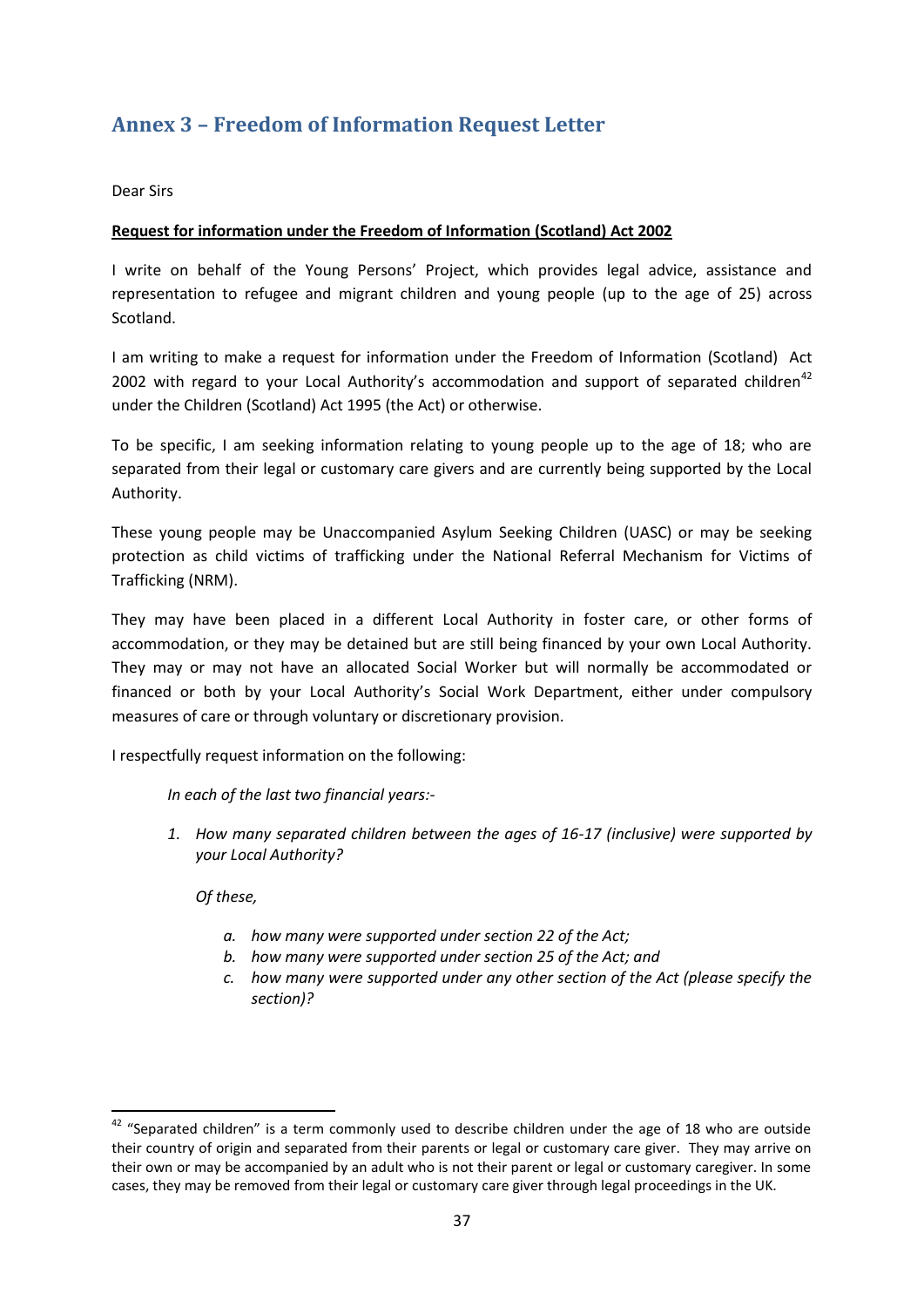## Annex 3 – Freedom of Information Request Letter

Dear Sirs

**Request for information under the Freedom of Information (Scotland) Act 2002**

I write on behalf of the Young Persons' Project, which provides legal advice, assistance and representation to refugee and migrant children and young people (up to the age of 25) across Scotland.

I am writing to make a request for information under the Freedom of Information (Scotland) Act 2002 with regard to your Local Authority's accommodation and support of separated children[42] under the Children (Scotland) Act 1995 (the Act) or otherwise.

To be specific, I am seeking information relating to young people up to the age of 18; who are separated from their legal or customary care givers and are currently being supported by the Local Authority.

These young people may be Unaccompanied Asylum Seeking Children (UASC) or may be seeking protection as child victims of trafficking under the National Referral Mechanism for Victims of Trafficking (NRM).

They may have been placed in a different Local Authority in foster care, or other forms of accommodation, or they may be detained but are still being financed by your own Local Authority. They may or may not have an allocated Social Worker but will normally be accommodated or financed or both by your Local Authority's Social Work Department, either under compulsory measures of care or through voluntary or discretionary provision.

I respectfully request information on the following:

*In each of the last two financial years:-*

1. *How many separated children between the ages of 16-17 (inclusive) were supported by your Local Authority?*

   *Of these,*

   a. *how many were supported under section 22 of the Act;*
   b. *how many were supported under section 25 of the Act; and*
   c. *how many were supported under any other section of the Act (please specify the section)?*

---

[42] "Separated children" is a term commonly used to describe children under the age of 18 who are outside their country of origin and separated from their parents or legal or customary care giver. They may arrive on their own or may be accompanied by an adult who is not their parent or legal or customary caregiver. In some cases, they may be removed from their legal or customary care giver through legal proceedings in the UK.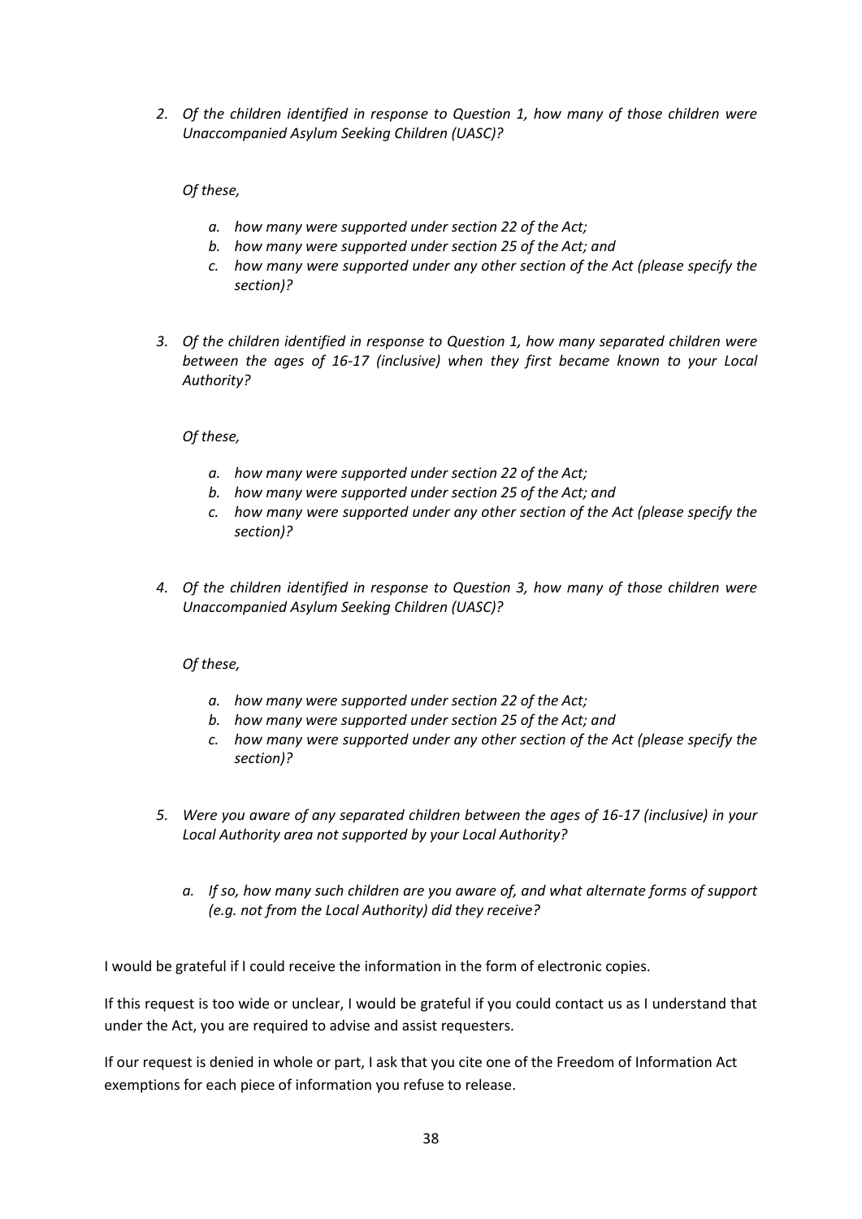2. *Of the children identified in response to Question 1, how many of those children were Unaccompanied Asylum Seeking Children (UASC)?*

   *Of these,*

   a. *how many were supported under section 22 of the Act;*
   b. *how many were supported under section 25 of the Act; and*
   c. *how many were supported under any other section of the Act (please specify the section)?*

3. *Of the children identified in response to Question 1, how many separated children were between the ages of 16-17 (inclusive) when they first became known to your Local Authority?*

   *Of these,*

   a. *how many were supported under section 22 of the Act;*
   b. *how many were supported under section 25 of the Act; and*
   c. *how many were supported under any other section of the Act (please specify the section)?*

4. *Of the children identified in response to Question 3, how many of those children were Unaccompanied Asylum Seeking Children (UASC)?*

   *Of these,*

   a. *how many were supported under section 22 of the Act;*
   b. *how many were supported under section 25 of the Act; and*
   c. *how many were supported under any other section of the Act (please specify the section)?*

5. *Were you aware of any separated children between the ages of 16-17 (inclusive) in your Local Authority area not supported by your Local Authority?*

   a. *If so, how many such children are you aware of, and what alternate forms of support (e.g. not from the Local Authority) did they receive?*

I would be grateful if I could receive the information in the form of electronic copies.

If this request is too wide or unclear, I would be grateful if you could contact us as I understand that under the Act, you are required to advise and assist requesters.

If our request is denied in whole or part, I ask that you cite one of the Freedom of Information Act exemptions for each piece of information you refuse to release.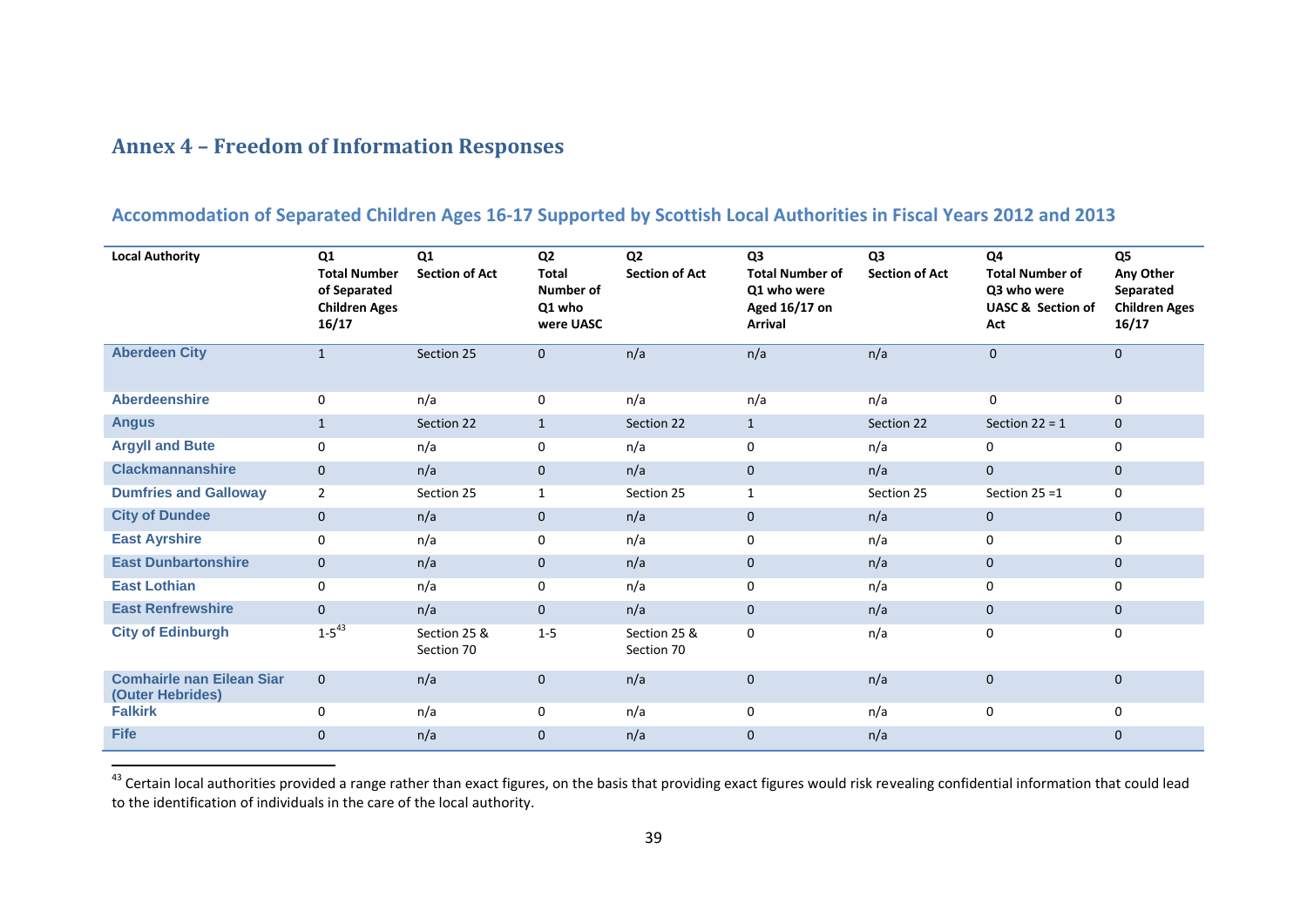# Annex 4 – Freedom of Information Responses

## Accommodation of Separated Children Ages 16-17 Supported by Scottish Local Authorities in Fiscal Years 2012 and 2013

| Local Authority | Q1 Total Number of Separated Children Ages 16/17 | Q1 Section of Act | Q2 Total Number of Q1 who were UASC | Q2 Section of Act | Q3 Total Number of Q1 who were Aged 16/17 on Arrival | Q3 Section of Act | Q4 Total Number of Q3 who were UASC & Section of Act | Q5 Any Other Separated Children Ages 16/17 |
|---|---|---|---|---|---|---|---|---|
| **Aberdeen City** | 1 | Section 25 | 0 | n/a | n/a | n/a | 0 | 0 |
| **Aberdeenshire** | 0 | n/a | 0 | n/a | n/a | n/a | 0 | 0 |
| **Angus** | 1 | Section 22 | 1 | Section 22 | 1 | Section 22 | Section 22 = 1 | 0 |
| **Argyll and Bute** | 0 | n/a | 0 | n/a | 0 | n/a | 0 | 0 |
| **Clackmannanshire** | 0 | n/a | 0 | n/a | 0 | n/a | 0 | 0 |
| **Dumfries and Galloway** | 2 | Section 25 | 1 | Section 25 | 1 | Section 25 | Section 25 =1 | 0 |
| **City of Dundee** | 0 | n/a | 0 | n/a | 0 | n/a | 0 | 0 |
| **East Ayrshire** | 0 | n/a | 0 | n/a | 0 | n/a | 0 | 0 |
| **East Dunbartonshire** | 0 | n/a | 0 | n/a | 0 | n/a | 0 | 0 |
| **East Lothian** | 0 | n/a | 0 | n/a | 0 | n/a | 0 | 0 |
| **East Renfrewshire** | 0 | n/a | 0 | n/a | 0 | n/a | 0 | 0 |
| **City of Edinburgh** | 1-5[43] | Section 25 & Section 70 | 1-5 | Section 25 & Section 70 | 0 | n/a | 0 | 0 |
| **Comhairle nan Eilean Siar (Outer Hebrides)** | 0 | n/a | 0 | n/a | 0 | n/a | 0 | 0 |
| **Falkirk** | 0 | n/a | 0 | n/a | 0 | n/a | 0 | 0 |
| **Fife** | 0 | n/a | 0 | n/a | 0 | n/a | | 0 |

[43] Certain local authorities provided a range rather than exact figures, on the basis that providing exact figures would risk revealing confidential information that could lead to the identification of individuals in the care of the local authority.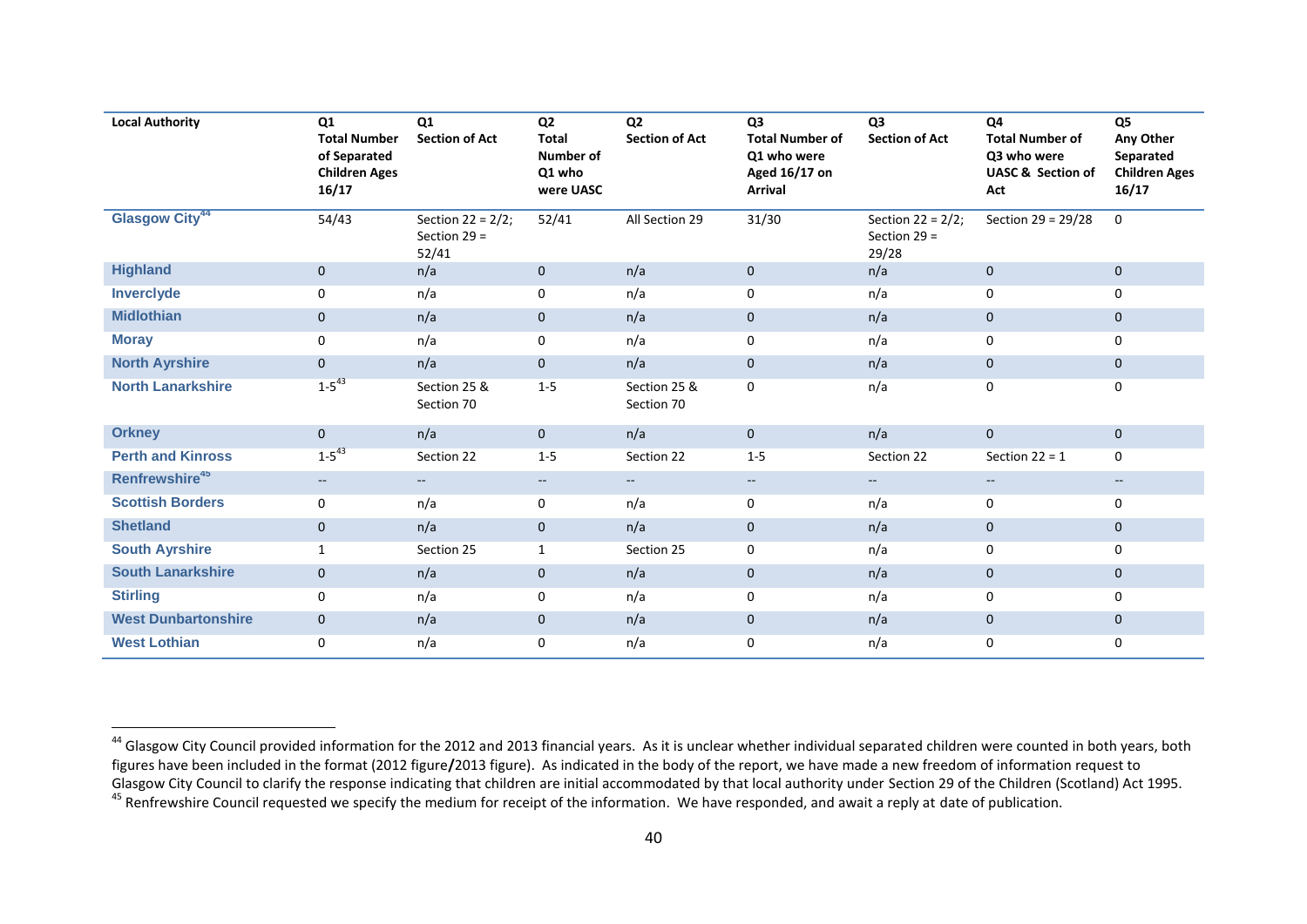| Local Authority | Q1 Total Number of Separated Children Ages 16/17 | Q1 Section of Act | Q2 Total Number of Q1 who were UASC | Q2 Section of Act | Q3 Total Number of Q1 who were Aged 16/17 on Arrival | Q3 Section of Act | Q4 Total Number of Q3 who were UASC & Section of Act | Q5 Any Other Separated Children Ages 16/17 |
|---|---|---|---|---|---|---|---|---|
| Glasgow City[44] | 54/43 | Section 22 = 2/2; Section 29 = 52/41 | 52/41 | All Section 29 | 31/30 | Section 22 = 2/2; Section 29 = 29/28 | Section 29 = 29/28 | 0 |
| Highland | 0 | n/a | 0 | n/a | 0 | n/a | 0 | 0 |
| Inverclyde | 0 | n/a | 0 | n/a | 0 | n/a | 0 | 0 |
| Midlothian | 0 | n/a | 0 | n/a | 0 | n/a | 0 | 0 |
| Moray | 0 | n/a | 0 | n/a | 0 | n/a | 0 | 0 |
| North Ayrshire | 0 | n/a | 0 | n/a | 0 | n/a | 0 | 0 |
| North Lanarkshire | 1-5[43] | Section 25 & Section 70 | 1-5 | Section 25 & Section 70 | 0 | n/a | 0 | 0 |
| Orkney | 0 | n/a | 0 | n/a | 0 | n/a | 0 | 0 |
| Perth and Kinross | 1-5[43] | Section 22 | 1-5 | Section 22 | 1-5 | Section 22 | Section 22 = 1 | 0 |
| Renfrewshire[45] | -- | -- | -- | -- | -- | -- | -- | -- |
| Scottish Borders | 0 | n/a | 0 | n/a | 0 | n/a | 0 | 0 |
| Shetland | 0 | n/a | 0 | n/a | 0 | n/a | 0 | 0 |
| South Ayrshire | 1 | Section 25 | 1 | Section 25 | 0 | n/a | 0 | 0 |
| South Lanarkshire | 0 | n/a | 0 | n/a | 0 | n/a | 0 | 0 |
| Stirling | 0 | n/a | 0 | n/a | 0 | n/a | 0 | 0 |
| West Dunbartonshire | 0 | n/a | 0 | n/a | 0 | n/a | 0 | 0 |
| West Lothian | 0 | n/a | 0 | n/a | 0 | n/a | 0 | 0 |

[44] Glasgow City Council provided information for the 2012 and 2013 financial years. As it is unclear whether individual separated children were counted in both years, both figures have been included in the format (2012 figure/2013 figure). As indicated in the body of the report, we have made a new freedom of information request to Glasgow City Council to clarify the response indicating that children are initial accommodated by that local authority under Section 29 of the Children (Scotland) Act 1995.

[45] Renfrewshire Council requested we specify the medium for receipt of the information. We have responded, and await a reply at date of publication.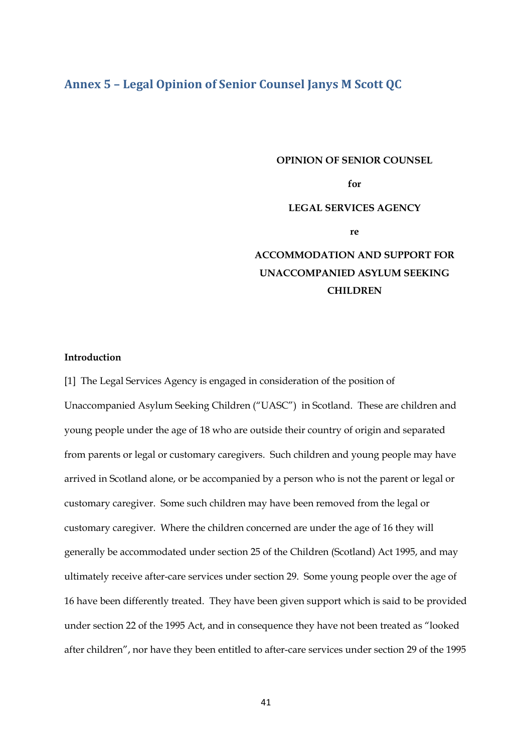## Annex 5 – Legal Opinion of Senior Counsel Janys M Scott QC

**OPINION OF SENIOR COUNSEL**

**for**

**LEGAL SERVICES AGENCY**

**re**

**ACCOMMODATION AND SUPPORT FOR UNACCOMPANIED ASYLUM SEEKING CHILDREN**

**Introduction**

[1] The Legal Services Agency is engaged in consideration of the position of Unaccompanied Asylum Seeking Children ("UASC") in Scotland. These are children and young people under the age of 18 who are outside their country of origin and separated from parents or legal or customary caregivers. Such children and young people may have arrived in Scotland alone, or be accompanied by a person who is not the parent or legal or customary caregiver. Some such children may have been removed from the legal or customary caregiver. Where the children concerned are under the age of 16 they will generally be accommodated under section 25 of the Children (Scotland) Act 1995, and may ultimately receive after-care services under section 29. Some young people over the age of 16 have been differently treated. They have been given support which is said to be provided under section 22 of the 1995 Act, and in consequence they have not been treated as "looked after children", nor have they been entitled to after-care services under section 29 of the 1995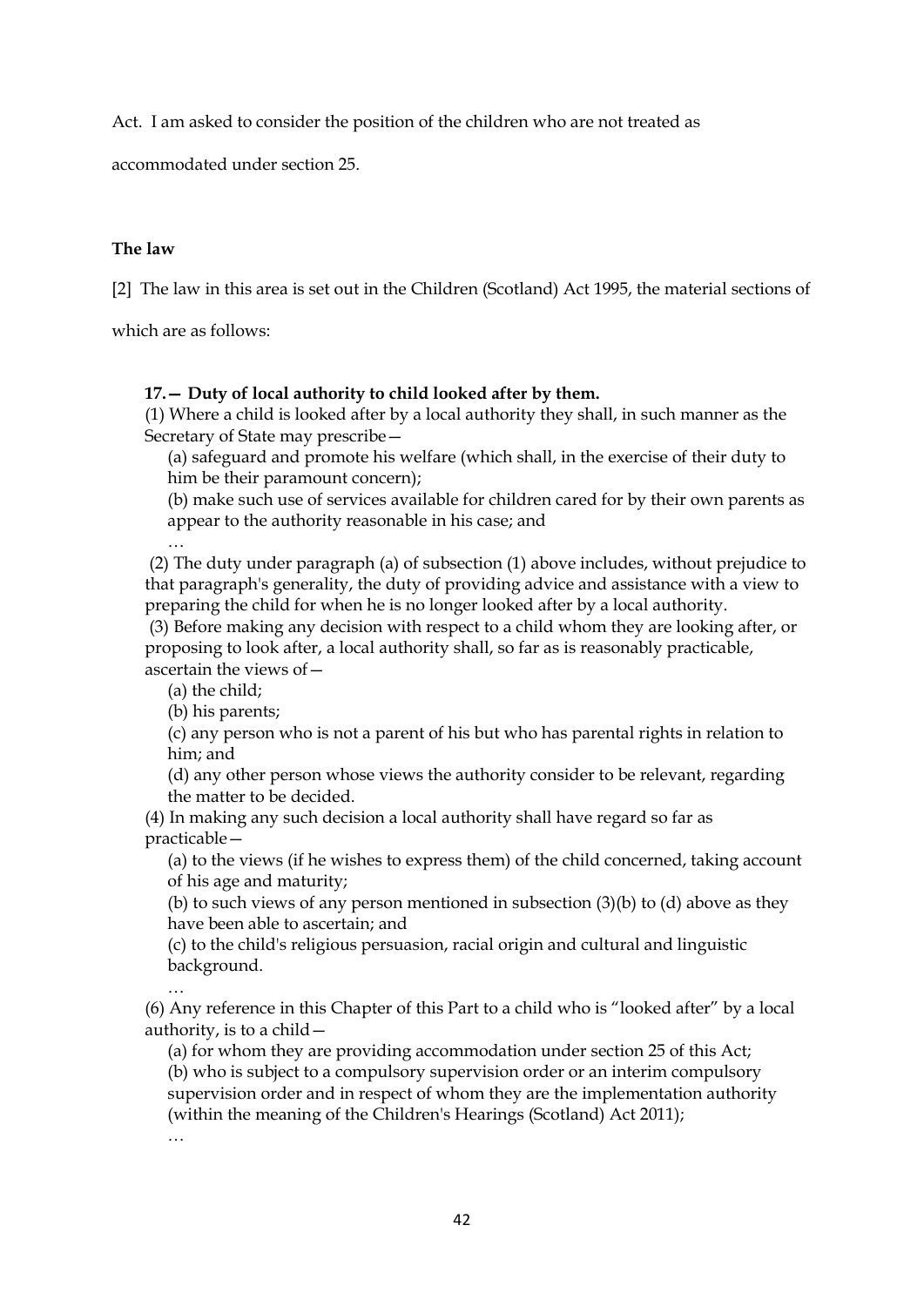Act. I am asked to consider the position of the children who are not treated as accommodated under section 25.

**The law**

[2] The law in this area is set out in the Children (Scotland) Act 1995, the material sections of which are as follows:

> **17.— Duty of local authority to child looked after by them.**
>
> (1) Where a child is looked after by a local authority they shall, in such manner as the Secretary of State may prescribe—
>
> (a) safeguard and promote his welfare (which shall, in the exercise of their duty to him be their paramount concern);
>
> (b) make such use of services available for children cared for by their own parents as appear to the authority reasonable in his case; and
>
> …
>
> (2) The duty under paragraph (a) of subsection (1) above includes, without prejudice to that paragraph's generality, the duty of providing advice and assistance with a view to preparing the child for when he is no longer looked after by a local authority.
>
> (3) Before making any decision with respect to a child whom they are looking after, or proposing to look after, a local authority shall, so far as is reasonably practicable, ascertain the views of—
>
> (a) the child;
>
> (b) his parents;
>
> (c) any person who is not a parent of his but who has parental rights in relation to him; and
>
> (d) any other person whose views the authority consider to be relevant, regarding the matter to be decided.
>
> (4) In making any such decision a local authority shall have regard so far as practicable—
>
> (a) to the views (if he wishes to express them) of the child concerned, taking account of his age and maturity;
>
> (b) to such views of any person mentioned in subsection (3)(b) to (d) above as they have been able to ascertain; and
>
> (c) to the child's religious persuasion, racial origin and cultural and linguistic background.
>
> …
>
> (6) Any reference in this Chapter of this Part to a child who is "looked after" by a local authority, is to a child—
>
> (a) for whom they are providing accommodation under section 25 of this Act;
>
> (b) who is subject to a compulsory supervision order or an interim compulsory supervision order and in respect of whom they are the implementation authority (within the meaning of the Children's Hearings (Scotland) Act 2011);
>
> …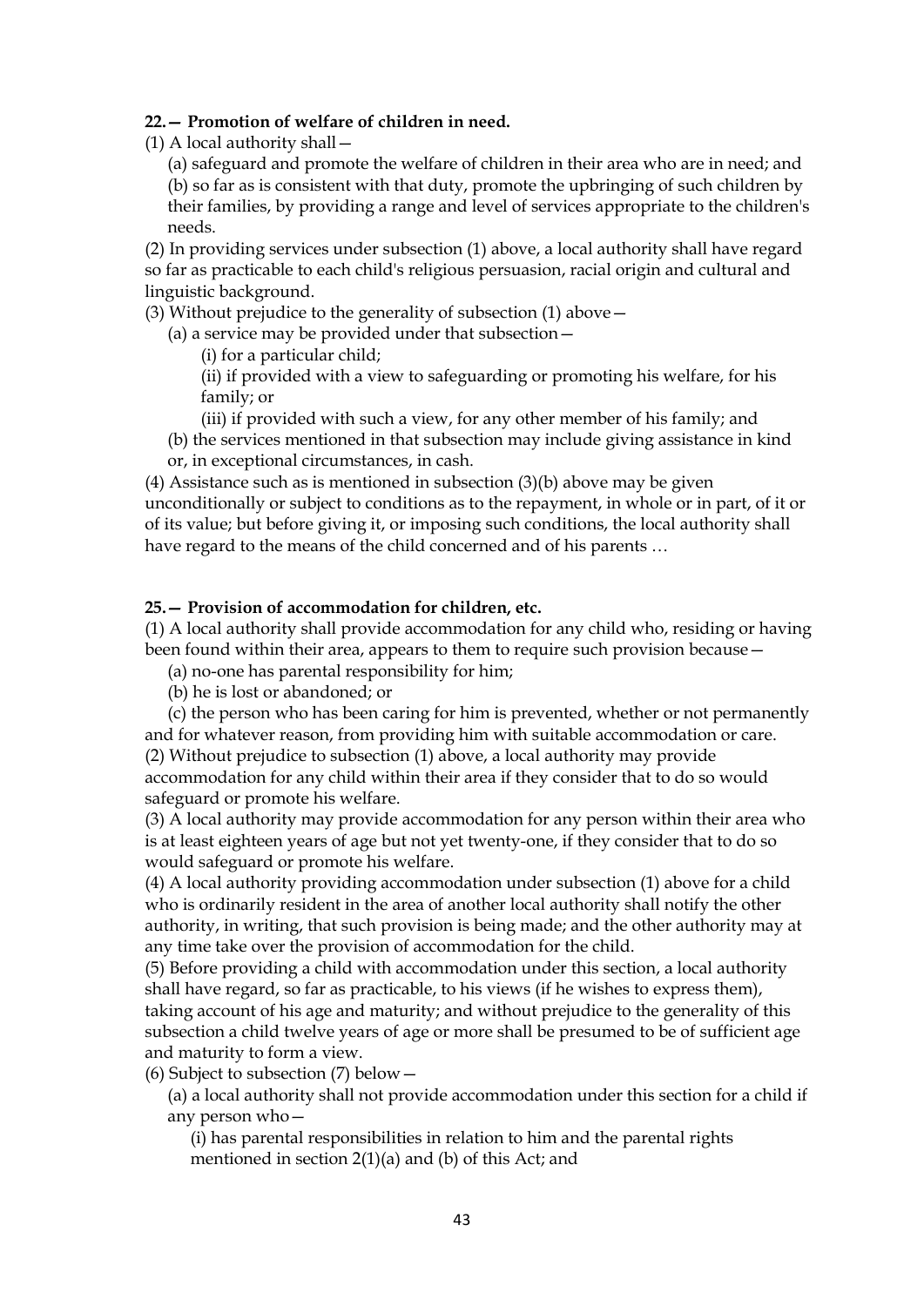**22.— Promotion of welfare of children in need.**

(1) A local authority shall—

(a) safeguard and promote the welfare of children in their area who are in need; and

(b) so far as is consistent with that duty, promote the upbringing of such children by their families, by providing a range and level of services appropriate to the children's needs.

(2) In providing services under subsection (1) above, a local authority shall have regard so far as practicable to each child's religious persuasion, racial origin and cultural and linguistic background.

(3) Without prejudice to the generality of subsection (1) above—

(a) a service may be provided under that subsection—

(i) for a particular child;

(ii) if provided with a view to safeguarding or promoting his welfare, for his family; or

(iii) if provided with such a view, for any other member of his family; and

(b) the services mentioned in that subsection may include giving assistance in kind or, in exceptional circumstances, in cash.

(4) Assistance such as is mentioned in subsection (3)(b) above may be given unconditionally or subject to conditions as to the repayment, in whole or in part, of it or of its value; but before giving it, or imposing such conditions, the local authority shall have regard to the means of the child concerned and of his parents …

**25.— Provision of accommodation for children, etc.**

(1) A local authority shall provide accommodation for any child who, residing or having been found within their area, appears to them to require such provision because—

(a) no-one has parental responsibility for him;

(b) he is lost or abandoned; or

(c) the person who has been caring for him is prevented, whether or not permanently and for whatever reason, from providing him with suitable accommodation or care.

(2) Without prejudice to subsection (1) above, a local authority may provide accommodation for any child within their area if they consider that to do so would safeguard or promote his welfare.

(3) A local authority may provide accommodation for any person within their area who is at least eighteen years of age but not yet twenty-one, if they consider that to do so would safeguard or promote his welfare.

(4) A local authority providing accommodation under subsection (1) above for a child who is ordinarily resident in the area of another local authority shall notify the other authority, in writing, that such provision is being made; and the other authority may at any time take over the provision of accommodation for the child.

(5) Before providing a child with accommodation under this section, a local authority shall have regard, so far as practicable, to his views (if he wishes to express them), taking account of his age and maturity; and without prejudice to the generality of this subsection a child twelve years of age or more shall be presumed to be of sufficient age and maturity to form a view.

(6) Subject to subsection (7) below—

(a) a local authority shall not provide accommodation under this section for a child if any person who—

(i) has parental responsibilities in relation to him and the parental rights mentioned in section 2(1)(a) and (b) of this Act; and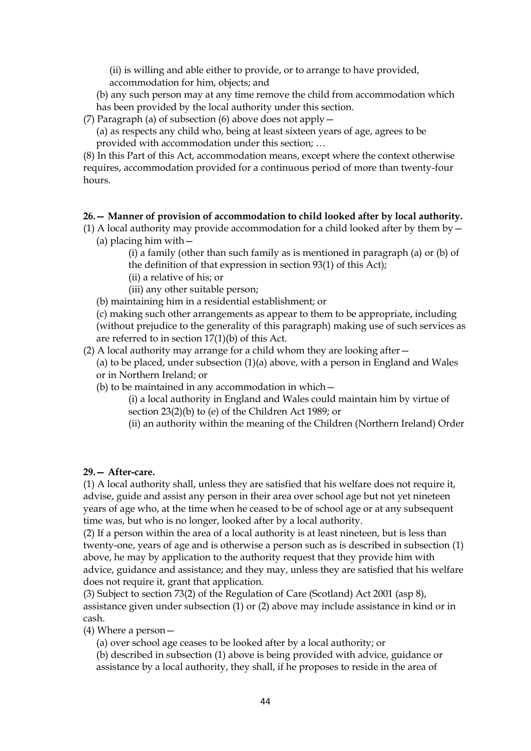(ii) is willing and able either to provide, or to arrange to have provided, accommodation for him, objects; and

(b) any such person may at any time remove the child from accommodation which has been provided by the local authority under this section.

(7) Paragraph (a) of subsection (6) above does not apply—

(a) as respects any child who, being at least sixteen years of age, agrees to be provided with accommodation under this section; …

(8) In this Part of this Act, accommodation means, except where the context otherwise requires, accommodation provided for a continuous period of more than twenty-four hours.

**26.— Manner of provision of accommodation to child looked after by local authority.**

(1) A local authority may provide accommodation for a child looked after by them by—

(a) placing him with—

(i) a family (other than such family as is mentioned in paragraph (a) or (b) of the definition of that expression in section 93(1) of this Act);

(ii) a relative of his; or

(iii) any other suitable person;

(b) maintaining him in a residential establishment; or

(c) making such other arrangements as appear to them to be appropriate, including (without prejudice to the generality of this paragraph) making use of such services as are referred to in section 17(1)(b) of this Act.

(2) A local authority may arrange for a child whom they are looking after—

(a) to be placed, under subsection (1)(a) above, with a person in England and Wales or in Northern Ireland; or

(b) to be maintained in any accommodation in which—

(i) a local authority in England and Wales could maintain him by virtue of section 23(2)(b) to (e) of the Children Act 1989; or

(ii) an authority within the meaning of the Children (Northern Ireland) Order

**29.— After-care.**

(1) A local authority shall, unless they are satisfied that his welfare does not require it, advise, guide and assist any person in their area over school age but not yet nineteen years of age who, at the time when he ceased to be of school age or at any subsequent time was, but who is no longer, looked after by a local authority.

(2) If a person within the area of a local authority is at least nineteen, but is less than twenty-one, years of age and is otherwise a person such as is described in subsection (1) above, he may by application to the authority request that they provide him with advice, guidance and assistance; and they may, unless they are satisfied that his welfare does not require it, grant that application.

(3) Subject to section 73(2) of the Regulation of Care (Scotland) Act 2001 (asp 8), assistance given under subsection (1) or (2) above may include assistance in kind or in cash.

(4) Where a person—

(a) over school age ceases to be looked after by a local authority; or

(b) described in subsection (1) above is being provided with advice, guidance or assistance by a local authority, they shall, if he proposes to reside in the area of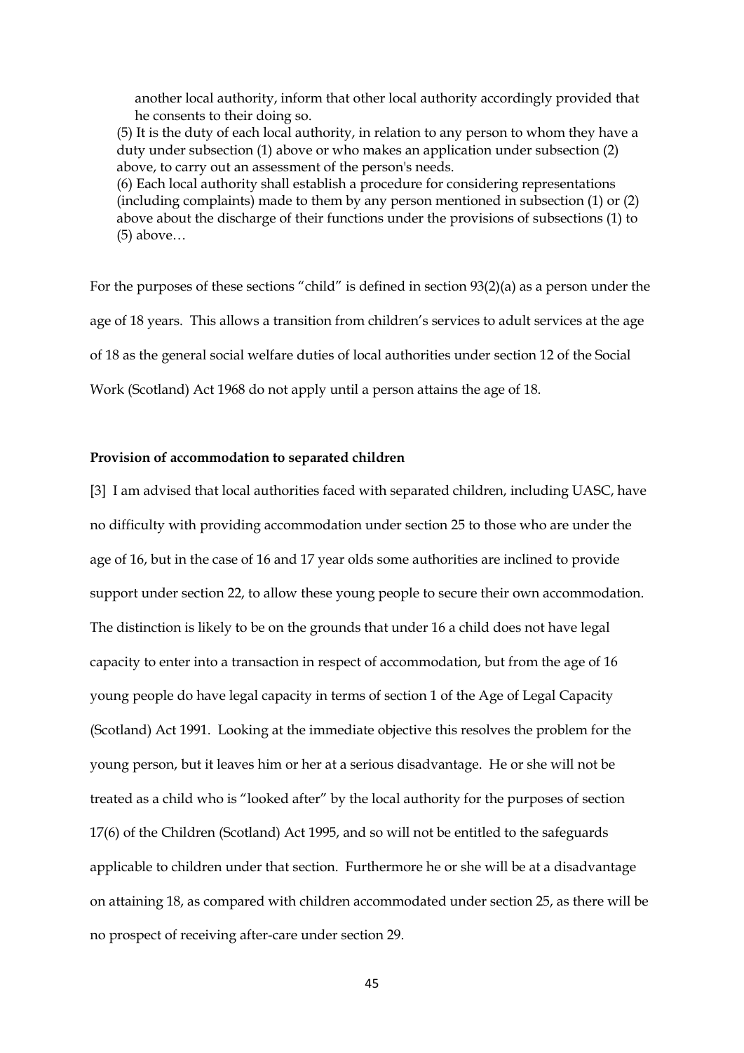> another local authority, inform that other local authority accordingly provided that he consents to their doing so.
>
> (5) It is the duty of each local authority, in relation to any person to whom they have a duty under subsection (1) above or who makes an application under subsection (2) above, to carry out an assessment of the person's needs.
>
> (6) Each local authority shall establish a procedure for considering representations (including complaints) made to them by any person mentioned in subsection (1) or (2) above about the discharge of their functions under the provisions of subsections (1) to (5) above…

For the purposes of these sections "child" is defined in section 93(2)(a) as a person under the age of 18 years. This allows a transition from children's services to adult services at the age of 18 as the general social welfare duties of local authorities under section 12 of the Social Work (Scotland) Act 1968 do not apply until a person attains the age of 18.

**Provision of accommodation to separated children**

[3] I am advised that local authorities faced with separated children, including UASC, have no difficulty with providing accommodation under section 25 to those who are under the age of 16, but in the case of 16 and 17 year olds some authorities are inclined to provide support under section 22, to allow these young people to secure their own accommodation. The distinction is likely to be on the grounds that under 16 a child does not have legal capacity to enter into a transaction in respect of accommodation, but from the age of 16 young people do have legal capacity in terms of section 1 of the Age of Legal Capacity (Scotland) Act 1991. Looking at the immediate objective this resolves the problem for the young person, but it leaves him or her at a serious disadvantage. He or she will not be treated as a child who is "looked after" by the local authority for the purposes of section 17(6) of the Children (Scotland) Act 1995, and so will not be entitled to the safeguards applicable to children under that section. Furthermore he or she will be at a disadvantage on attaining 18, as compared with children accommodated under section 25, as there will be no prospect of receiving after-care under section 29.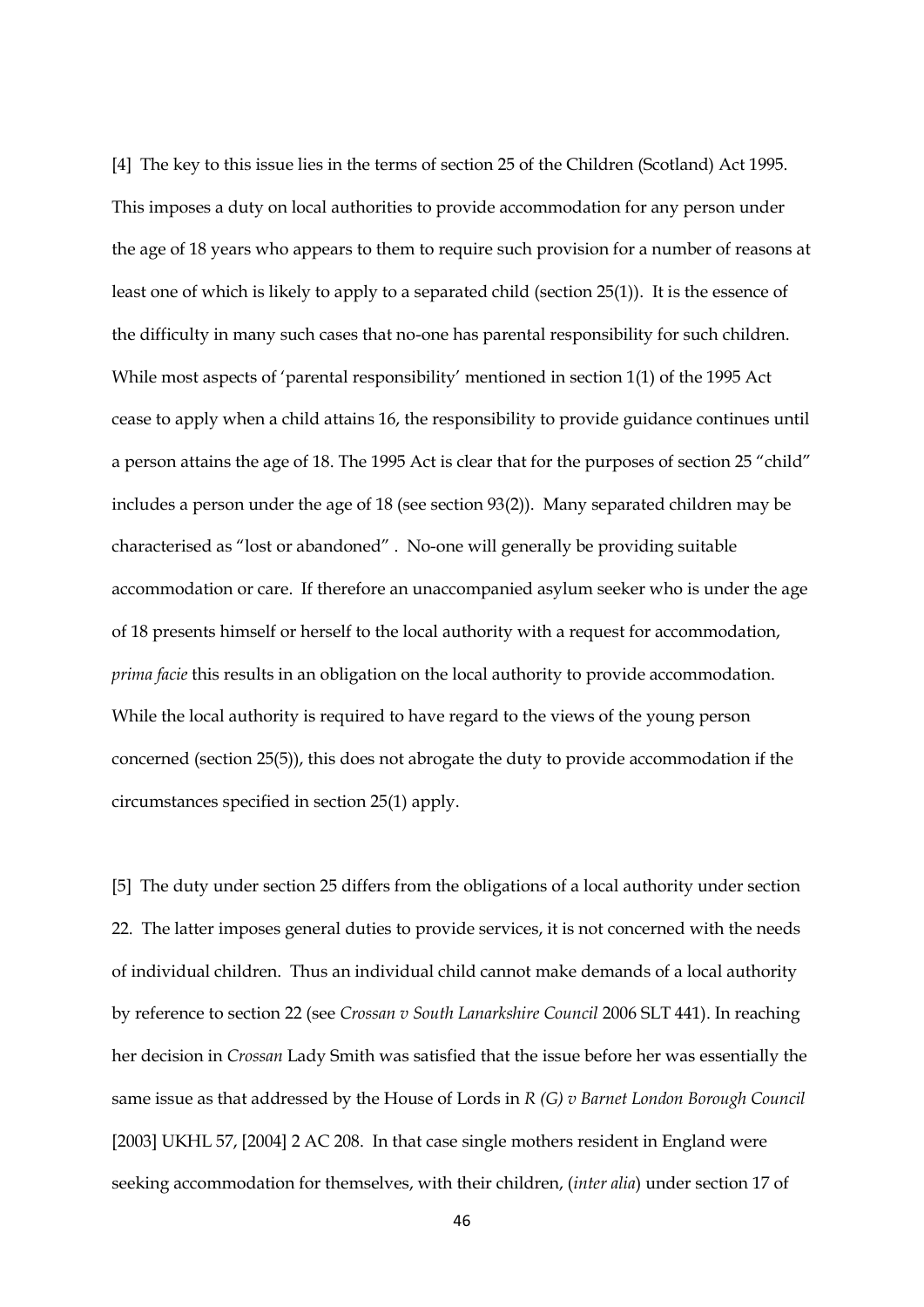[4] The key to this issue lies in the terms of section 25 of the Children (Scotland) Act 1995. This imposes a duty on local authorities to provide accommodation for any person under the age of 18 years who appears to them to require such provision for a number of reasons at least one of which is likely to apply to a separated child (section 25(1)). It is the essence of the difficulty in many such cases that no-one has parental responsibility for such children. While most aspects of 'parental responsibility' mentioned in section 1(1) of the 1995 Act cease to apply when a child attains 16, the responsibility to provide guidance continues until a person attains the age of 18. The 1995 Act is clear that for the purposes of section 25 "child" includes a person under the age of 18 (see section 93(2)). Many separated children may be characterised as "lost or abandoned" . No-one will generally be providing suitable accommodation or care. If therefore an unaccompanied asylum seeker who is under the age of 18 presents himself or herself to the local authority with a request for accommodation, *prima facie* this results in an obligation on the local authority to provide accommodation. While the local authority is required to have regard to the views of the young person concerned (section 25(5)), this does not abrogate the duty to provide accommodation if the circumstances specified in section 25(1) apply.

[5] The duty under section 25 differs from the obligations of a local authority under section 22. The latter imposes general duties to provide services, it is not concerned with the needs of individual children. Thus an individual child cannot make demands of a local authority by reference to section 22 (see *Crossan v South Lanarkshire Council* 2006 SLT 441). In reaching her decision in *Crossan* Lady Smith was satisfied that the issue before her was essentially the same issue as that addressed by the House of Lords in *R (G) v Barnet London Borough Council* [2003] UKHL 57, [2004] 2 AC 208. In that case single mothers resident in England were seeking accommodation for themselves, with their children, (*inter alia*) under section 17 of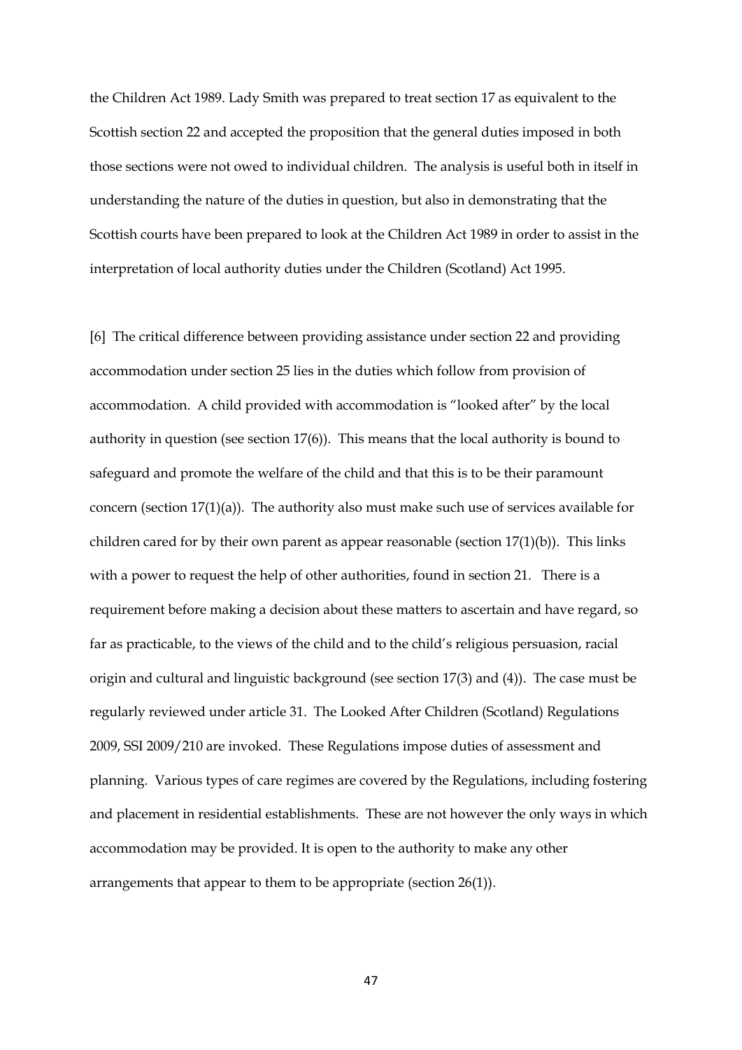the Children Act 1989. Lady Smith was prepared to treat section 17 as equivalent to the Scottish section 22 and accepted the proposition that the general duties imposed in both those sections were not owed to individual children. The analysis is useful both in itself in understanding the nature of the duties in question, but also in demonstrating that the Scottish courts have been prepared to look at the Children Act 1989 in order to assist in the interpretation of local authority duties under the Children (Scotland) Act 1995.

[6] The critical difference between providing assistance under section 22 and providing accommodation under section 25 lies in the duties which follow from provision of accommodation. A child provided with accommodation is "looked after" by the local authority in question (see section 17(6)). This means that the local authority is bound to safeguard and promote the welfare of the child and that this is to be their paramount concern (section 17(1)(a)). The authority also must make such use of services available for children cared for by their own parent as appear reasonable (section 17(1)(b)). This links with a power to request the help of other authorities, found in section 21. There is a requirement before making a decision about these matters to ascertain and have regard, so far as practicable, to the views of the child and to the child's religious persuasion, racial origin and cultural and linguistic background (see section 17(3) and (4)). The case must be regularly reviewed under article 31. The Looked After Children (Scotland) Regulations 2009, SSI 2009/210 are invoked. These Regulations impose duties of assessment and planning. Various types of care regimes are covered by the Regulations, including fostering and placement in residential establishments. These are not however the only ways in which accommodation may be provided. It is open to the authority to make any other arrangements that appear to them to be appropriate (section 26(1)).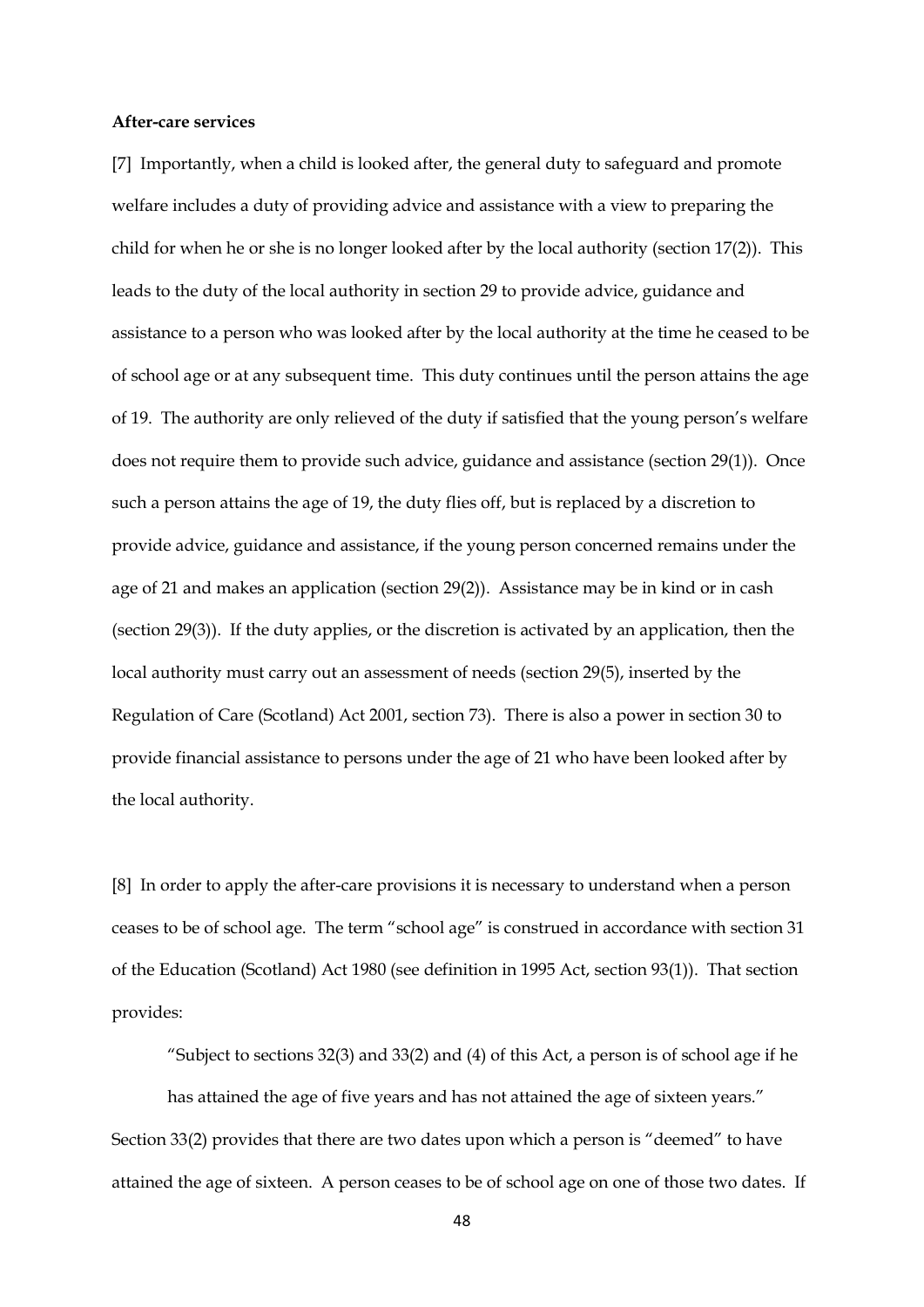**After-care services**

[7] Importantly, when a child is looked after, the general duty to safeguard and promote welfare includes a duty of providing advice and assistance with a view to preparing the child for when he or she is no longer looked after by the local authority (section 17(2)). This leads to the duty of the local authority in section 29 to provide advice, guidance and assistance to a person who was looked after by the local authority at the time he ceased to be of school age or at any subsequent time. This duty continues until the person attains the age of 19. The authority are only relieved of the duty if satisfied that the young person's welfare does not require them to provide such advice, guidance and assistance (section 29(1)). Once such a person attains the age of 19, the duty flies off, but is replaced by a discretion to provide advice, guidance and assistance, if the young person concerned remains under the age of 21 and makes an application (section 29(2)). Assistance may be in kind or in cash (section 29(3)). If the duty applies, or the discretion is activated by an application, then the local authority must carry out an assessment of needs (section 29(5), inserted by the Regulation of Care (Scotland) Act 2001, section 73). There is also a power in section 30 to provide financial assistance to persons under the age of 21 who have been looked after by the local authority.

[8] In order to apply the after-care provisions it is necessary to understand when a person ceases to be of school age. The term "school age" is construed in accordance with section 31 of the Education (Scotland) Act 1980 (see definition in 1995 Act, section 93(1)). That section provides:

> "Subject to sections 32(3) and 33(2) and (4) of this Act, a person is of school age if he has attained the age of five years and has not attained the age of sixteen years."

Section 33(2) provides that there are two dates upon which a person is "deemed" to have attained the age of sixteen. A person ceases to be of school age on one of those two dates. If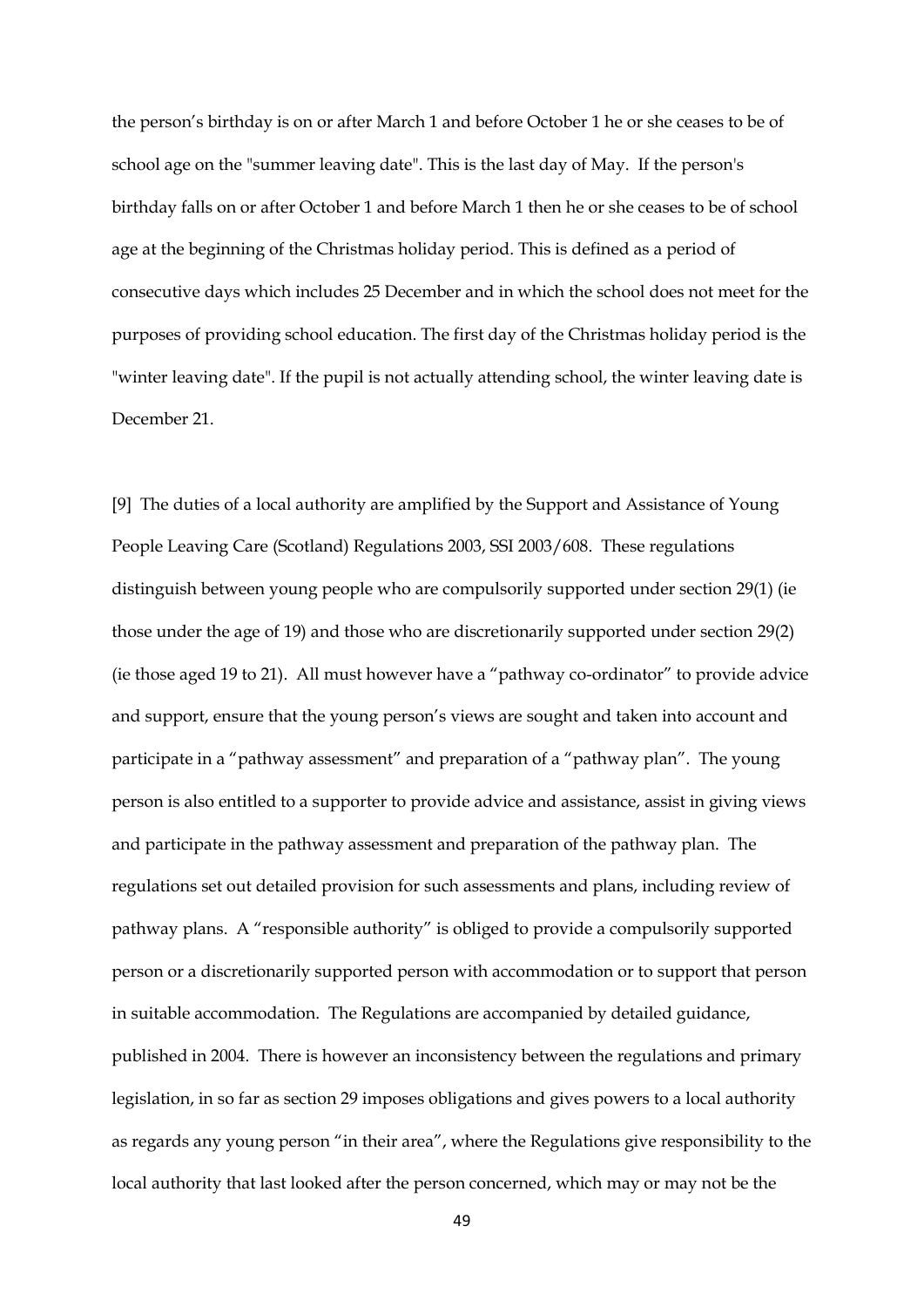the person's birthday is on or after March 1 and before October 1 he or she ceases to be of school age on the "summer leaving date". This is the last day of May. If the person's birthday falls on or after October 1 and before March 1 then he or she ceases to be of school age at the beginning of the Christmas holiday period. This is defined as a period of consecutive days which includes 25 December and in which the school does not meet for the purposes of providing school education. The first day of the Christmas holiday period is the "winter leaving date". If the pupil is not actually attending school, the winter leaving date is December 21.

[9] The duties of a local authority are amplified by the Support and Assistance of Young People Leaving Care (Scotland) Regulations 2003, SSI 2003/608. These regulations distinguish between young people who are compulsorily supported under section 29(1) (ie those under the age of 19) and those who are discretionarily supported under section 29(2) (ie those aged 19 to 21). All must however have a "pathway co-ordinator" to provide advice and support, ensure that the young person's views are sought and taken into account and participate in a "pathway assessment" and preparation of a "pathway plan". The young person is also entitled to a supporter to provide advice and assistance, assist in giving views and participate in the pathway assessment and preparation of the pathway plan. The regulations set out detailed provision for such assessments and plans, including review of pathway plans. A "responsible authority" is obliged to provide a compulsorily supported person or a discretionarily supported person with accommodation or to support that person in suitable accommodation. The Regulations are accompanied by detailed guidance, published in 2004. There is however an inconsistency between the regulations and primary legislation, in so far as section 29 imposes obligations and gives powers to a local authority as regards any young person "in their area", where the Regulations give responsibility to the local authority that last looked after the person concerned, which may or may not be the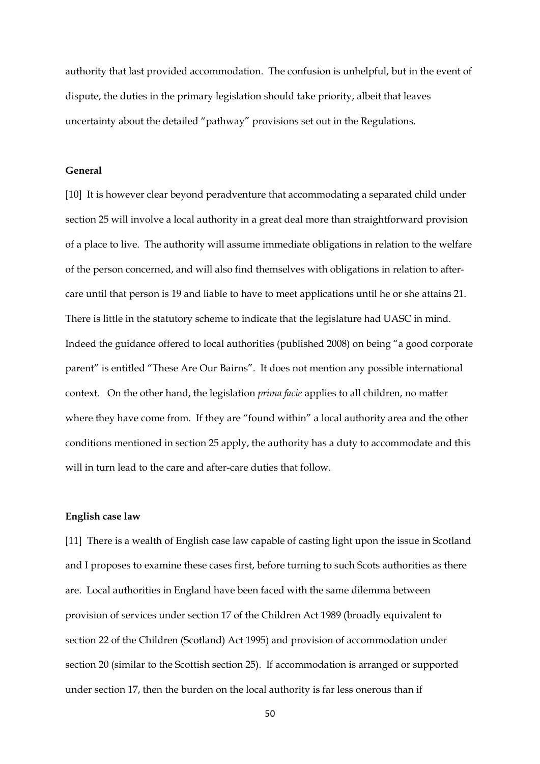authority that last provided accommodation. The confusion is unhelpful, but in the event of dispute, the duties in the primary legislation should take priority, albeit that leaves uncertainty about the detailed "pathway" provisions set out in the Regulations.

**General**

[10] It is however clear beyond peradventure that accommodating a separated child under section 25 will involve a local authority in a great deal more than straightforward provision of a place to live. The authority will assume immediate obligations in relation to the welfare of the person concerned, and will also find themselves with obligations in relation to after-care until that person is 19 and liable to have to meet applications until he or she attains 21. There is little in the statutory scheme to indicate that the legislature had UASC in mind. Indeed the guidance offered to local authorities (published 2008) on being "a good corporate parent" is entitled "These Are Our Bairns". It does not mention any possible international context. On the other hand, the legislation *prima facie* applies to all children, no matter where they have come from. If they are "found within" a local authority area and the other conditions mentioned in section 25 apply, the authority has a duty to accommodate and this will in turn lead to the care and after-care duties that follow.

**English case law**

[11] There is a wealth of English case law capable of casting light upon the issue in Scotland and I proposes to examine these cases first, before turning to such Scots authorities as there are. Local authorities in England have been faced with the same dilemma between provision of services under section 17 of the Children Act 1989 (broadly equivalent to section 22 of the Children (Scotland) Act 1995) and provision of accommodation under section 20 (similar to the Scottish section 25). If accommodation is arranged or supported under section 17, then the burden on the local authority is far less onerous than if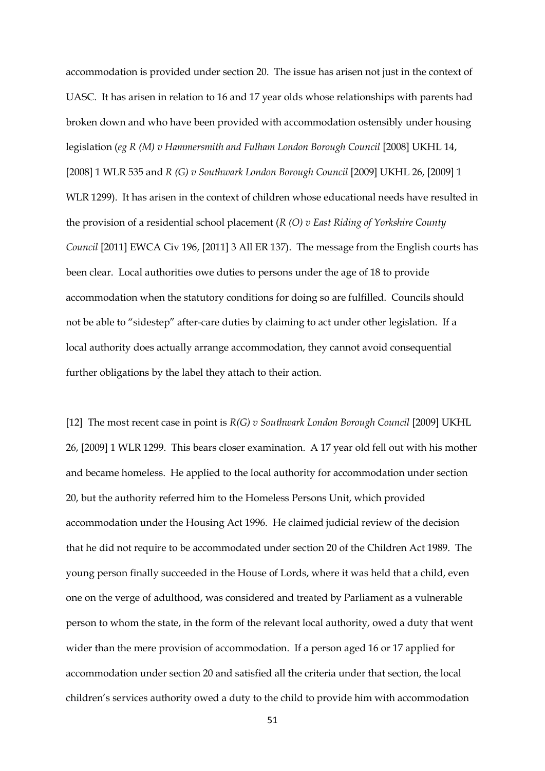accommodation is provided under section 20. The issue has arisen not just in the context of UASC. It has arisen in relation to 16 and 17 year olds whose relationships with parents had broken down and who have been provided with accommodation ostensibly under housing legislation (*eg R (M) v Hammersmith and Fulham London Borough Council* [2008] UKHL 14, [2008] 1 WLR 535 and *R (G) v Southwark London Borough Council* [2009] UKHL 26, [2009] 1 WLR 1299). It has arisen in the context of children whose educational needs have resulted in the provision of a residential school placement (*R (O) v East Riding of Yorkshire County Council* [2011] EWCA Civ 196, [2011] 3 All ER 137). The message from the English courts has been clear. Local authorities owe duties to persons under the age of 18 to provide accommodation when the statutory conditions for doing so are fulfilled. Councils should not be able to "sidestep" after-care duties by claiming to act under other legislation. If a local authority does actually arrange accommodation, they cannot avoid consequential further obligations by the label they attach to their action.

[12] The most recent case in point is *R(G) v Southwark London Borough Council* [2009] UKHL 26, [2009] 1 WLR 1299. This bears closer examination. A 17 year old fell out with his mother and became homeless. He applied to the local authority for accommodation under section 20, but the authority referred him to the Homeless Persons Unit, which provided accommodation under the Housing Act 1996. He claimed judicial review of the decision that he did not require to be accommodated under section 20 of the Children Act 1989. The young person finally succeeded in the House of Lords, where it was held that a child, even one on the verge of adulthood, was considered and treated by Parliament as a vulnerable person to whom the state, in the form of the relevant local authority, owed a duty that went wider than the mere provision of accommodation. If a person aged 16 or 17 applied for accommodation under section 20 and satisfied all the criteria under that section, the local children's services authority owed a duty to the child to provide him with accommodation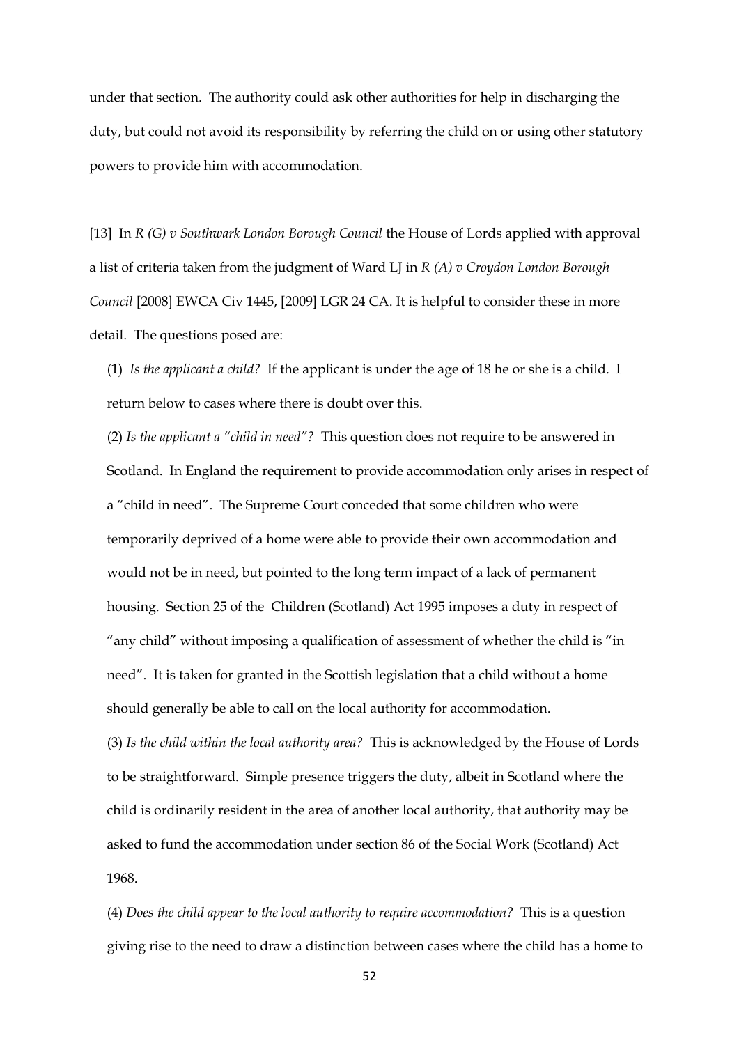under that section. The authority could ask other authorities for help in discharging the duty, but could not avoid its responsibility by referring the child on or using other statutory powers to provide him with accommodation.

[13] In *R (G) v Southwark London Borough Council* the House of Lords applied with approval a list of criteria taken from the judgment of Ward LJ in *R (A) v Croydon London Borough Council* [2008] EWCA Civ 1445, [2009] LGR 24 CA. It is helpful to consider these in more detail. The questions posed are:

(1) *Is the applicant a child?* If the applicant is under the age of 18 he or she is a child. I return below to cases where there is doubt over this.

(2) *Is the applicant a "child in need"?* This question does not require to be answered in Scotland. In England the requirement to provide accommodation only arises in respect of a "child in need". The Supreme Court conceded that some children who were temporarily deprived of a home were able to provide their own accommodation and would not be in need, but pointed to the long term impact of a lack of permanent housing. Section 25 of the Children (Scotland) Act 1995 imposes a duty in respect of "any child" without imposing a qualification of assessment of whether the child is "in need". It is taken for granted in the Scottish legislation that a child without a home should generally be able to call on the local authority for accommodation.

(3) *Is the child within the local authority area?* This is acknowledged by the House of Lords to be straightforward. Simple presence triggers the duty, albeit in Scotland where the child is ordinarily resident in the area of another local authority, that authority may be asked to fund the accommodation under section 86 of the Social Work (Scotland) Act 1968.

(4) *Does the child appear to the local authority to require accommodation?* This is a question giving rise to the need to draw a distinction between cases where the child has a home to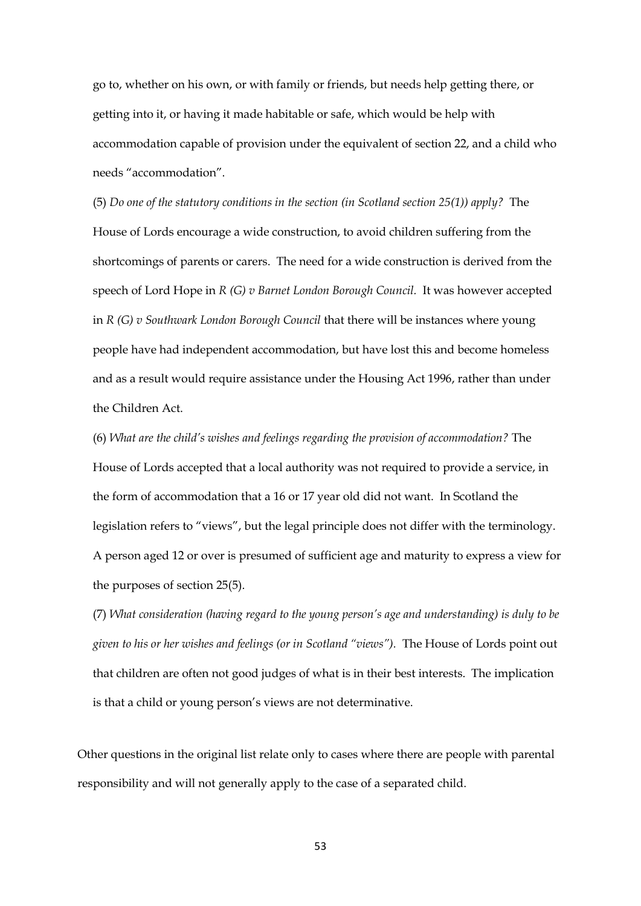go to, whether on his own, or with family or friends, but needs help getting there, or getting into it, or having it made habitable or safe, which would be help with accommodation capable of provision under the equivalent of section 22, and a child who needs "accommodation".

(5) *Do one of the statutory conditions in the section (in Scotland section 25(1)) apply?* The House of Lords encourage a wide construction, to avoid children suffering from the shortcomings of parents or carers. The need for a wide construction is derived from the speech of Lord Hope in *R (G) v Barnet London Borough Council.* It was however accepted in *R (G) v Southwark London Borough Council* that there will be instances where young people have had independent accommodation, but have lost this and become homeless and as a result would require assistance under the Housing Act 1996, rather than under the Children Act.

(6) *What are the child's wishes and feelings regarding the provision of accommodation?* The House of Lords accepted that a local authority was not required to provide a service, in the form of accommodation that a 16 or 17 year old did not want. In Scotland the legislation refers to "views", but the legal principle does not differ with the terminology. A person aged 12 or over is presumed of sufficient age and maturity to express a view for the purposes of section 25(5).

(7) *What consideration (having regard to the young person's age and understanding) is duly to be given to his or her wishes and feelings (or in Scotland "views").* The House of Lords point out that children are often not good judges of what is in their best interests. The implication is that a child or young person's views are not determinative.

Other questions in the original list relate only to cases where there are people with parental responsibility and will not generally apply to the case of a separated child.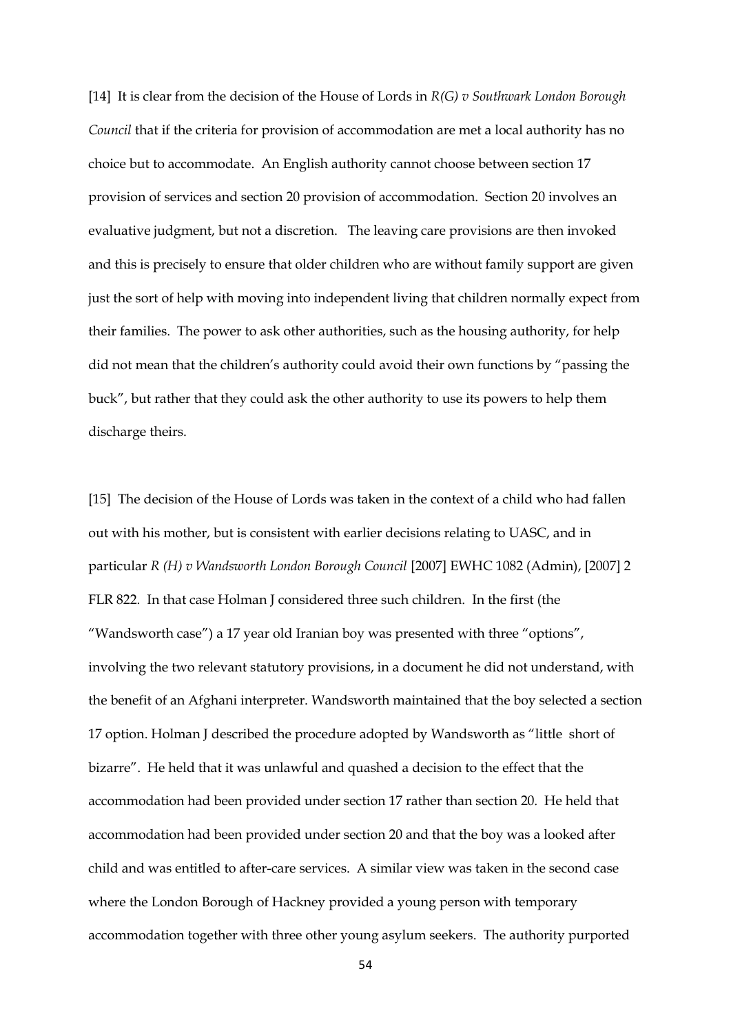[14] It is clear from the decision of the House of Lords in *R(G) v Southwark London Borough Council* that if the criteria for provision of accommodation are met a local authority has no choice but to accommodate. An English authority cannot choose between section 17 provision of services and section 20 provision of accommodation. Section 20 involves an evaluative judgment, but not a discretion. The leaving care provisions are then invoked and this is precisely to ensure that older children who are without family support are given just the sort of help with moving into independent living that children normally expect from their families. The power to ask other authorities, such as the housing authority, for help did not mean that the children's authority could avoid their own functions by "passing the buck", but rather that they could ask the other authority to use its powers to help them discharge theirs.

[15] The decision of the House of Lords was taken in the context of a child who had fallen out with his mother, but is consistent with earlier decisions relating to UASC, and in particular *R (H) v Wandsworth London Borough Council* [2007] EWHC 1082 (Admin), [2007] 2 FLR 822. In that case Holman J considered three such children. In the first (the "Wandsworth case") a 17 year old Iranian boy was presented with three "options", involving the two relevant statutory provisions, in a document he did not understand, with the benefit of an Afghani interpreter. Wandsworth maintained that the boy selected a section 17 option. Holman J described the procedure adopted by Wandsworth as "little short of bizarre". He held that it was unlawful and quashed a decision to the effect that the accommodation had been provided under section 17 rather than section 20. He held that accommodation had been provided under section 20 and that the boy was a looked after child and was entitled to after-care services. A similar view was taken in the second case where the London Borough of Hackney provided a young person with temporary accommodation together with three other young asylum seekers. The authority purported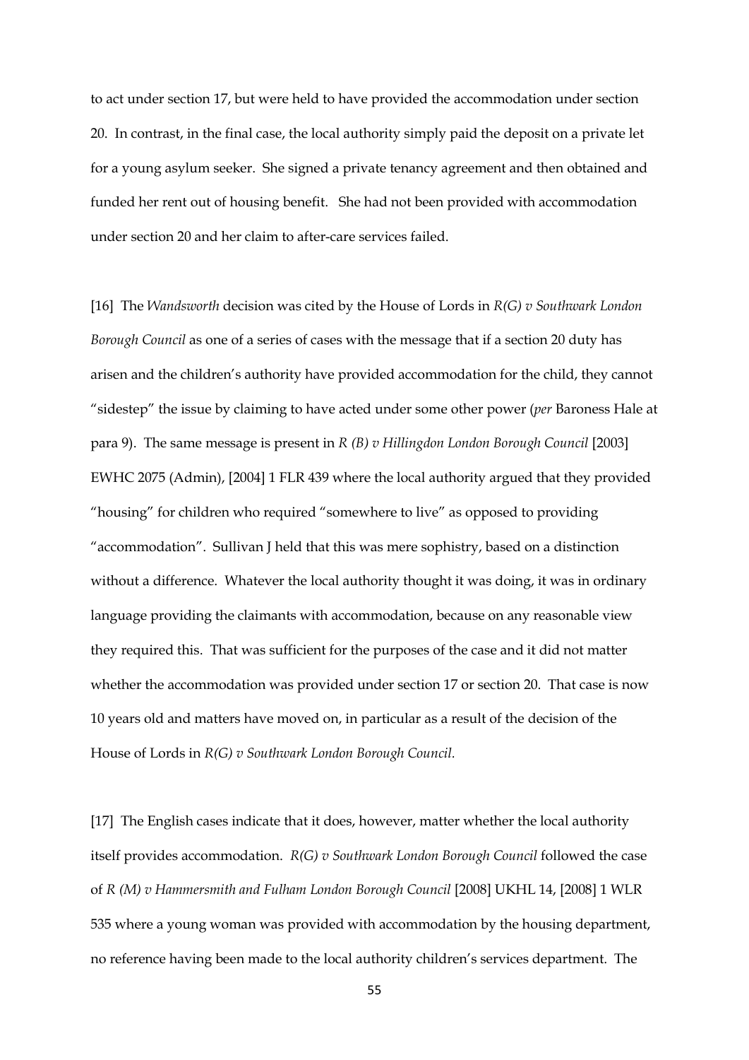to act under section 17, but were held to have provided the accommodation under section 20. In contrast, in the final case, the local authority simply paid the deposit on a private let for a young asylum seeker. She signed a private tenancy agreement and then obtained and funded her rent out of housing benefit. She had not been provided with accommodation under section 20 and her claim to after-care services failed.

[16] The *Wandsworth* decision was cited by the House of Lords in *R(G) v Southwark London Borough Council* as one of a series of cases with the message that if a section 20 duty has arisen and the children's authority have provided accommodation for the child, they cannot "sidestep" the issue by claiming to have acted under some other power (*per* Baroness Hale at para 9). The same message is present in *R (B) v Hillingdon London Borough Council* [2003] EWHC 2075 (Admin), [2004] 1 FLR 439 where the local authority argued that they provided "housing" for children who required "somewhere to live" as opposed to providing "accommodation". Sullivan J held that this was mere sophistry, based on a distinction without a difference. Whatever the local authority thought it was doing, it was in ordinary language providing the claimants with accommodation, because on any reasonable view they required this. That was sufficient for the purposes of the case and it did not matter whether the accommodation was provided under section 17 or section 20. That case is now 10 years old and matters have moved on, in particular as a result of the decision of the House of Lords in *R(G) v Southwark London Borough Council.*

[17] The English cases indicate that it does, however, matter whether the local authority itself provides accommodation. *R(G) v Southwark London Borough Council* followed the case of *R (M) v Hammersmith and Fulham London Borough Council* [2008] UKHL 14, [2008] 1 WLR 535 where a young woman was provided with accommodation by the housing department, no reference having been made to the local authority children's services department. The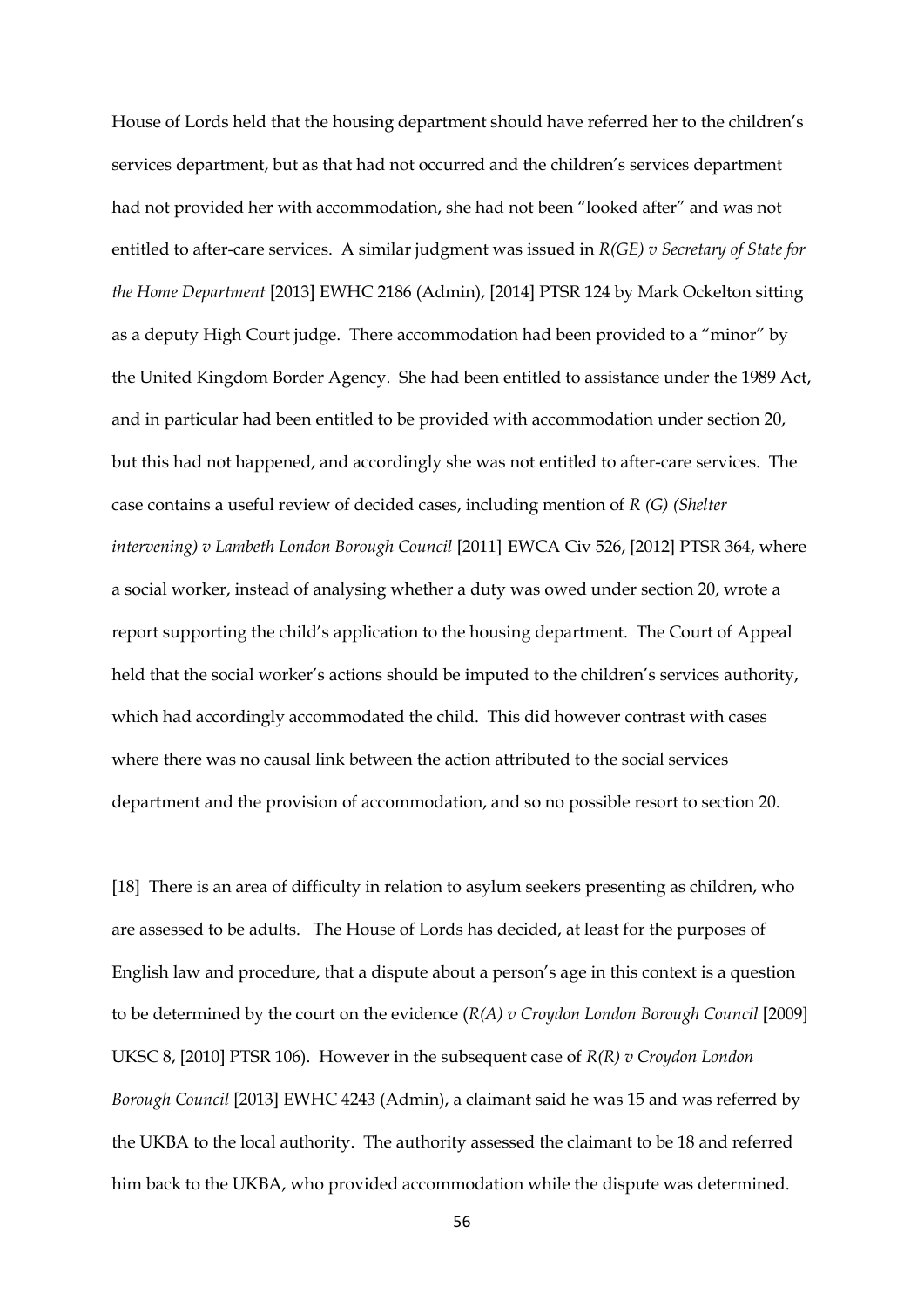House of Lords held that the housing department should have referred her to the children's services department, but as that had not occurred and the children's services department had not provided her with accommodation, she had not been "looked after" and was not entitled to after-care services. A similar judgment was issued in *R(GE) v Secretary of State for the Home Department* [2013] EWHC 2186 (Admin), [2014] PTSR 124 by Mark Ockelton sitting as a deputy High Court judge. There accommodation had been provided to a "minor" by the United Kingdom Border Agency. She had been entitled to assistance under the 1989 Act, and in particular had been entitled to be provided with accommodation under section 20, but this had not happened, and accordingly she was not entitled to after-care services. The case contains a useful review of decided cases, including mention of *R (G) (Shelter intervening) v Lambeth London Borough Council* [2011] EWCA Civ 526, [2012] PTSR 364, where a social worker, instead of analysing whether a duty was owed under section 20, wrote a report supporting the child's application to the housing department. The Court of Appeal held that the social worker's actions should be imputed to the children's services authority, which had accordingly accommodated the child. This did however contrast with cases where there was no causal link between the action attributed to the social services department and the provision of accommodation, and so no possible resort to section 20.

[18] There is an area of difficulty in relation to asylum seekers presenting as children, who are assessed to be adults. The House of Lords has decided, at least for the purposes of English law and procedure, that a dispute about a person's age in this context is a question to be determined by the court on the evidence (*R(A) v Croydon London Borough Council* [2009] UKSC 8, [2010] PTSR 106). However in the subsequent case of *R(R) v Croydon London Borough Council* [2013] EWHC 4243 (Admin), a claimant said he was 15 and was referred by the UKBA to the local authority. The authority assessed the claimant to be 18 and referred him back to the UKBA, who provided accommodation while the dispute was determined.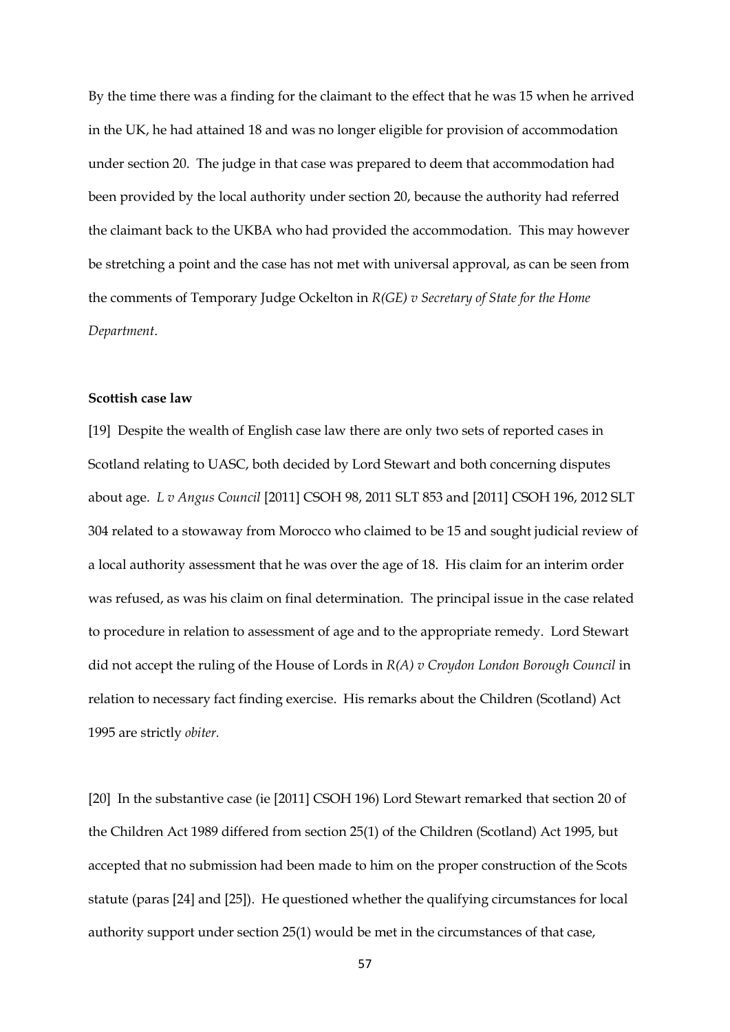By the time there was a finding for the claimant to the effect that he was 15 when he arrived in the UK, he had attained 18 and was no longer eligible for provision of accommodation under section 20. The judge in that case was prepared to deem that accommodation had been provided by the local authority under section 20, because the authority had referred the claimant back to the UKBA who had provided the accommodation. This may however be stretching a point and the case has not met with universal approval, as can be seen from the comments of Temporary Judge Ockelton in *R(GE) v Secretary of State for the Home Department*.

**Scottish case law**

[19] Despite the wealth of English case law there are only two sets of reported cases in Scotland relating to UASC, both decided by Lord Stewart and both concerning disputes about age. *L v Angus Council* [2011] CSOH 98, 2011 SLT 853 and [2011] CSOH 196, 2012 SLT 304 related to a stowaway from Morocco who claimed to be 15 and sought judicial review of a local authority assessment that he was over the age of 18. His claim for an interim order was refused, as was his claim on final determination. The principal issue in the case related to procedure in relation to assessment of age and to the appropriate remedy. Lord Stewart did not accept the ruling of the House of Lords in *R(A) v Croydon London Borough Council* in relation to necessary fact finding exercise. His remarks about the Children (Scotland) Act 1995 are strictly *obiter.*

[20] In the substantive case (ie [2011] CSOH 196) Lord Stewart remarked that section 20 of the Children Act 1989 differed from section 25(1) of the Children (Scotland) Act 1995, but accepted that no submission had been made to him on the proper construction of the Scots statute (paras [24] and [25]). He questioned whether the qualifying circumstances for local authority support under section 25(1) would be met in the circumstances of that case,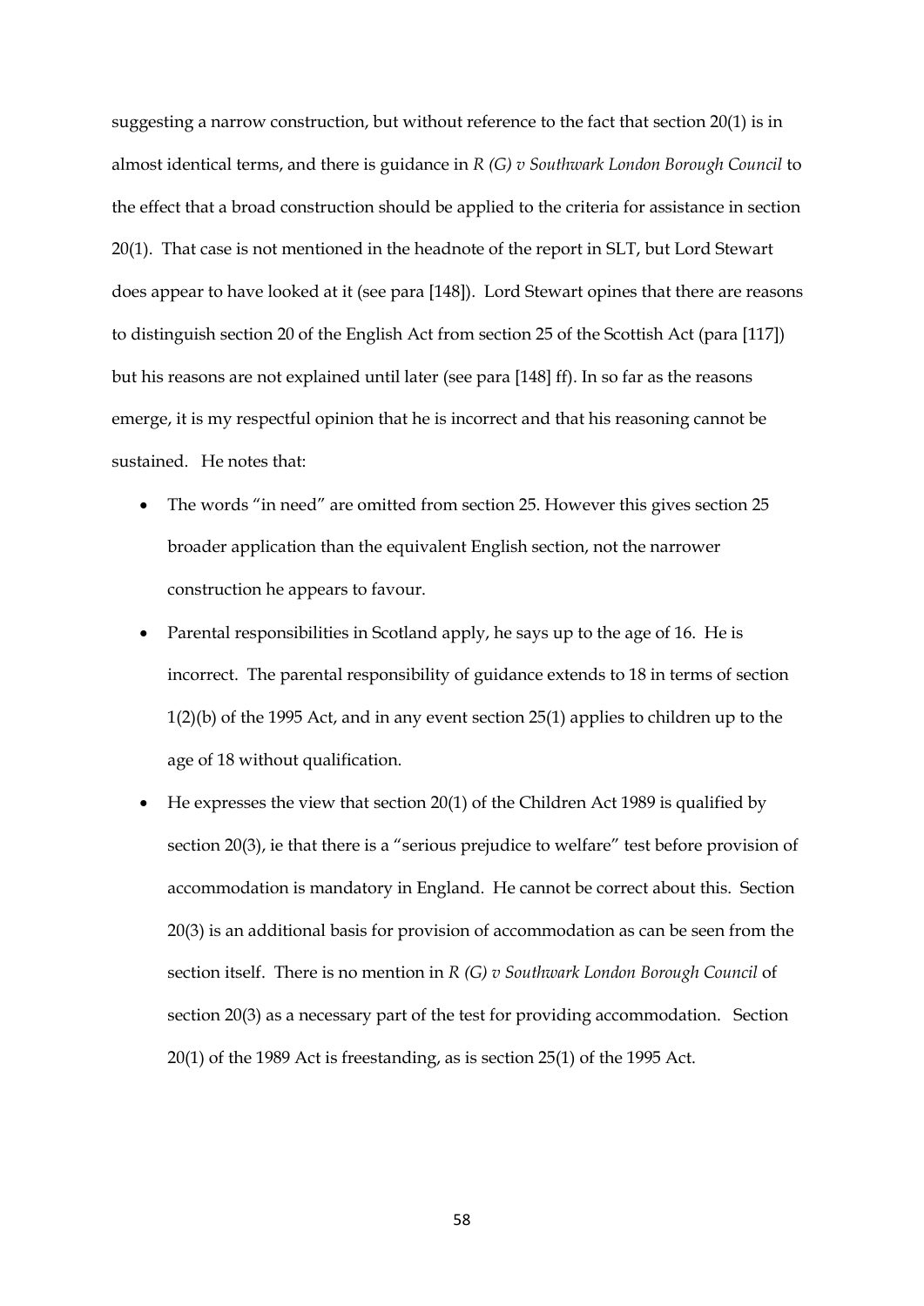suggesting a narrow construction, but without reference to the fact that section 20(1) is in almost identical terms, and there is guidance in *R (G) v Southwark London Borough Council* to the effect that a broad construction should be applied to the criteria for assistance in section 20(1). That case is not mentioned in the headnote of the report in SLT, but Lord Stewart does appear to have looked at it (see para [148]). Lord Stewart opines that there are reasons to distinguish section 20 of the English Act from section 25 of the Scottish Act (para [117]) but his reasons are not explained until later (see para [148] ff). In so far as the reasons emerge, it is my respectful opinion that he is incorrect and that his reasoning cannot be sustained. He notes that:

- The words "in need" are omitted from section 25. However this gives section 25 broader application than the equivalent English section, not the narrower construction he appears to favour.
- Parental responsibilities in Scotland apply, he says up to the age of 16. He is incorrect. The parental responsibility of guidance extends to 18 in terms of section 1(2)(b) of the 1995 Act, and in any event section 25(1) applies to children up to the age of 18 without qualification.
- He expresses the view that section 20(1) of the Children Act 1989 is qualified by section 20(3), ie that there is a "serious prejudice to welfare" test before provision of accommodation is mandatory in England. He cannot be correct about this. Section 20(3) is an additional basis for provision of accommodation as can be seen from the section itself. There is no mention in *R (G) v Southwark London Borough Council* of section 20(3) as a necessary part of the test for providing accommodation. Section 20(1) of the 1989 Act is freestanding, as is section 25(1) of the 1995 Act.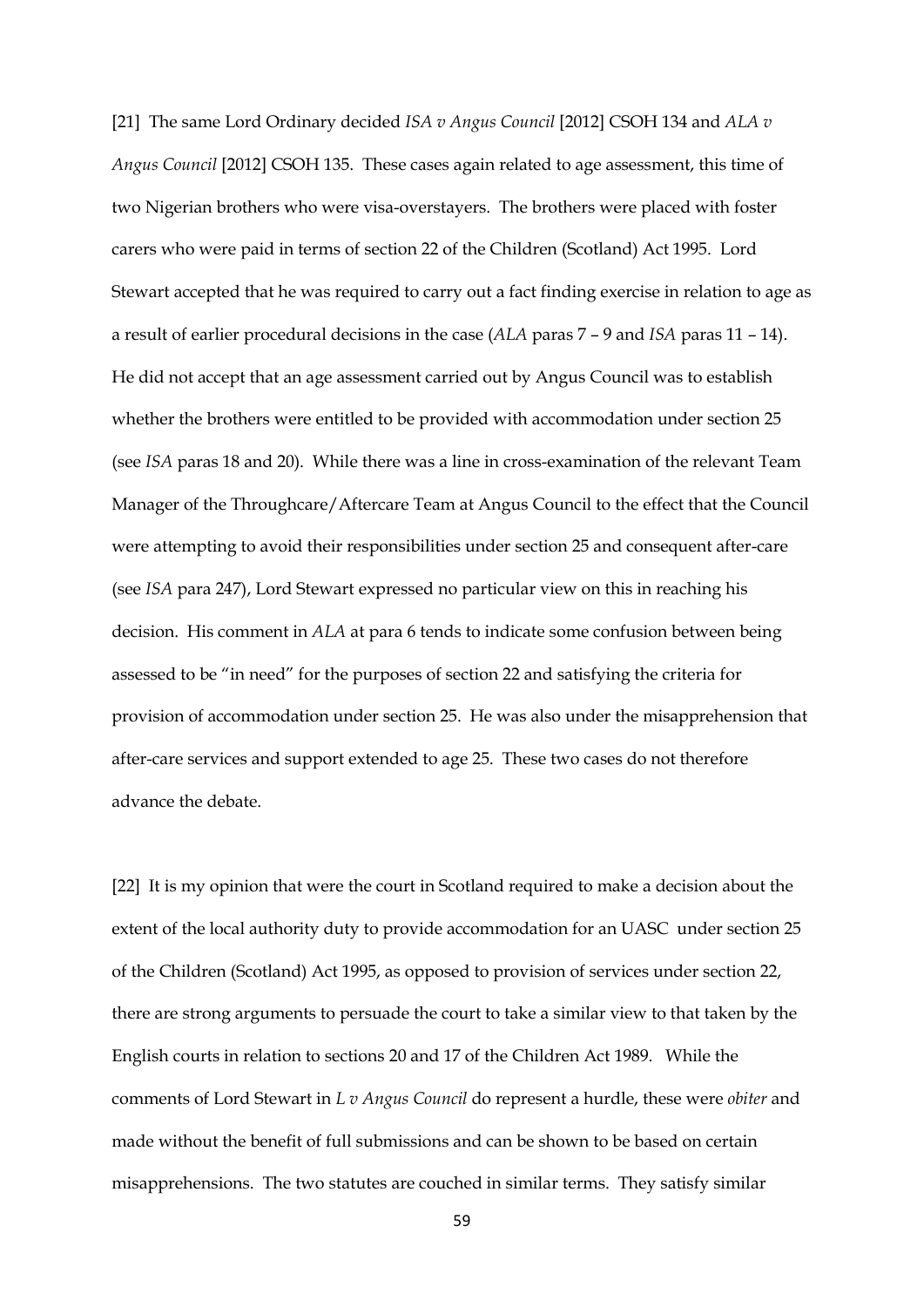[21] The same Lord Ordinary decided *ISA v Angus Council* [2012] CSOH 134 and *ALA v Angus Council* [2012] CSOH 135. These cases again related to age assessment, this time of two Nigerian brothers who were visa-overstayers. The brothers were placed with foster carers who were paid in terms of section 22 of the Children (Scotland) Act 1995. Lord Stewart accepted that he was required to carry out a fact finding exercise in relation to age as a result of earlier procedural decisions in the case (*ALA* paras 7 – 9 and *ISA* paras 11 – 14). He did not accept that an age assessment carried out by Angus Council was to establish whether the brothers were entitled to be provided with accommodation under section 25 (see *ISA* paras 18 and 20). While there was a line in cross-examination of the relevant Team Manager of the Throughcare/Aftercare Team at Angus Council to the effect that the Council were attempting to avoid their responsibilities under section 25 and consequent after-care (see *ISA* para 247), Lord Stewart expressed no particular view on this in reaching his decision. His comment in *ALA* at para 6 tends to indicate some confusion between being assessed to be "in need" for the purposes of section 22 and satisfying the criteria for provision of accommodation under section 25. He was also under the misapprehension that after-care services and support extended to age 25. These two cases do not therefore advance the debate.

[22] It is my opinion that were the court in Scotland required to make a decision about the extent of the local authority duty to provide accommodation for an UASC under section 25 of the Children (Scotland) Act 1995, as opposed to provision of services under section 22, there are strong arguments to persuade the court to take a similar view to that taken by the English courts in relation to sections 20 and 17 of the Children Act 1989. While the comments of Lord Stewart in *L v Angus Council* do represent a hurdle, these were *obiter* and made without the benefit of full submissions and can be shown to be based on certain misapprehensions. The two statutes are couched in similar terms. They satisfy similar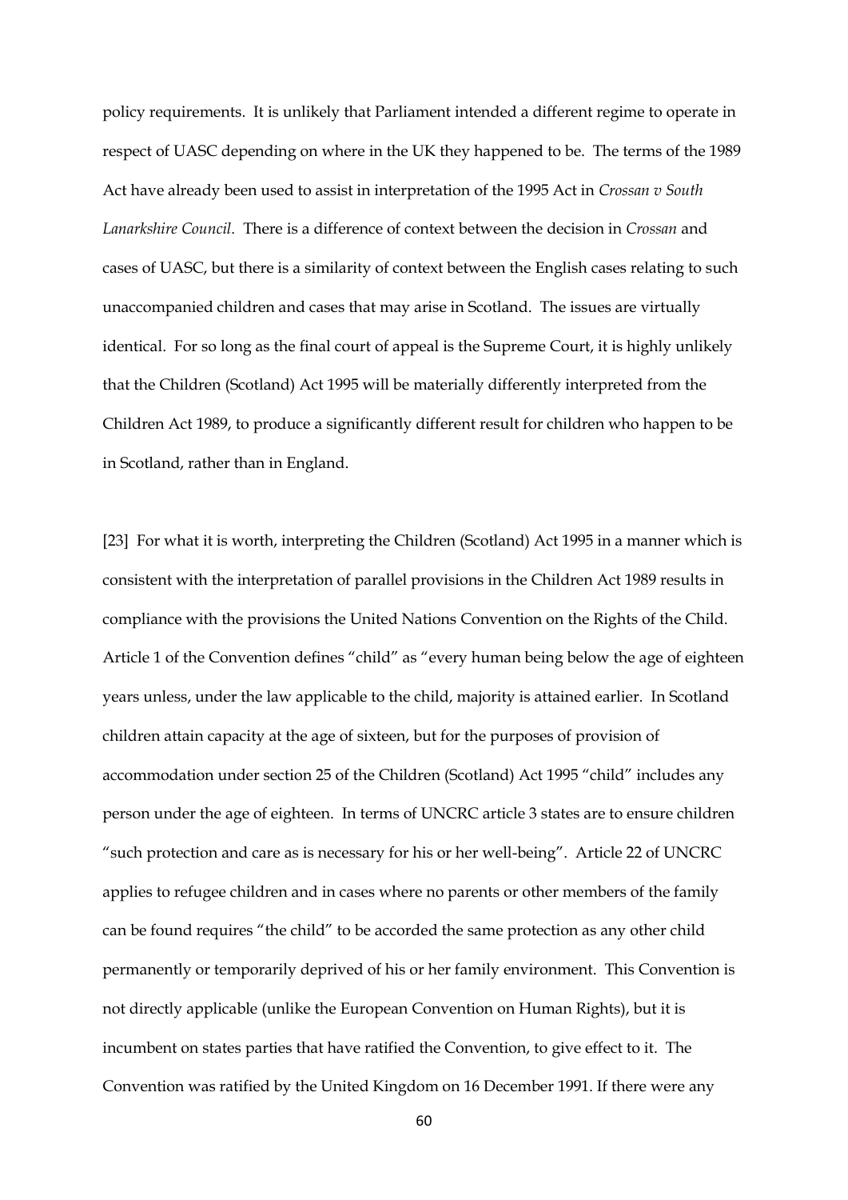policy requirements. It is unlikely that Parliament intended a different regime to operate in respect of UASC depending on where in the UK they happened to be. The terms of the 1989 Act have already been used to assist in interpretation of the 1995 Act in *Crossan v South Lanarkshire Council.* There is a difference of context between the decision in *Crossan* and cases of UASC, but there is a similarity of context between the English cases relating to such unaccompanied children and cases that may arise in Scotland. The issues are virtually identical. For so long as the final court of appeal is the Supreme Court, it is highly unlikely that the Children (Scotland) Act 1995 will be materially differently interpreted from the Children Act 1989, to produce a significantly different result for children who happen to be in Scotland, rather than in England.

[23] For what it is worth, interpreting the Children (Scotland) Act 1995 in a manner which is consistent with the interpretation of parallel provisions in the Children Act 1989 results in compliance with the provisions the United Nations Convention on the Rights of the Child. Article 1 of the Convention defines "child" as "every human being below the age of eighteen years unless, under the law applicable to the child, majority is attained earlier. In Scotland children attain capacity at the age of sixteen, but for the purposes of provision of accommodation under section 25 of the Children (Scotland) Act 1995 "child" includes any person under the age of eighteen. In terms of UNCRC article 3 states are to ensure children "such protection and care as is necessary for his or her well-being". Article 22 of UNCRC applies to refugee children and in cases where no parents or other members of the family can be found requires "the child" to be accorded the same protection as any other child permanently or temporarily deprived of his or her family environment. This Convention is not directly applicable (unlike the European Convention on Human Rights), but it is incumbent on states parties that have ratified the Convention, to give effect to it. The Convention was ratified by the United Kingdom on 16 December 1991. If there were any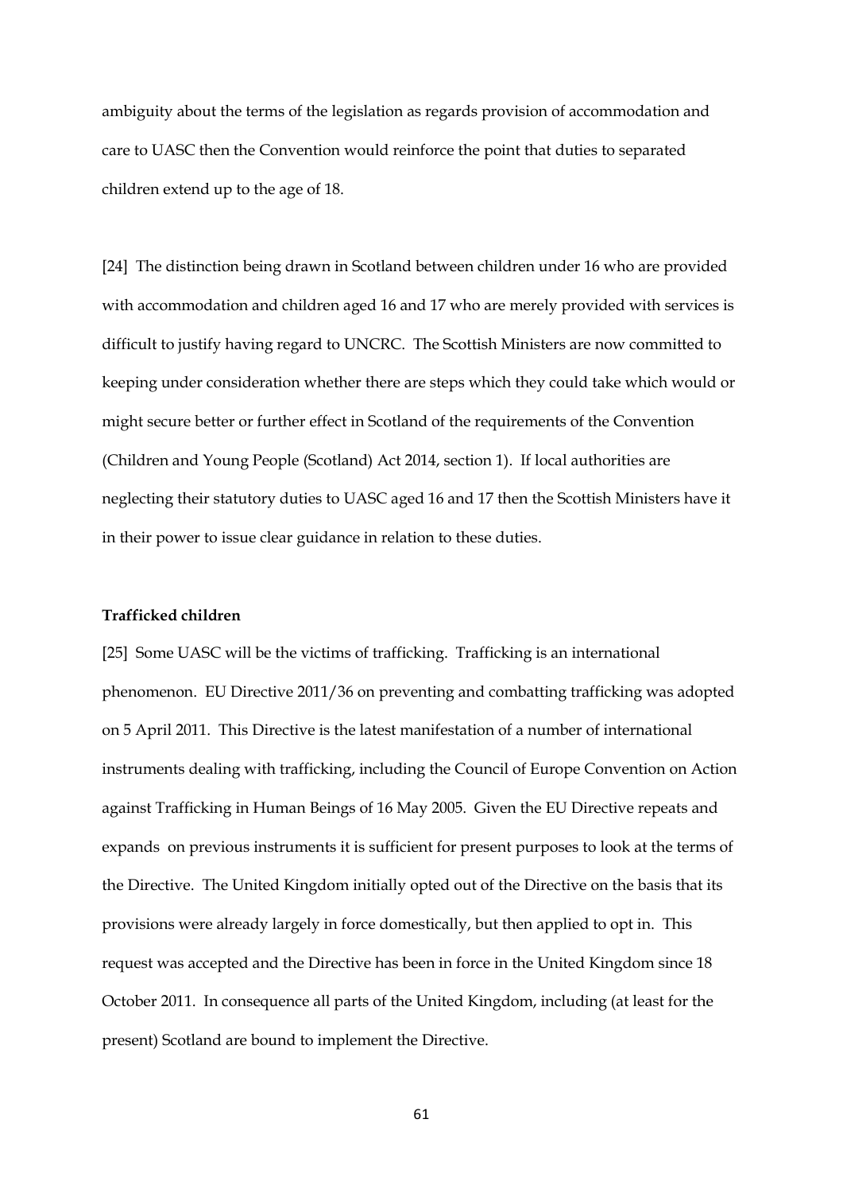ambiguity about the terms of the legislation as regards provision of accommodation and care to UASC then the Convention would reinforce the point that duties to separated children extend up to the age of 18.

[24] The distinction being drawn in Scotland between children under 16 who are provided with accommodation and children aged 16 and 17 who are merely provided with services is difficult to justify having regard to UNCRC. The Scottish Ministers are now committed to keeping under consideration whether there are steps which they could take which would or might secure better or further effect in Scotland of the requirements of the Convention (Children and Young People (Scotland) Act 2014, section 1). If local authorities are neglecting their statutory duties to UASC aged 16 and 17 then the Scottish Ministers have it in their power to issue clear guidance in relation to these duties.

**Trafficked children**

[25] Some UASC will be the victims of trafficking. Trafficking is an international phenomenon. EU Directive 2011/36 on preventing and combatting trafficking was adopted on 5 April 2011. This Directive is the latest manifestation of a number of international instruments dealing with trafficking, including the Council of Europe Convention on Action against Trafficking in Human Beings of 16 May 2005. Given the EU Directive repeats and expands on previous instruments it is sufficient for present purposes to look at the terms of the Directive. The United Kingdom initially opted out of the Directive on the basis that its provisions were already largely in force domestically, but then applied to opt in. This request was accepted and the Directive has been in force in the United Kingdom since 18 October 2011. In consequence all parts of the United Kingdom, including (at least for the present) Scotland are bound to implement the Directive.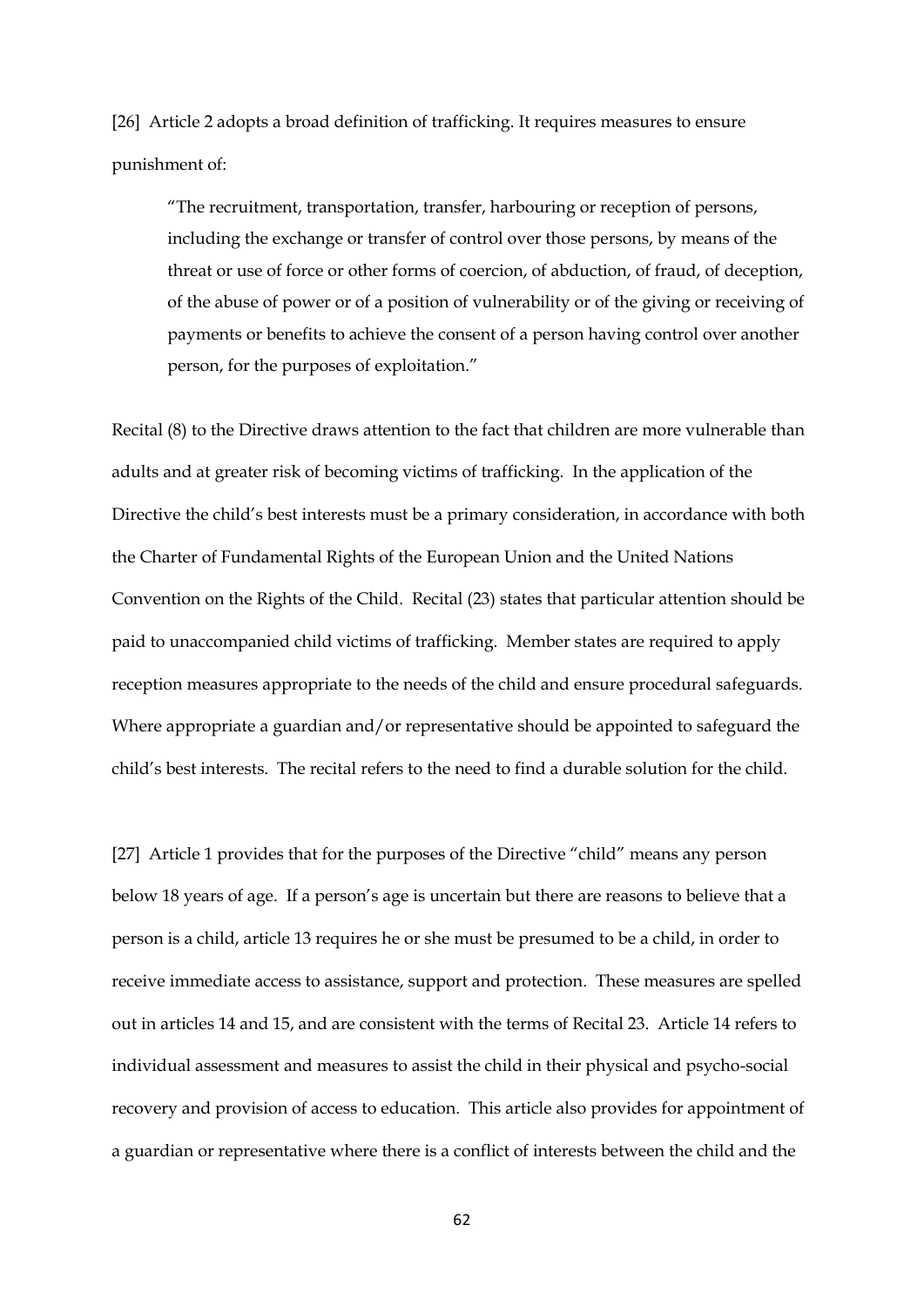[26] Article 2 adopts a broad definition of trafficking. It requires measures to ensure punishment of:

> "The recruitment, transportation, transfer, harbouring or reception of persons, including the exchange or transfer of control over those persons, by means of the threat or use of force or other forms of coercion, of abduction, of fraud, of deception, of the abuse of power or of a position of vulnerability or of the giving or receiving of payments or benefits to achieve the consent of a person having control over another person, for the purposes of exploitation."

Recital (8) to the Directive draws attention to the fact that children are more vulnerable than adults and at greater risk of becoming victims of trafficking. In the application of the Directive the child's best interests must be a primary consideration, in accordance with both the Charter of Fundamental Rights of the European Union and the United Nations Convention on the Rights of the Child. Recital (23) states that particular attention should be paid to unaccompanied child victims of trafficking. Member states are required to apply reception measures appropriate to the needs of the child and ensure procedural safeguards. Where appropriate a guardian and/or representative should be appointed to safeguard the child's best interests. The recital refers to the need to find a durable solution for the child.

[27] Article 1 provides that for the purposes of the Directive "child" means any person below 18 years of age. If a person's age is uncertain but there are reasons to believe that a person is a child, article 13 requires he or she must be presumed to be a child, in order to receive immediate access to assistance, support and protection. These measures are spelled out in articles 14 and 15, and are consistent with the terms of Recital 23. Article 14 refers to individual assessment and measures to assist the child in their physical and psycho-social recovery and provision of access to education. This article also provides for appointment of a guardian or representative where there is a conflict of interests between the child and the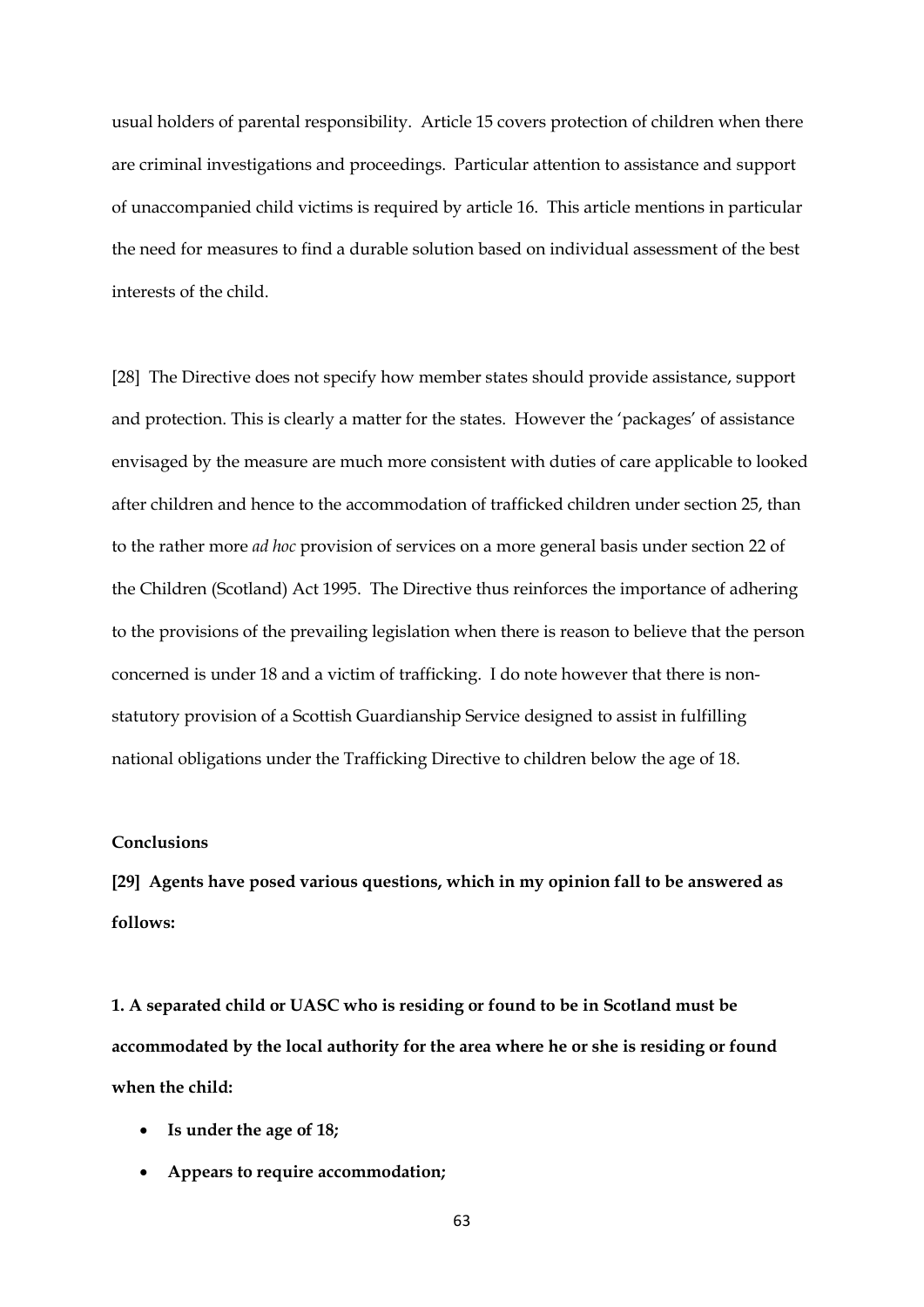usual holders of parental responsibility. Article 15 covers protection of children when there are criminal investigations and proceedings. Particular attention to assistance and support of unaccompanied child victims is required by article 16. This article mentions in particular the need for measures to find a durable solution based on individual assessment of the best interests of the child.

[28] The Directive does not specify how member states should provide assistance, support and protection. This is clearly a matter for the states. However the 'packages' of assistance envisaged by the measure are much more consistent with duties of care applicable to looked after children and hence to the accommodation of trafficked children under section 25, than to the rather more *ad hoc* provision of services on a more general basis under section 22 of the Children (Scotland) Act 1995. The Directive thus reinforces the importance of adhering to the provisions of the prevailing legislation when there is reason to believe that the person concerned is under 18 and a victim of trafficking. I do note however that there is non-statutory provision of a Scottish Guardianship Service designed to assist in fulfilling national obligations under the Trafficking Directive to children below the age of 18.

**Conclusions**

**[29] Agents have posed various questions, which in my opinion fall to be answered as follows:**

**1. A separated child or UASC who is residing or found to be in Scotland must be accommodated by the local authority for the area where he or she is residing or found when the child:**

- **Is under the age of 18;**
- **Appears to require accommodation;**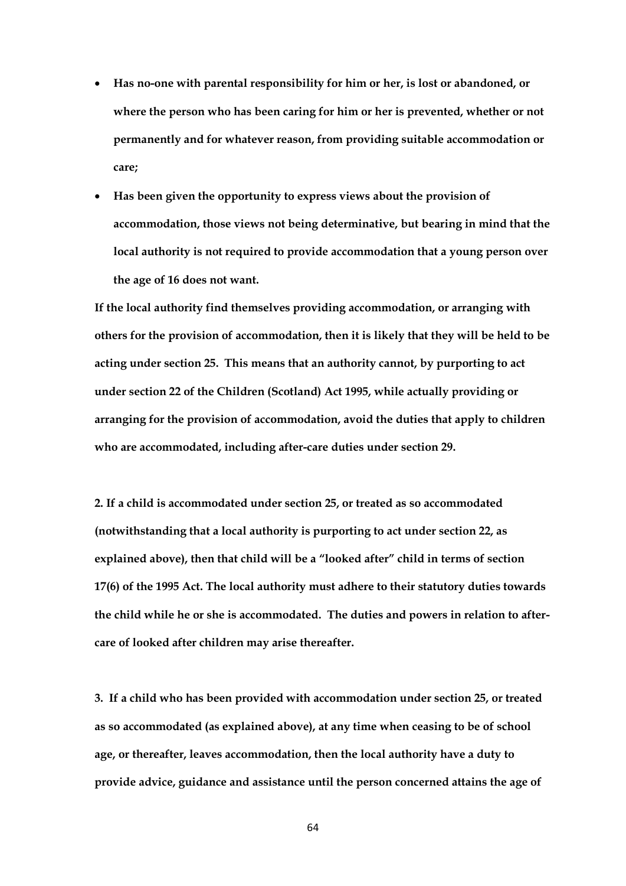- **Has no-one with parental responsibility for him or her, is lost or abandoned, or where the person who has been caring for him or her is prevented, whether or not permanently and for whatever reason, from providing suitable accommodation or care;**
- **Has been given the opportunity to express views about the provision of accommodation, those views not being determinative, but bearing in mind that the local authority is not required to provide accommodation that a young person over the age of 16 does not want.**

**If the local authority find themselves providing accommodation, or arranging with others for the provision of accommodation, then it is likely that they will be held to be acting under section 25. This means that an authority cannot, by purporting to act under section 22 of the Children (Scotland) Act 1995, while actually providing or arranging for the provision of accommodation, avoid the duties that apply to children who are accommodated, including after-care duties under section 29.**

**2. If a child is accommodated under section 25, or treated as so accommodated (notwithstanding that a local authority is purporting to act under section 22, as explained above), then that child will be a "looked after" child in terms of section 17(6) of the 1995 Act. The local authority must adhere to their statutory duties towards the child while he or she is accommodated. The duties and powers in relation to after-care of looked after children may arise thereafter.**

**3. If a child who has been provided with accommodation under section 25, or treated as so accommodated (as explained above), at any time when ceasing to be of school age, or thereafter, leaves accommodation, then the local authority have a duty to provide advice, guidance and assistance until the person concerned attains the age of**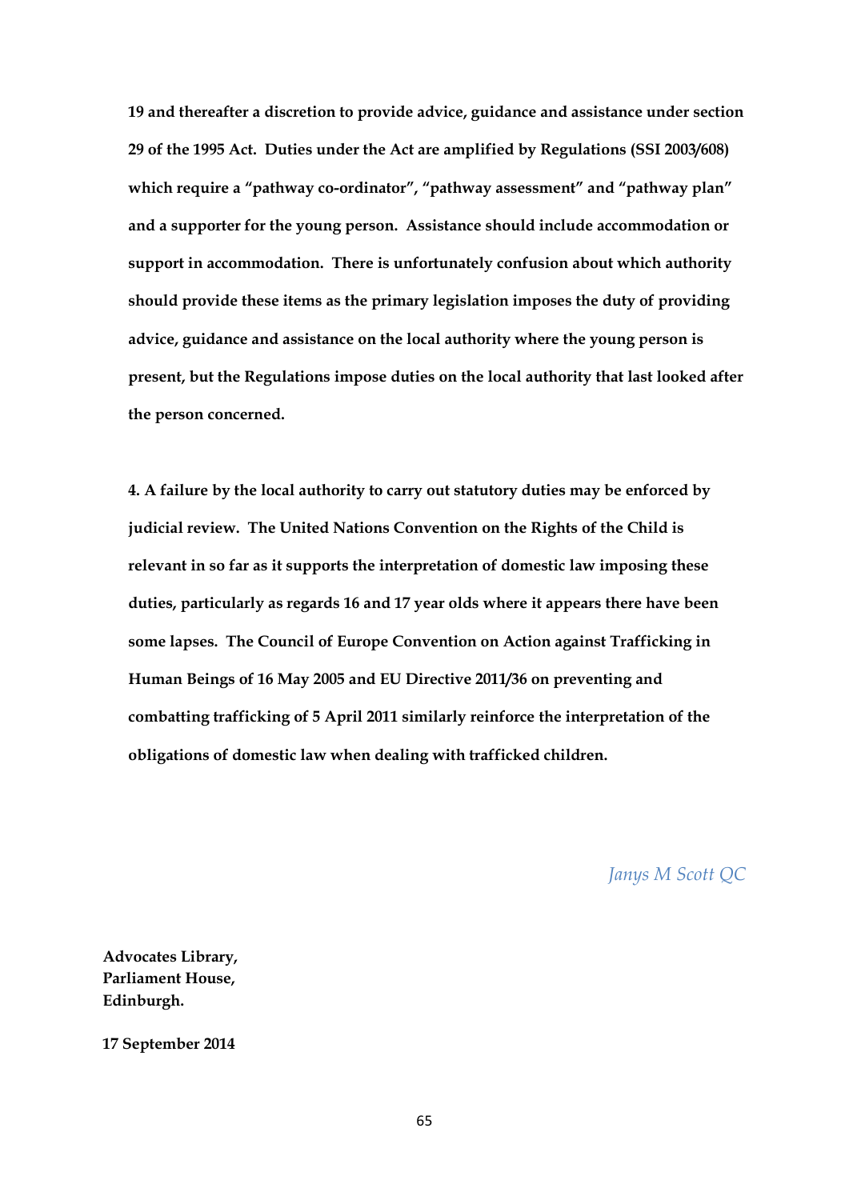**19 and thereafter a discretion to provide advice, guidance and assistance under section 29 of the 1995 Act. Duties under the Act are amplified by Regulations (SSI 2003/608) which require a "pathway co-ordinator", "pathway assessment" and "pathway plan" and a supporter for the young person. Assistance should include accommodation or support in accommodation. There is unfortunately confusion about which authority should provide these items as the primary legislation imposes the duty of providing advice, guidance and assistance on the local authority where the young person is present, but the Regulations impose duties on the local authority that last looked after the person concerned.**

**4. A failure by the local authority to carry out statutory duties may be enforced by judicial review. The United Nations Convention on the Rights of the Child is relevant in so far as it supports the interpretation of domestic law imposing these duties, particularly as regards 16 and 17 year olds where it appears there have been some lapses. The Council of Europe Convention on Action against Trafficking in Human Beings of 16 May 2005 and EU Directive 2011/36 on preventing and combatting trafficking of 5 April 2011 similarly reinforce the interpretation of the obligations of domestic law when dealing with trafficked children.**

*Janys M Scott QC*

**Advocates Library,**
**Parliament House,**
**Edinburgh.**

**17 September 2014**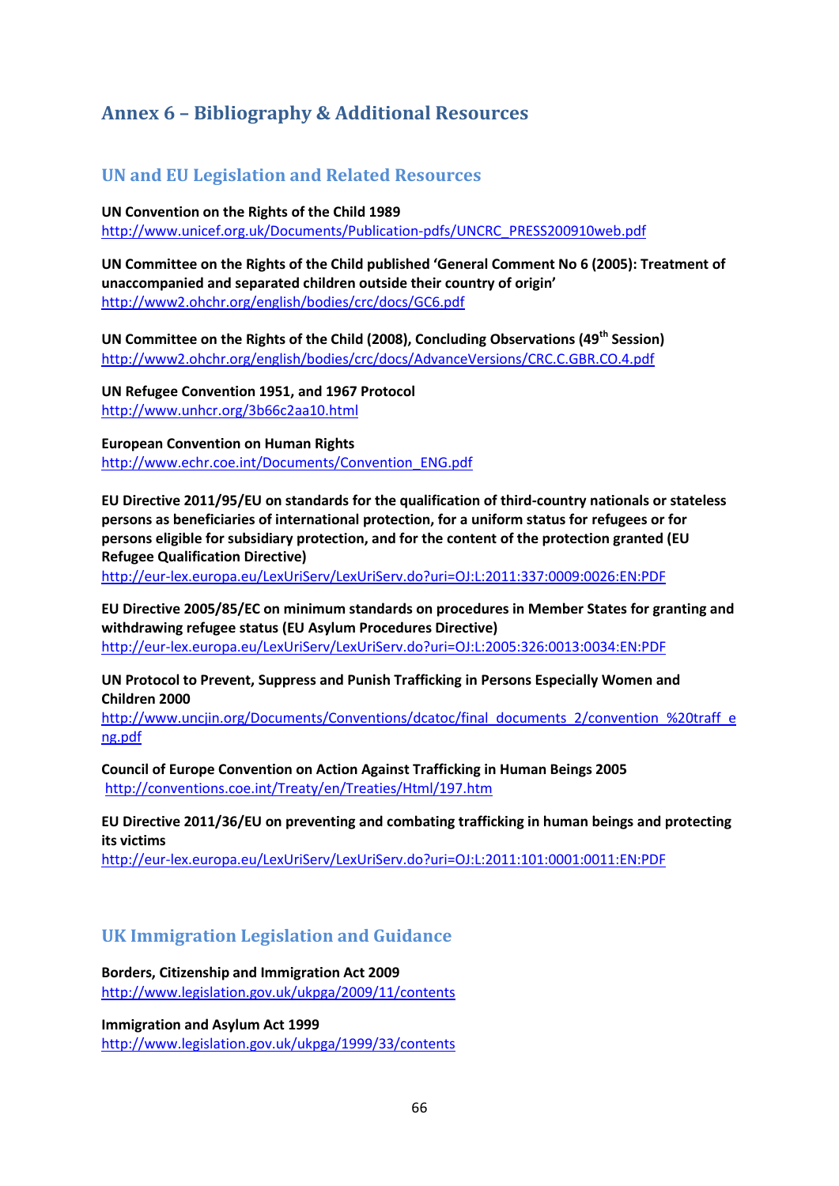# Annex 6 – Bibliography & Additional Resources

## UN and EU Legislation and Related Resources

**UN Convention on the Rights of the Child 1989**
http://www.unicef.org.uk/Documents/Publication-pdfs/UNCRC_PRESS200910web.pdf

**UN Committee on the Rights of the Child published 'General Comment No 6 (2005): Treatment of unaccompanied and separated children outside their country of origin'**
http://www2.ohchr.org/english/bodies/crc/docs/GC6.pdf

**UN Committee on the Rights of the Child (2008), Concluding Observations (49th Session)**
http://www2.ohchr.org/english/bodies/crc/docs/AdvanceVersions/CRC.C.GBR.CO.4.pdf

**UN Refugee Convention 1951, and 1967 Protocol**
http://www.unhcr.org/3b66c2aa10.html

**European Convention on Human Rights**
http://www.echr.coe.int/Documents/Convention_ENG.pdf

**EU Directive 2011/95/EU on standards for the qualification of third-country nationals or stateless persons as beneficiaries of international protection, for a uniform status for refugees or for persons eligible for subsidiary protection, and for the content of the protection granted (EU Refugee Qualification Directive)**
http://eur-lex.europa.eu/LexUriServ/LexUriServ.do?uri=OJ:L:2011:337:0009:0026:EN:PDF

**EU Directive 2005/85/EC on minimum standards on procedures in Member States for granting and withdrawing refugee status (EU Asylum Procedures Directive)**
http://eur-lex.europa.eu/LexUriServ/LexUriServ.do?uri=OJ:L:2005:326:0013:0034:EN:PDF

**UN Protocol to Prevent, Suppress and Punish Trafficking in Persons Especially Women and Children 2000**
http://www.uncjin.org/Documents/Conventions/dcatoc/final_documents_2/convention_%20traff_eng.pdf

**Council of Europe Convention on Action Against Trafficking in Human Beings 2005**
http://conventions.coe.int/Treaty/en/Treaties/Html/197.htm

**EU Directive 2011/36/EU on preventing and combating trafficking in human beings and protecting its victims**
http://eur-lex.europa.eu/LexUriServ/LexUriServ.do?uri=OJ:L:2011:101:0001:0011:EN:PDF

## UK Immigration Legislation and Guidance

**Borders, Citizenship and Immigration Act 2009**
http://www.legislation.gov.uk/ukpga/2009/11/contents

**Immigration and Asylum Act 1999**
http://www.legislation.gov.uk/ukpga/1999/33/contents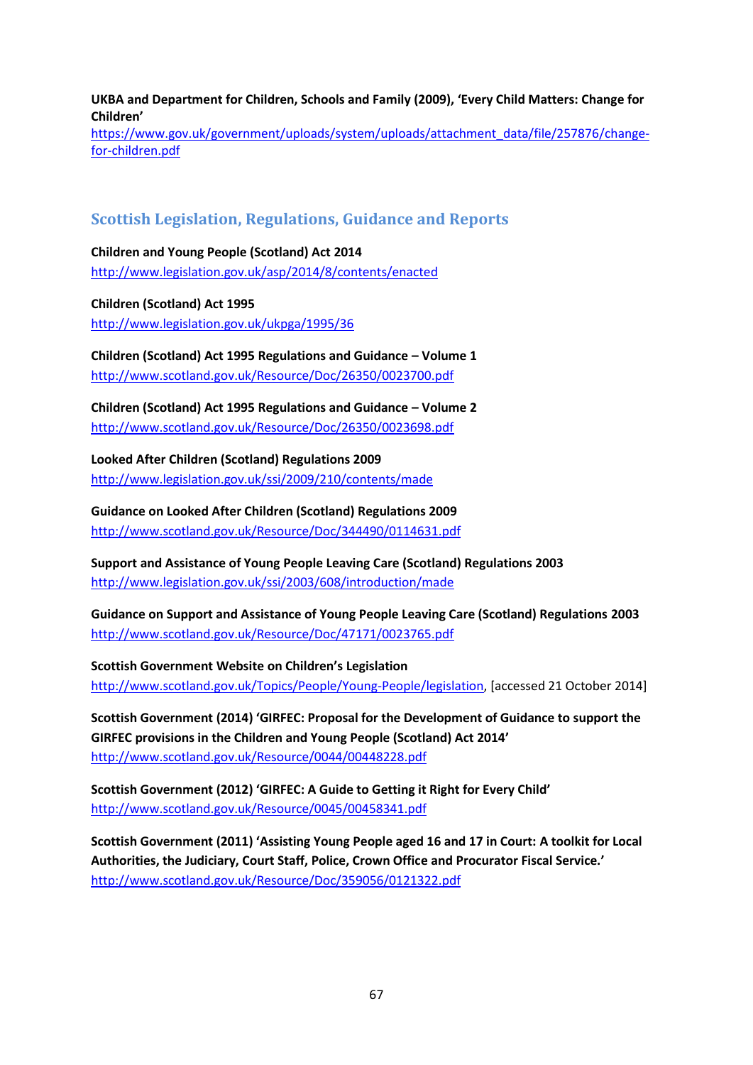**UKBA and Department for Children, Schools and Family (2009), 'Every Child Matters: Change for Children'**
https://www.gov.uk/government/uploads/system/uploads/attachment_data/file/257876/change-for-children.pdf

## Scottish Legislation, Regulations, Guidance and Reports

**Children and Young People (Scotland) Act 2014**
http://www.legislation.gov.uk/asp/2014/8/contents/enacted

**Children (Scotland) Act 1995**
http://www.legislation.gov.uk/ukpga/1995/36

**Children (Scotland) Act 1995 Regulations and Guidance – Volume 1**
http://www.scotland.gov.uk/Resource/Doc/26350/0023700.pdf

**Children (Scotland) Act 1995 Regulations and Guidance – Volume 2**
http://www.scotland.gov.uk/Resource/Doc/26350/0023698.pdf

**Looked After Children (Scotland) Regulations 2009**
http://www.legislation.gov.uk/ssi/2009/210/contents/made

**Guidance on Looked After Children (Scotland) Regulations 2009**
http://www.scotland.gov.uk/Resource/Doc/344490/0114631.pdf

**Support and Assistance of Young People Leaving Care (Scotland) Regulations 2003**
http://www.legislation.gov.uk/ssi/2003/608/introduction/made

**Guidance on Support and Assistance of Young People Leaving Care (Scotland) Regulations 2003**
http://www.scotland.gov.uk/Resource/Doc/47171/0023765.pdf

**Scottish Government Website on Children's Legislation**
http://www.scotland.gov.uk/Topics/People/Young-People/legislation, [accessed 21 October 2014]

**Scottish Government (2014) 'GIRFEC: Proposal for the Development of Guidance to support the GIRFEC provisions in the Children and Young People (Scotland) Act 2014'**
http://www.scotland.gov.uk/Resource/0044/00448228.pdf

**Scottish Government (2012) 'GIRFEC: A Guide to Getting it Right for Every Child'**
http://www.scotland.gov.uk/Resource/0045/00458341.pdf

**Scottish Government (2011) 'Assisting Young People aged 16 and 17 in Court: A toolkit for Local Authorities, the Judiciary, Court Staff, Police, Crown Office and Procurator Fiscal Service.'**
http://www.scotland.gov.uk/Resource/Doc/359056/0121322.pdf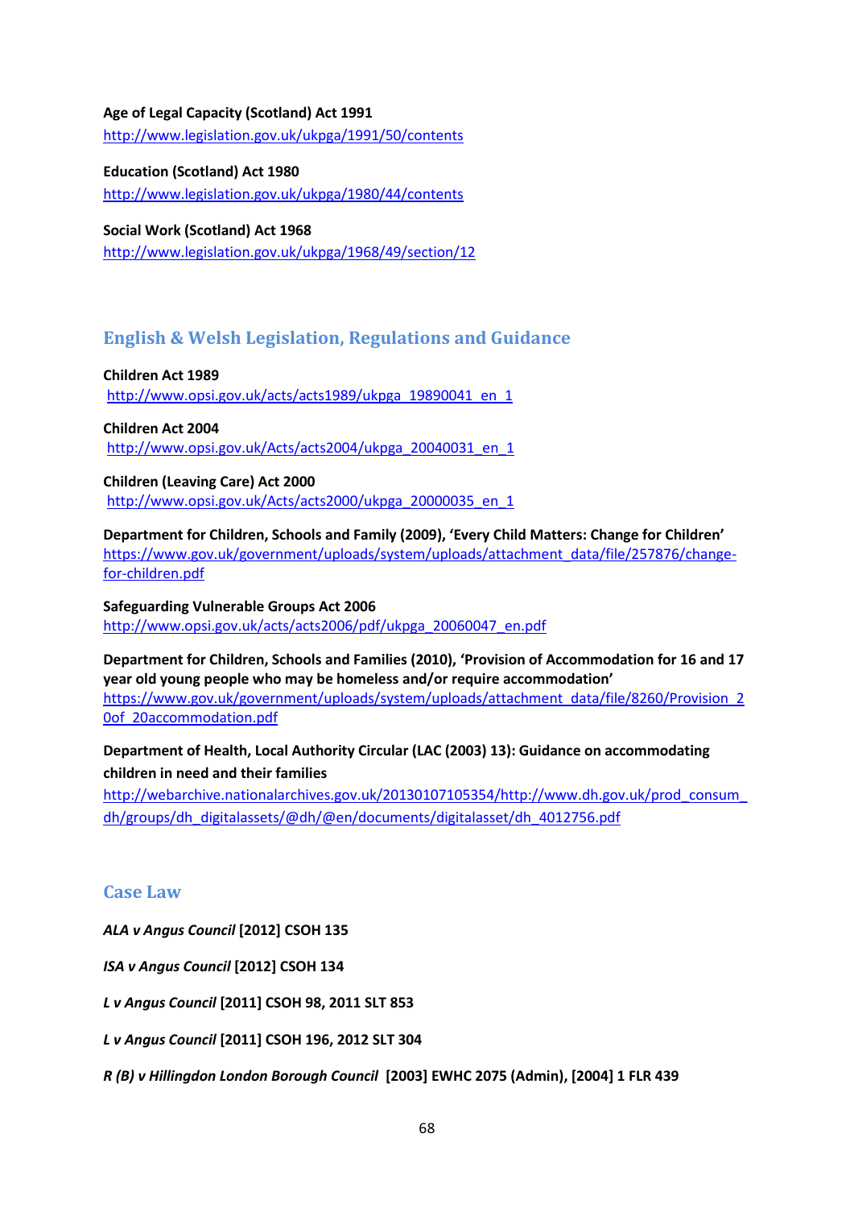**Age of Legal Capacity (Scotland) Act 1991**
http://www.legislation.gov.uk/ukpga/1991/50/contents

**Education (Scotland) Act 1980**
http://www.legislation.gov.uk/ukpga/1980/44/contents

**Social Work (Scotland) Act 1968**
http://www.legislation.gov.uk/ukpga/1968/49/section/12

## English & Welsh Legislation, Regulations and Guidance

**Children Act 1989**
http://www.opsi.gov.uk/acts/acts1989/ukpga_19890041_en_1

**Children Act 2004**
http://www.opsi.gov.uk/Acts/acts2004/ukpga_20040031_en_1

**Children (Leaving Care) Act 2000**
http://www.opsi.gov.uk/Acts/acts2000/ukpga_20000035_en_1

**Department for Children, Schools and Family (2009), 'Every Child Matters: Change for Children'**
https://www.gov.uk/government/uploads/system/uploads/attachment_data/file/257876/change-for-children.pdf

**Safeguarding Vulnerable Groups Act 2006**
http://www.opsi.gov.uk/acts/acts2006/pdf/ukpga_20060047_en.pdf

**Department for Children, Schools and Families (2010), 'Provision of Accommodation for 16 and 17 year old young people who may be homeless and/or require accommodation'**
https://www.gov.uk/government/uploads/system/uploads/attachment_data/file/8260/Provision_20of_20accommodation.pdf

**Department of Health, Local Authority Circular (LAC (2003) 13): Guidance on accommodating children in need and their families**
http://webarchive.nationalarchives.gov.uk/20130107105354/http://www.dh.gov.uk/prod_consum_dh/groups/dh_digitalassets/@dh/@en/documents/digitalasset/dh_4012756.pdf

## Case Law

***ALA v Angus Council* [2012] CSOH 135**

***ISA v Angus Council* [2012] CSOH 134**

***L v Angus Council* [2011] CSOH 98, 2011 SLT 853**

***L v Angus Council* [2011] CSOH 196, 2012 SLT 304**

***R (B) v Hillingdon London Borough Council* [2003] EWHC 2075 (Admin), [2004] 1 FLR 439**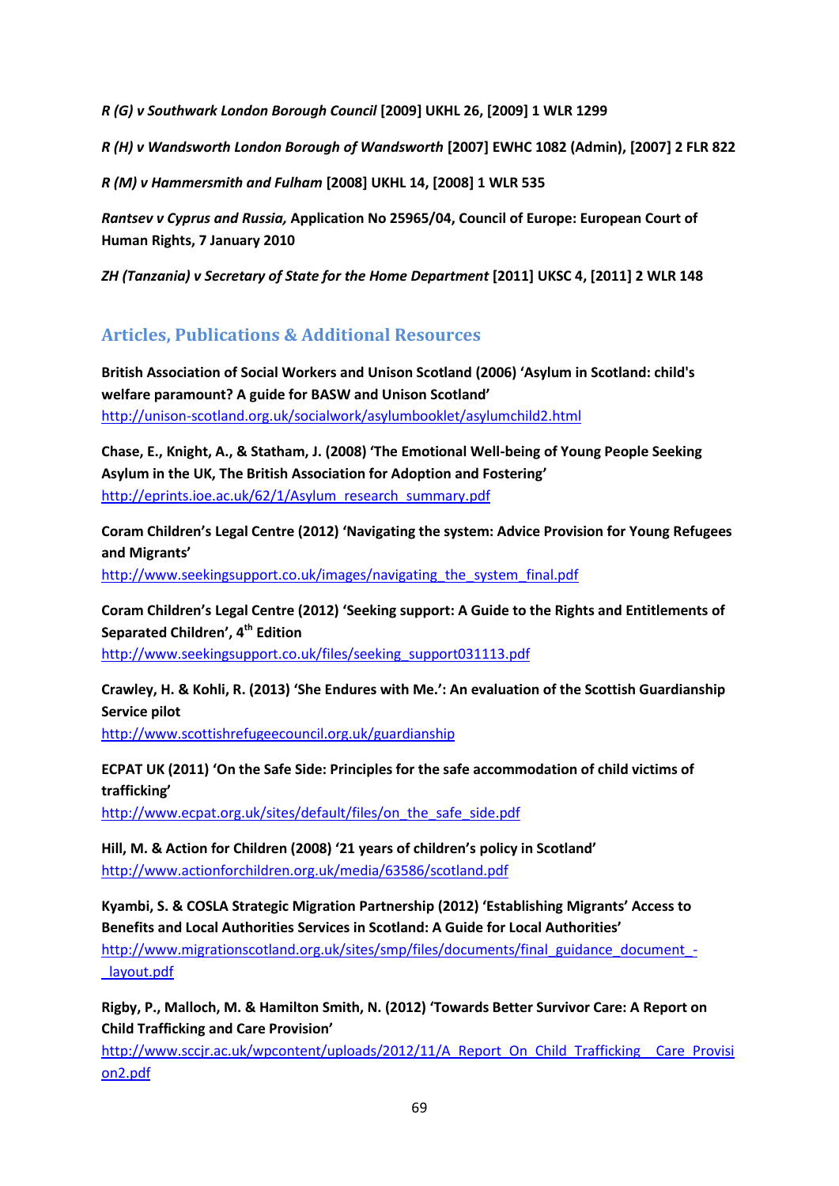***R (G) v Southwark London Borough Council*** **[2009] UKHL 26, [2009] 1 WLR 1299**

***R (H) v Wandsworth London Borough of Wandsworth*** **[2007] EWHC 1082 (Admin), [2007] 2 FLR 822**

***R (M) v Hammersmith and Fulham*** **[2008] UKHL 14, [2008] 1 WLR 535**

***Rantsev v Cyprus and Russia,*** **Application No 25965/04, Council of Europe: European Court of Human Rights, 7 January 2010**

***ZH (Tanzania) v Secretary of State for the Home Department*** **[2011] UKSC 4, [2011] 2 WLR 148**

## Articles, Publications & Additional Resources

**British Association of Social Workers and Unison Scotland (2006) 'Asylum in Scotland: child's welfare paramount? A guide for BASW and Unison Scotland'**
http://unison-scotland.org.uk/socialwork/asylumbooklet/asylumchild2.html

**Chase, E., Knight, A., & Statham, J. (2008) 'The Emotional Well-being of Young People Seeking Asylum in the UK, The British Association for Adoption and Fostering'**
http://eprints.ioe.ac.uk/62/1/Asylum_research_summary.pdf

**Coram Children's Legal Centre (2012) 'Navigating the system: Advice Provision for Young Refugees and Migrants'**
http://www.seekingsupport.co.uk/images/navigating_the_system_final.pdf

**Coram Children's Legal Centre (2012) 'Seeking support: A Guide to the Rights and Entitlements of Separated Children', 4th Edition**
http://www.seekingsupport.co.uk/files/seeking_support031113.pdf

**Crawley, H. & Kohli, R. (2013) 'She Endures with Me.': An evaluation of the Scottish Guardianship Service pilot**
http://www.scottishrefugeecouncil.org.uk/guardianship

**ECPAT UK (2011) 'On the Safe Side: Principles for the safe accommodation of child victims of trafficking'**
http://www.ecpat.org.uk/sites/default/files/on_the_safe_side.pdf

**Hill, M. & Action for Children (2008) '21 years of children's policy in Scotland'**
http://www.actionforchildren.org.uk/media/63586/scotland.pdf

**Kyambi, S. & COSLA Strategic Migration Partnership (2012) 'Establishing Migrants' Access to Benefits and Local Authorities Services in Scotland: A Guide for Local Authorities'**
http://www.migrationscotland.org.uk/sites/smp/files/documents/final_guidance_document_-_layout.pdf

**Rigby, P., Malloch, M. & Hamilton Smith, N. (2012) 'Towards Better Survivor Care: A Report on Child Trafficking and Care Provision'**
http://www.sccjr.ac.uk/wpcontent/uploads/2012/11/A_Report_On_Child_Trafficking__Care_Provision2.pdf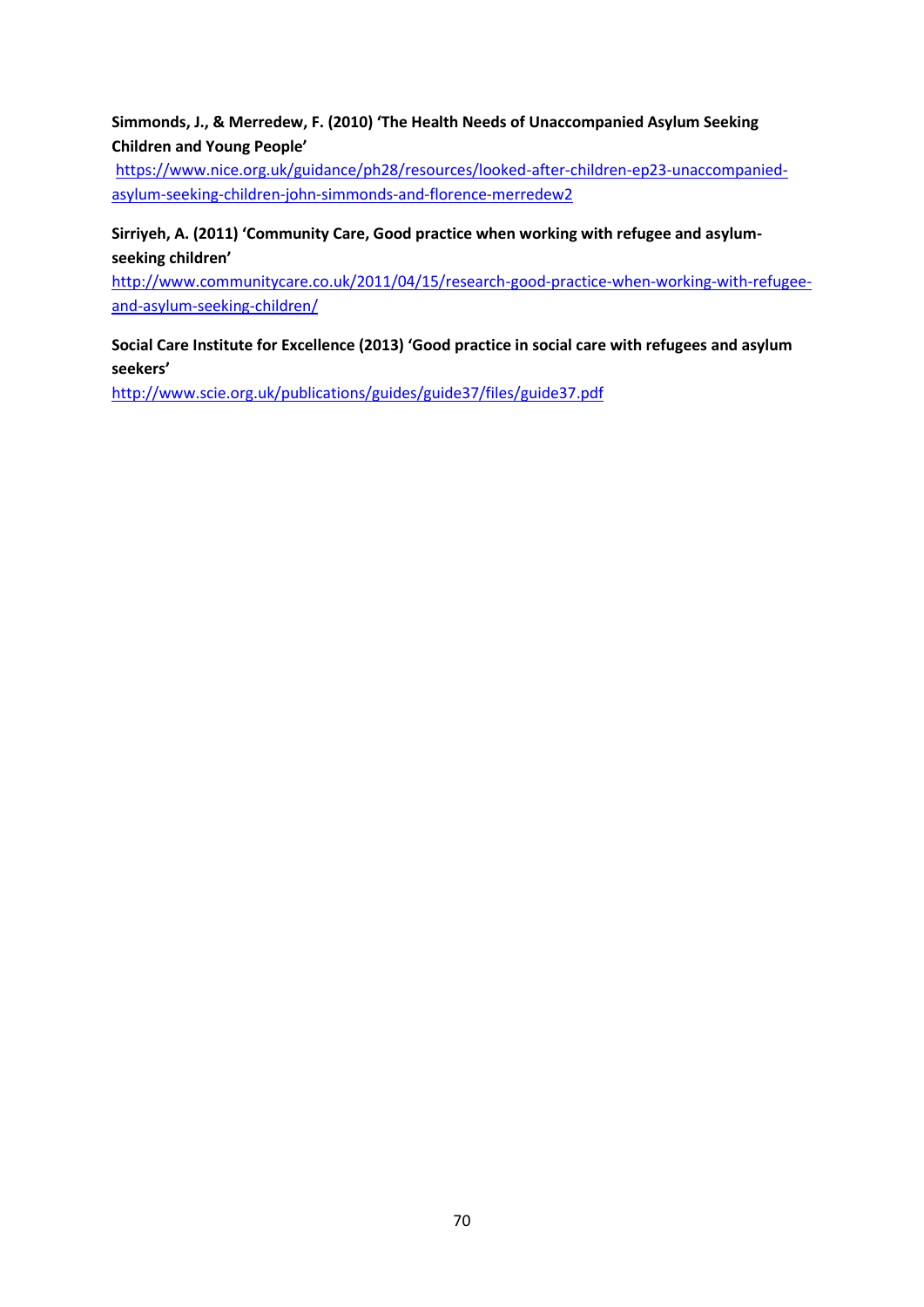**Simmonds, J., & Merredew, F. (2010) 'The Health Needs of Unaccompanied Asylum Seeking Children and Young People'**

https://www.nice.org.uk/guidance/ph28/resources/looked-after-children-ep23-unaccompanied-asylum-seeking-children-john-simmonds-and-florence-merredew2

**Sirriyeh, A. (2011) 'Community Care, Good practice when working with refugee and asylum-seeking children'**

http://www.communitycare.co.uk/2011/04/15/research-good-practice-when-working-with-refugee-and-asylum-seeking-children/

**Social Care Institute for Excellence (2013) 'Good practice in social care with refugees and asylum seekers'**

http://www.scie.org.uk/publications/guides/guide37/files/guide37.pdf